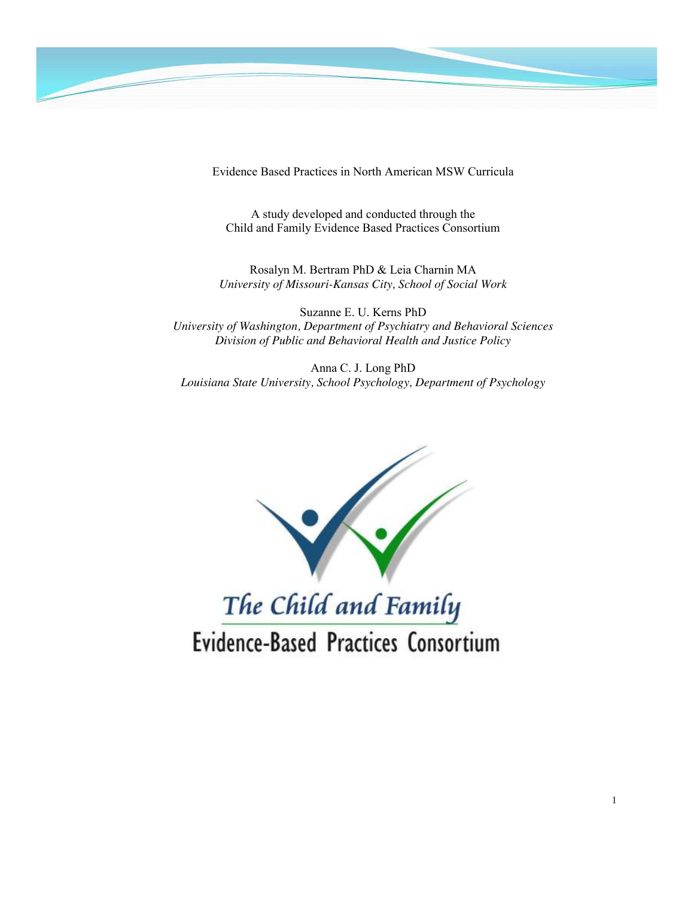# Evidence Based Practices in North American MSW Curricula

A study developed and conducted through the
Child and Family Evidence Based Practices Consortium

Rosalyn M. Bertram PhD & Leia Charnin MA
*University of Missouri-Kansas City, School of Social Work*

Suzanne E. U. Kerns PhD
*University of Washington, Department of Psychiatry and Behavioral Sciences*
*Division of Public and Behavioral Health and Justice Policy*

Anna C. J. Long PhD
*Louisiana State University, School Psychology, Department of Psychology*

The Child and Family
Evidence-Based Practices Consortium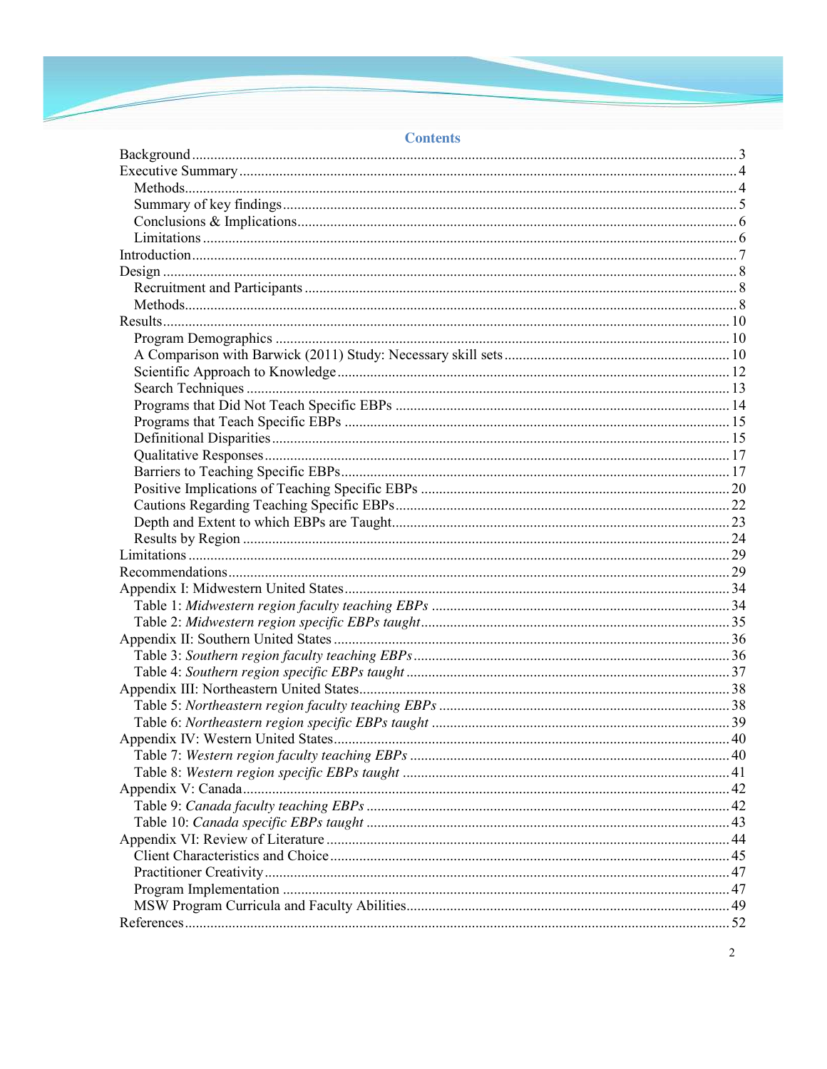# Contents

Background ..... 3
Executive Summary ..... 4
  Methods ..... 4
  Summary of key findings ..... 5
  Conclusions & Implications ..... 6
  Limitations ..... 6
Introduction ..... 7
Design ..... 8
  Recruitment and Participants ..... 8
  Methods ..... 8
Results ..... 10
  Program Demographics ..... 10
  A Comparison with Barwick (2011) Study: Necessary skill sets ..... 10
  Scientific Approach to Knowledge ..... 12
  Search Techniques ..... 13
  Programs that Did Not Teach Specific EBPs ..... 14
  Programs that Teach Specific EBPs ..... 15
  Definitional Disparities ..... 15
  Qualitative Responses ..... 17
  Barriers to Teaching Specific EBPs ..... 17
  Positive Implications of Teaching Specific EBPs ..... 20
  Cautions Regarding Teaching Specific EBPs ..... 22
  Depth and Extent to which EBPs are Taught ..... 23
  Results by Region ..... 24
Limitations ..... 29
Recommendations ..... 29
Appendix I: Midwestern United States ..... 34
  Table 1: *Midwestern region faculty teaching EBPs* ..... 34
  Table 2: *Midwestern region specific EBPs taught* ..... 35
Appendix II: Southern United States ..... 36
  Table 3: *Southern region faculty teaching EBPs* ..... 36
  Table 4: *Southern region specific EBPs taught* ..... 37
Appendix III: Northeastern United States ..... 38
  Table 5: *Northeastern region faculty teaching EBPs* ..... 38
  Table 6: *Northeastern region specific EBPs taught* ..... 39
Appendix IV: Western United States ..... 40
  Table 7: *Western region faculty teaching EBPs* ..... 40
  Table 8: *Western region specific EBPs taught* ..... 41
Appendix V: Canada ..... 42
  Table 9: *Canada faculty teaching EBPs* ..... 42
  Table 10: *Canada specific EBPs taught* ..... 43
Appendix VI: Review of Literature ..... 44
  Client Characteristics and Choice ..... 45
  Practitioner Creativity ..... 47
  Program Implementation ..... 47
  MSW Program Curricula and Faculty Abilities ..... 49
References ..... 52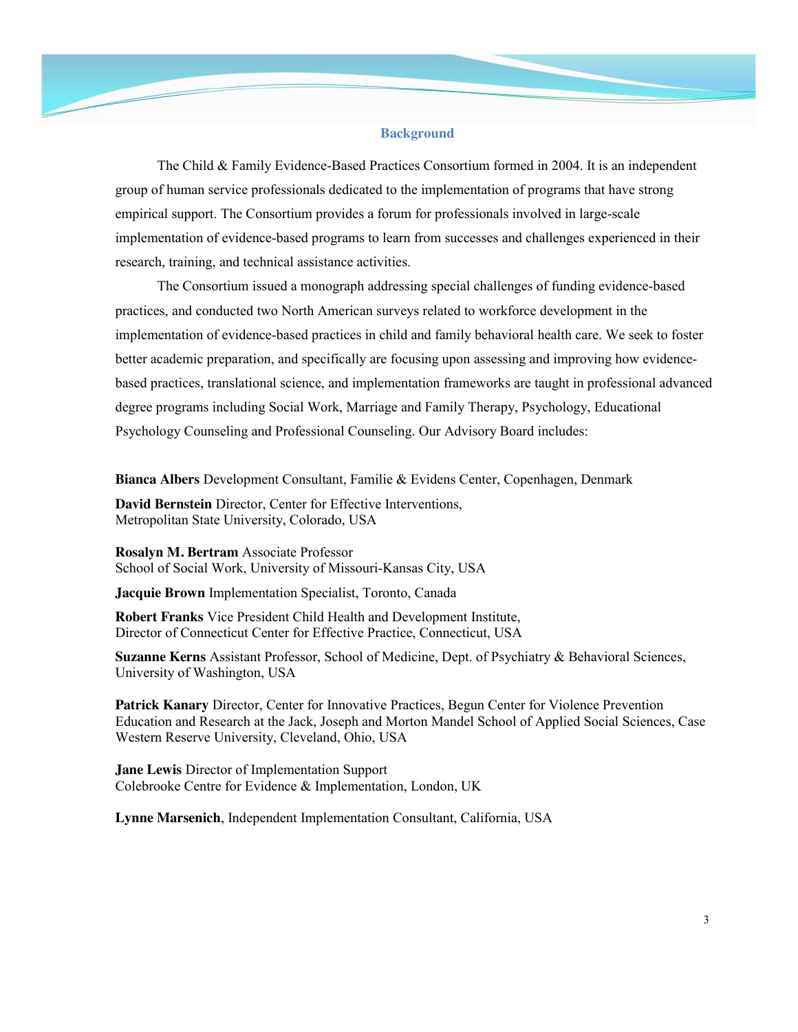## Background

The Child & Family Evidence-Based Practices Consortium formed in 2004. It is an independent group of human service professionals dedicated to the implementation of programs that have strong empirical support. The Consortium provides a forum for professionals involved in large-scale implementation of evidence-based programs to learn from successes and challenges experienced in their research, training, and technical assistance activities.

The Consortium issued a monograph addressing special challenges of funding evidence-based practices, and conducted two North American surveys related to workforce development in the implementation of evidence-based practices in child and family behavioral health care. We seek to foster better academic preparation, and specifically are focusing upon assessing and improving how evidence-based practices, translational science, and implementation frameworks are taught in professional advanced degree programs including Social Work, Marriage and Family Therapy, Psychology, Educational Psychology Counseling and Professional Counseling. Our Advisory Board includes:

**Bianca Albers** Development Consultant, Familie & Evidens Center, Copenhagen, Denmark

**David Bernstein** Director, Center for Effective Interventions,
Metropolitan State University, Colorado, USA

**Rosalyn M. Bertram** Associate Professor
School of Social Work, University of Missouri-Kansas City, USA

**Jacquie Brown** Implementation Specialist, Toronto, Canada

**Robert Franks** Vice President Child Health and Development Institute,
Director of Connecticut Center for Effective Practice, Connecticut, USA

**Suzanne Kerns** Assistant Professor, School of Medicine, Dept. of Psychiatry & Behavioral Sciences, University of Washington, USA

**Patrick Kanary** Director, Center for Innovative Practices, Begun Center for Violence Prevention Education and Research at the Jack, Joseph and Morton Mandel School of Applied Social Sciences, Case Western Reserve University, Cleveland, Ohio, USA

**Jane Lewis** Director of Implementation Support
Colebrooke Centre for Evidence & Implementation, London, UK

**Lynne Marsenich**, Independent Implementation Consultant, California, USA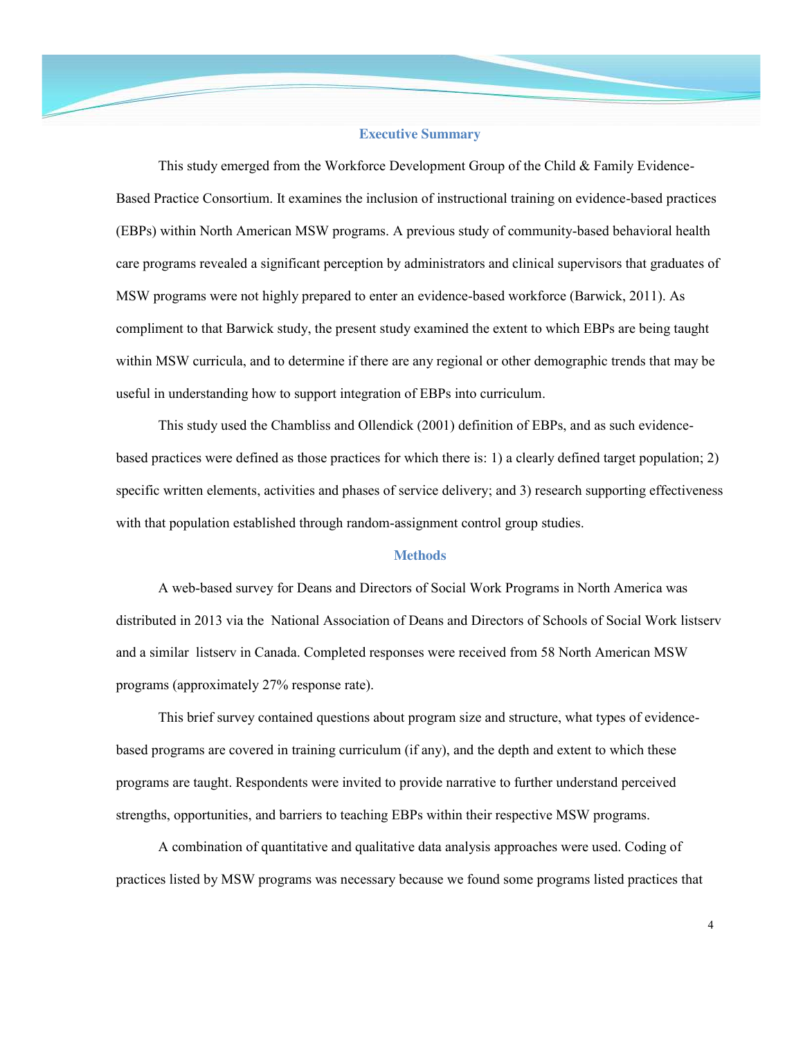## Executive Summary

This study emerged from the Workforce Development Group of the Child & Family Evidence-Based Practice Consortium. It examines the inclusion of instructional training on evidence-based practices (EBPs) within North American MSW programs. A previous study of community-based behavioral health care programs revealed a significant perception by administrators and clinical supervisors that graduates of MSW programs were not highly prepared to enter an evidence-based workforce (Barwick, 2011). As compliment to that Barwick study, the present study examined the extent to which EBPs are being taught within MSW curricula, and to determine if there are any regional or other demographic trends that may be useful in understanding how to support integration of EBPs into curriculum.

This study used the Chambliss and Ollendick (2001) definition of EBPs, and as such evidence-based practices were defined as those practices for which there is: 1) a clearly defined target population; 2) specific written elements, activities and phases of service delivery; and 3) research supporting effectiveness with that population established through random-assignment control group studies.

## Methods

A web-based survey for Deans and Directors of Social Work Programs in North America was distributed in 2013 via the National Association of Deans and Directors of Schools of Social Work listserv and a similar listserv in Canada. Completed responses were received from 58 North American MSW programs (approximately 27% response rate).

This brief survey contained questions about program size and structure, what types of evidence-based programs are covered in training curriculum (if any), and the depth and extent to which these programs are taught. Respondents were invited to provide narrative to further understand perceived strengths, opportunities, and barriers to teaching EBPs within their respective MSW programs.

A combination of quantitative and qualitative data analysis approaches were used. Coding of practices listed by MSW programs was necessary because we found some programs listed practices that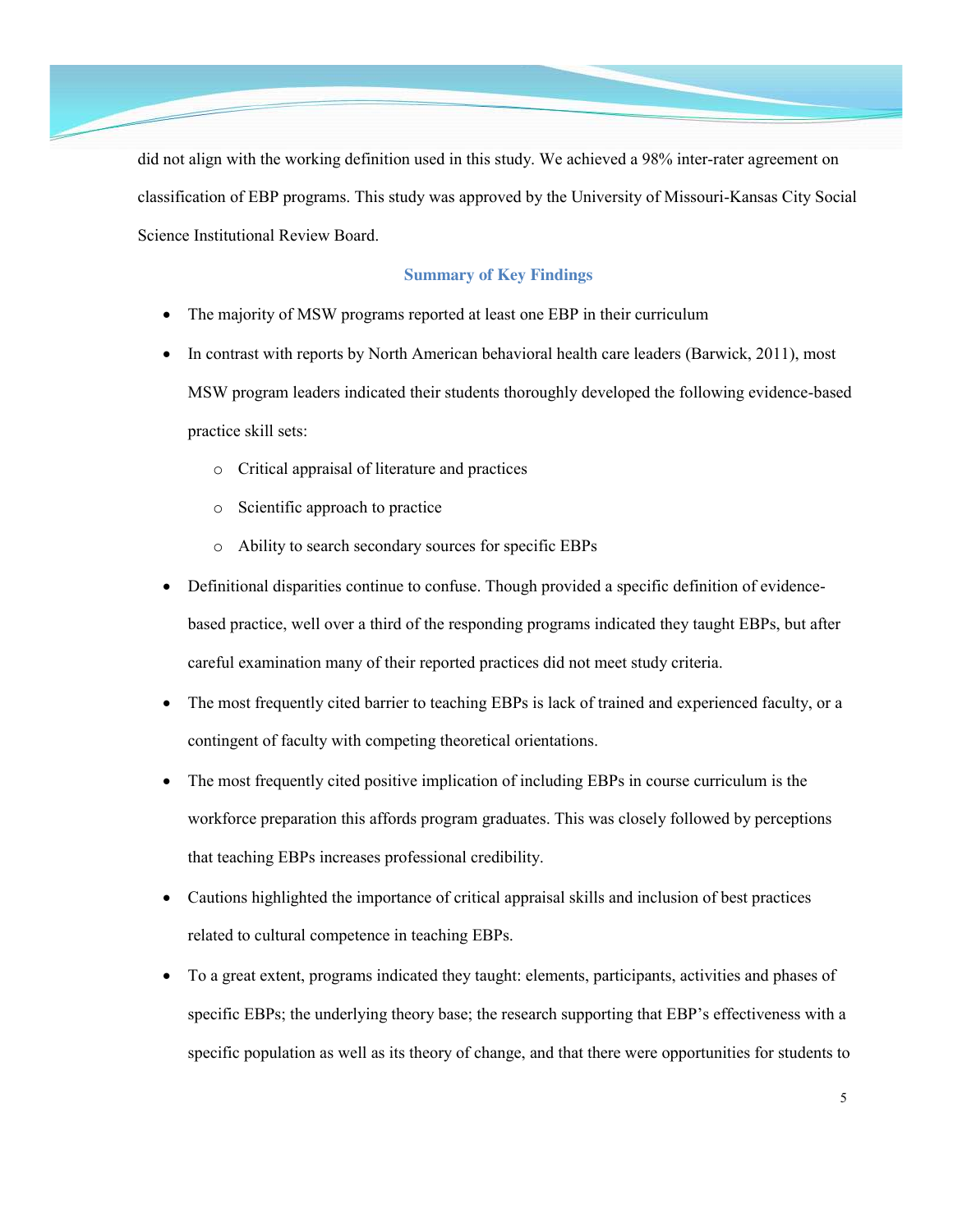did not align with the working definition used in this study. We achieved a 98% inter-rater agreement on classification of EBP programs. This study was approved by the University of Missouri-Kansas City Social Science Institutional Review Board.

## Summary of Key Findings

- The majority of MSW programs reported at least one EBP in their curriculum
- In contrast with reports by North American behavioral health care leaders (Barwick, 2011), most MSW program leaders indicated their students thoroughly developed the following evidence-based practice skill sets:
  - Critical appraisal of literature and practices
  - Scientific approach to practice
  - Ability to search secondary sources for specific EBPs
- Definitional disparities continue to confuse. Though provided a specific definition of evidence-based practice, well over a third of the responding programs indicated they taught EBPs, but after careful examination many of their reported practices did not meet study criteria.
- The most frequently cited barrier to teaching EBPs is lack of trained and experienced faculty, or a contingent of faculty with competing theoretical orientations.
- The most frequently cited positive implication of including EBPs in course curriculum is the workforce preparation this affords program graduates. This was closely followed by perceptions that teaching EBPs increases professional credibility.
- Cautions highlighted the importance of critical appraisal skills and inclusion of best practices related to cultural competence in teaching EBPs.
- To a great extent, programs indicated they taught: elements, participants, activities and phases of specific EBPs; the underlying theory base; the research supporting that EBP's effectiveness with a specific population as well as its theory of change, and that there were opportunities for students to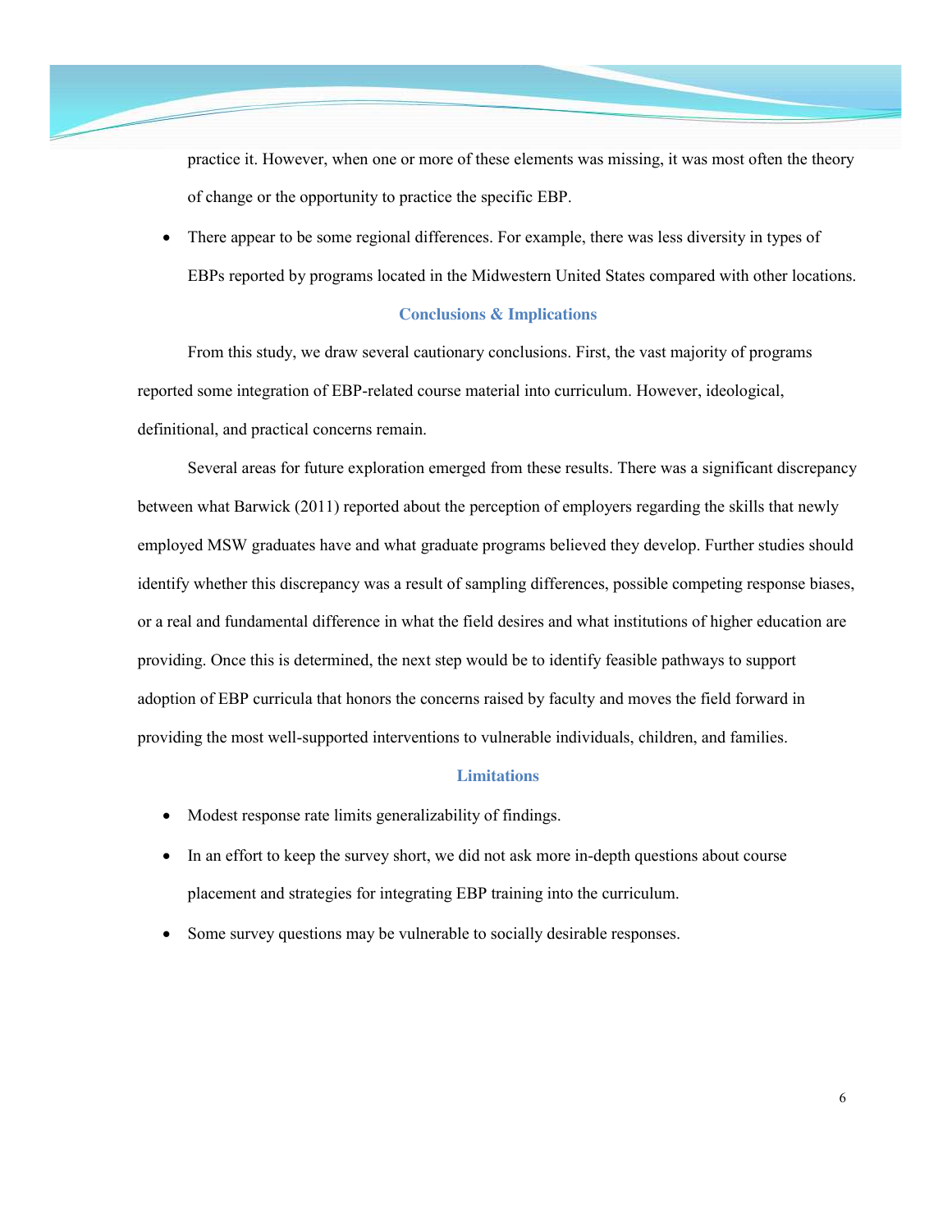practice it. However, when one or more of these elements was missing, it was most often the theory of change or the opportunity to practice the specific EBP.

- There appear to be some regional differences. For example, there was less diversity in types of EBPs reported by programs located in the Midwestern United States compared with other locations.

## Conclusions & Implications

From this study, we draw several cautionary conclusions. First, the vast majority of programs reported some integration of EBP-related course material into curriculum. However, ideological, definitional, and practical concerns remain.

Several areas for future exploration emerged from these results. There was a significant discrepancy between what Barwick (2011) reported about the perception of employers regarding the skills that newly employed MSW graduates have and what graduate programs believed they develop. Further studies should identify whether this discrepancy was a result of sampling differences, possible competing response biases, or a real and fundamental difference in what the field desires and what institutions of higher education are providing. Once this is determined, the next step would be to identify feasible pathways to support adoption of EBP curricula that honors the concerns raised by faculty and moves the field forward in providing the most well-supported interventions to vulnerable individuals, children, and families.

## Limitations

- Modest response rate limits generalizability of findings.
- In an effort to keep the survey short, we did not ask more in-depth questions about course placement and strategies for integrating EBP training into the curriculum.
- Some survey questions may be vulnerable to socially desirable responses.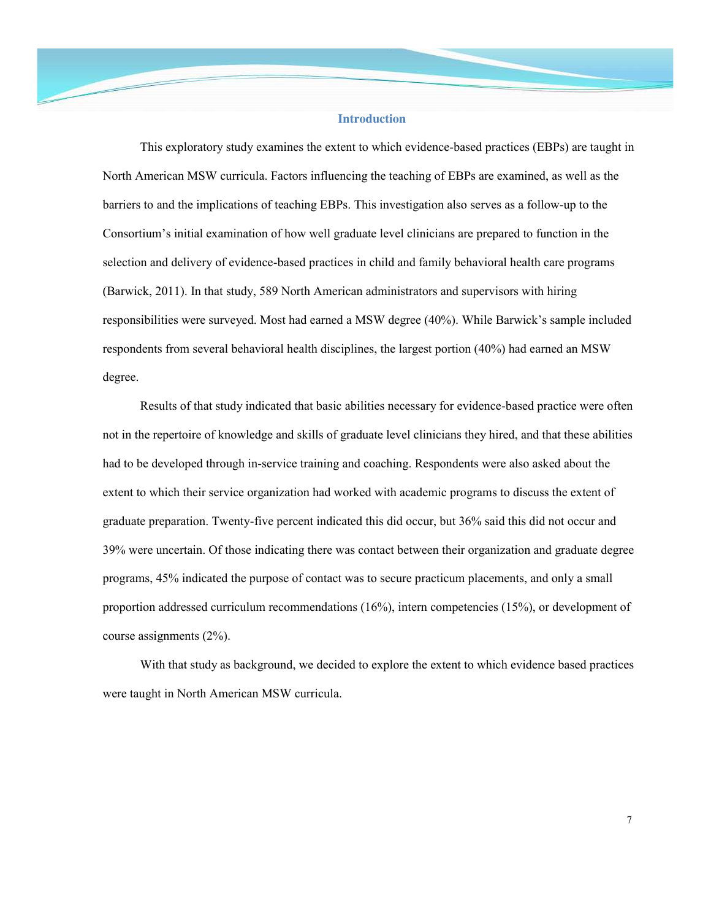## Introduction

This exploratory study examines the extent to which evidence-based practices (EBPs) are taught in North American MSW curricula. Factors influencing the teaching of EBPs are examined, as well as the barriers to and the implications of teaching EBPs. This investigation also serves as a follow-up to the Consortium's initial examination of how well graduate level clinicians are prepared to function in the selection and delivery of evidence-based practices in child and family behavioral health care programs (Barwick, 2011). In that study, 589 North American administrators and supervisors with hiring responsibilities were surveyed. Most had earned a MSW degree (40%). While Barwick's sample included respondents from several behavioral health disciplines, the largest portion (40%) had earned an MSW degree.

Results of that study indicated that basic abilities necessary for evidence-based practice were often not in the repertoire of knowledge and skills of graduate level clinicians they hired, and that these abilities had to be developed through in-service training and coaching. Respondents were also asked about the extent to which their service organization had worked with academic programs to discuss the extent of graduate preparation. Twenty-five percent indicated this did occur, but 36% said this did not occur and 39% were uncertain. Of those indicating there was contact between their organization and graduate degree programs, 45% indicated the purpose of contact was to secure practicum placements, and only a small proportion addressed curriculum recommendations (16%), intern competencies (15%), or development of course assignments (2%).

With that study as background, we decided to explore the extent to which evidence based practices were taught in North American MSW curricula.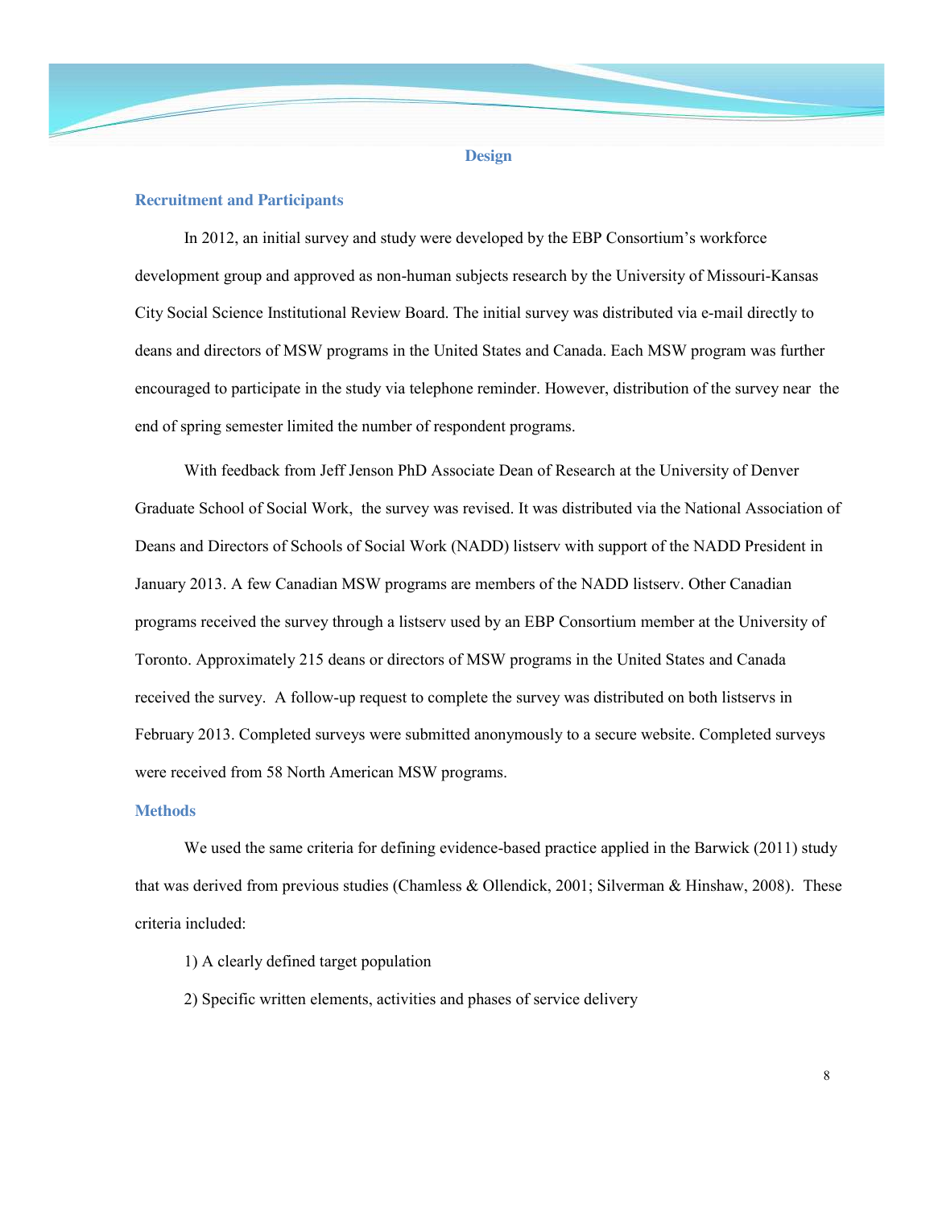# Design

## Recruitment and Participants

In 2012, an initial survey and study were developed by the EBP Consortium's workforce development group and approved as non-human subjects research by the University of Missouri-Kansas City Social Science Institutional Review Board. The initial survey was distributed via e-mail directly to deans and directors of MSW programs in the United States and Canada. Each MSW program was further encouraged to participate in the study via telephone reminder. However, distribution of the survey near the end of spring semester limited the number of respondent programs.

With feedback from Jeff Jenson PhD Associate Dean of Research at the University of Denver Graduate School of Social Work, the survey was revised. It was distributed via the National Association of Deans and Directors of Schools of Social Work (NADD) listserv with support of the NADD President in January 2013. A few Canadian MSW programs are members of the NADD listserv. Other Canadian programs received the survey through a listserv used by an EBP Consortium member at the University of Toronto. Approximately 215 deans or directors of MSW programs in the United States and Canada received the survey. A follow-up request to complete the survey was distributed on both listservs in February 2013. Completed surveys were submitted anonymously to a secure website. Completed surveys were received from 58 North American MSW programs.

## Methods

We used the same criteria for defining evidence-based practice applied in the Barwick (2011) study that was derived from previous studies (Chamless & Ollendick, 2001; Silverman & Hinshaw, 2008). These criteria included:

1) A clearly defined target population

2) Specific written elements, activities and phases of service delivery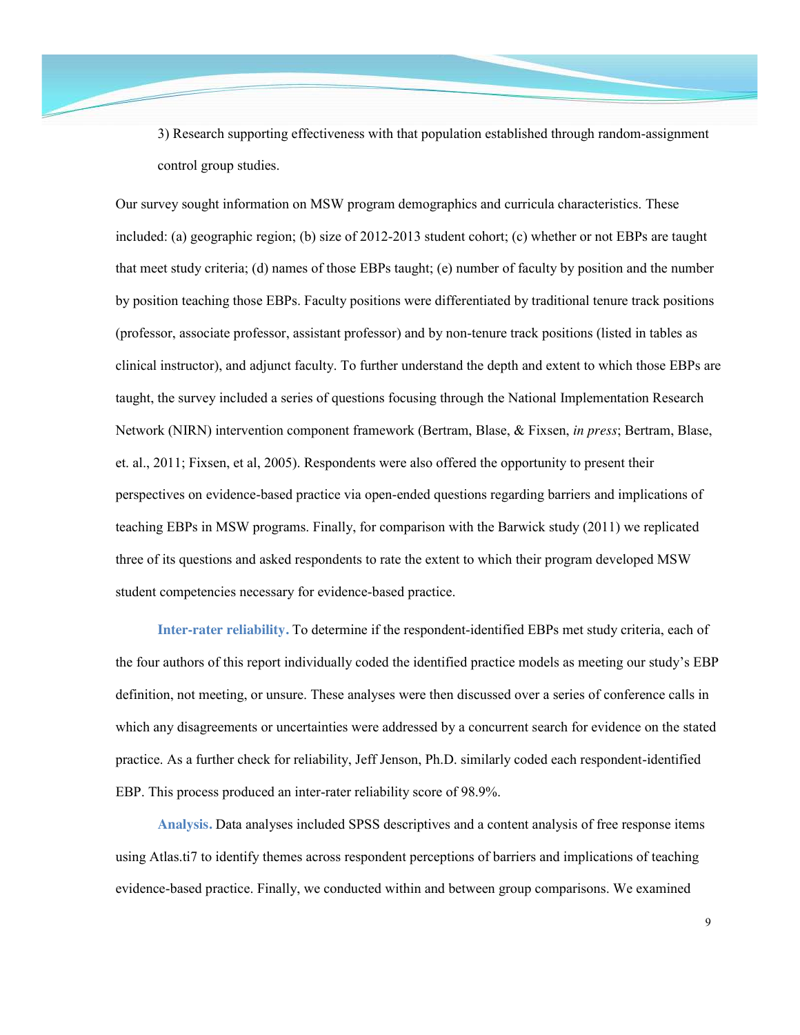3) Research supporting effectiveness with that population established through random-assignment control group studies.

Our survey sought information on MSW program demographics and curricula characteristics. These included: (a) geographic region; (b) size of 2012-2013 student cohort; (c) whether or not EBPs are taught that meet study criteria; (d) names of those EBPs taught; (e) number of faculty by position and the number by position teaching those EBPs. Faculty positions were differentiated by traditional tenure track positions (professor, associate professor, assistant professor) and by non-tenure track positions (listed in tables as clinical instructor), and adjunct faculty. To further understand the depth and extent to which those EBPs are taught, the survey included a series of questions focusing through the National Implementation Research Network (NIRN) intervention component framework (Bertram, Blase, & Fixsen, *in press*; Bertram, Blase, et. al., 2011; Fixsen, et al, 2005). Respondents were also offered the opportunity to present their perspectives on evidence-based practice via open-ended questions regarding barriers and implications of teaching EBPs in MSW programs. Finally, for comparison with the Barwick study (2011) we replicated three of its questions and asked respondents to rate the extent to which their program developed MSW student competencies necessary for evidence-based practice.

**Inter-rater reliability.** To determine if the respondent-identified EBPs met study criteria, each of the four authors of this report individually coded the identified practice models as meeting our study's EBP definition, not meeting, or unsure. These analyses were then discussed over a series of conference calls in which any disagreements or uncertainties were addressed by a concurrent search for evidence on the stated practice. As a further check for reliability, Jeff Jenson, Ph.D. similarly coded each respondent-identified EBP. This process produced an inter-rater reliability score of 98.9%.

**Analysis.** Data analyses included SPSS descriptives and a content analysis of free response items using Atlas.ti7 to identify themes across respondent perceptions of barriers and implications of teaching evidence-based practice. Finally, we conducted within and between group comparisons. We examined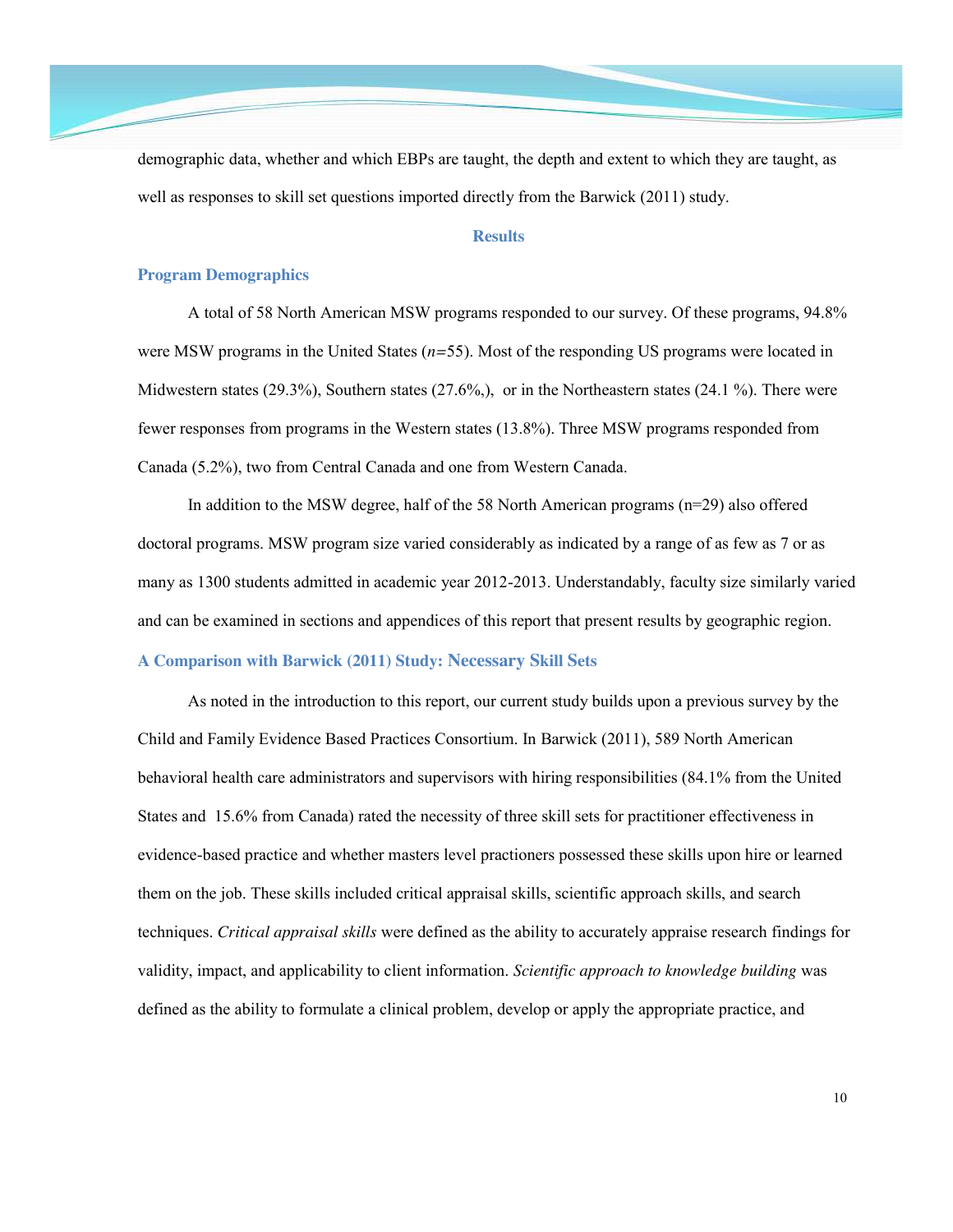demographic data, whether and which EBPs are taught, the depth and extent to which they are taught, as well as responses to skill set questions imported directly from the Barwick (2011) study.

## Results

### Program Demographics

A total of 58 North American MSW programs responded to our survey. Of these programs, 94.8% were MSW programs in the United States (*n*=55). Most of the responding US programs were located in Midwestern states (29.3%), Southern states (27.6%,), or in the Northeastern states (24.1 %). There were fewer responses from programs in the Western states (13.8%). Three MSW programs responded from Canada (5.2%), two from Central Canada and one from Western Canada.

In addition to the MSW degree, half of the 58 North American programs (n=29) also offered doctoral programs. MSW program size varied considerably as indicated by a range of as few as 7 or as many as 1300 students admitted in academic year 2012-2013. Understandably, faculty size similarly varied and can be examined in sections and appendices of this report that present results by geographic region.

### A Comparison with Barwick (2011) Study: Necessary Skill Sets

As noted in the introduction to this report, our current study builds upon a previous survey by the Child and Family Evidence Based Practices Consortium. In Barwick (2011), 589 North American behavioral health care administrators and supervisors with hiring responsibilities (84.1% from the United States and 15.6% from Canada) rated the necessity of three skill sets for practitioner effectiveness in evidence-based practice and whether masters level practioners possessed these skills upon hire or learned them on the job. These skills included critical appraisal skills, scientific approach skills, and search techniques. *Critical appraisal skills* were defined as the ability to accurately appraise research findings for validity, impact, and applicability to client information. *Scientific approach to knowledge building* was defined as the ability to formulate a clinical problem, develop or apply the appropriate practice, and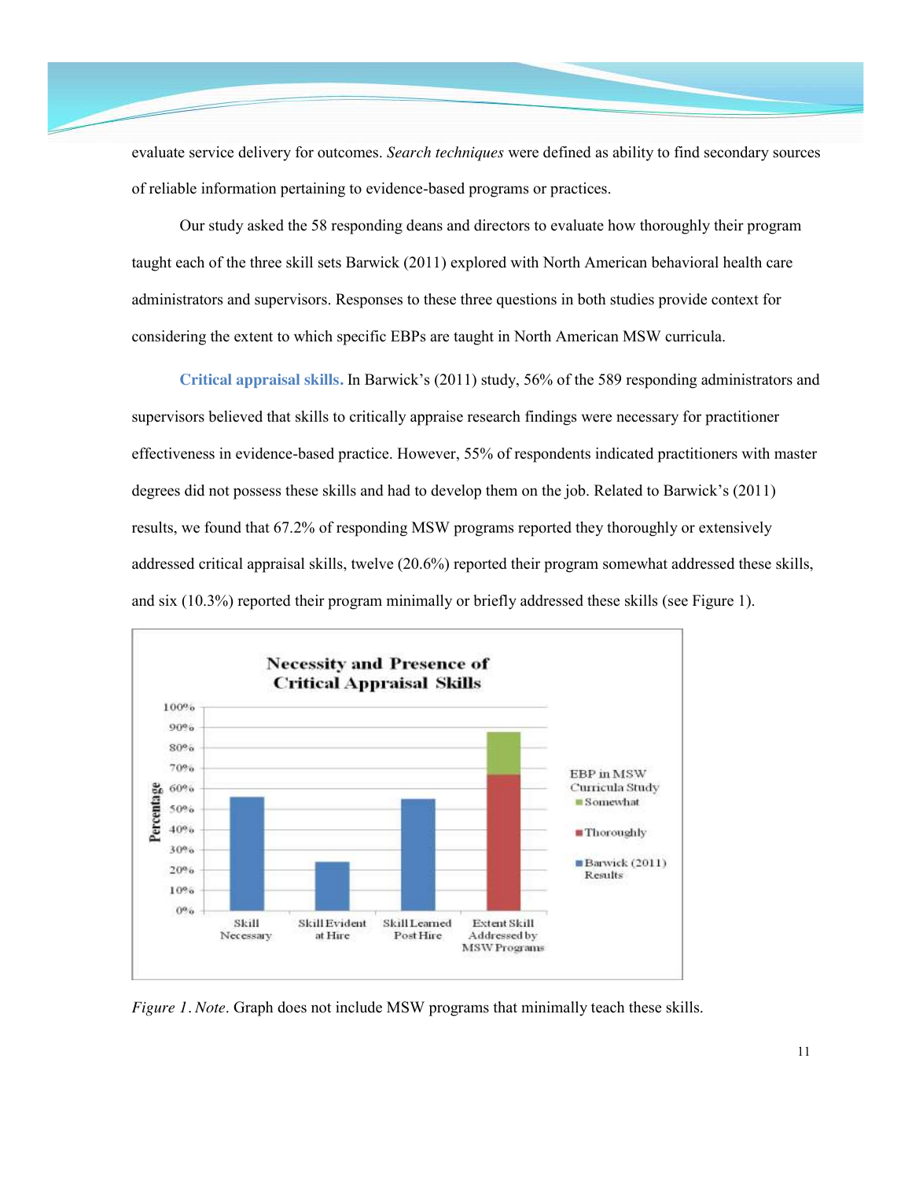evaluate service delivery for outcomes. *Search techniques* were defined as ability to find secondary sources of reliable information pertaining to evidence-based programs or practices.

Our study asked the 58 responding deans and directors to evaluate how thoroughly their program taught each of the three skill sets Barwick (2011) explored with North American behavioral health care administrators and supervisors. Responses to these three questions in both studies provide context for considering the extent to which specific EBPs are taught in North American MSW curricula.

**Critical appraisal skills.** In Barwick's (2011) study, 56% of the 589 responding administrators and supervisors believed that skills to critically appraise research findings were necessary for practitioner effectiveness in evidence-based practice. However, 55% of respondents indicated practitioners with master degrees did not possess these skills and had to develop them on the job. Related to Barwick's (2011) results, we found that 67.2% of responding MSW programs reported they thoroughly or extensively addressed critical appraisal skills, twelve (20.6%) reported their program somewhat addressed these skills, and six (10.3%) reported their program minimally or briefly addressed these skills (see Figure 1).

**Necessity and Presence of Critical Appraisal Skills**

*Figure 1*. *Note*. Graph does not include MSW programs that minimally teach these skills.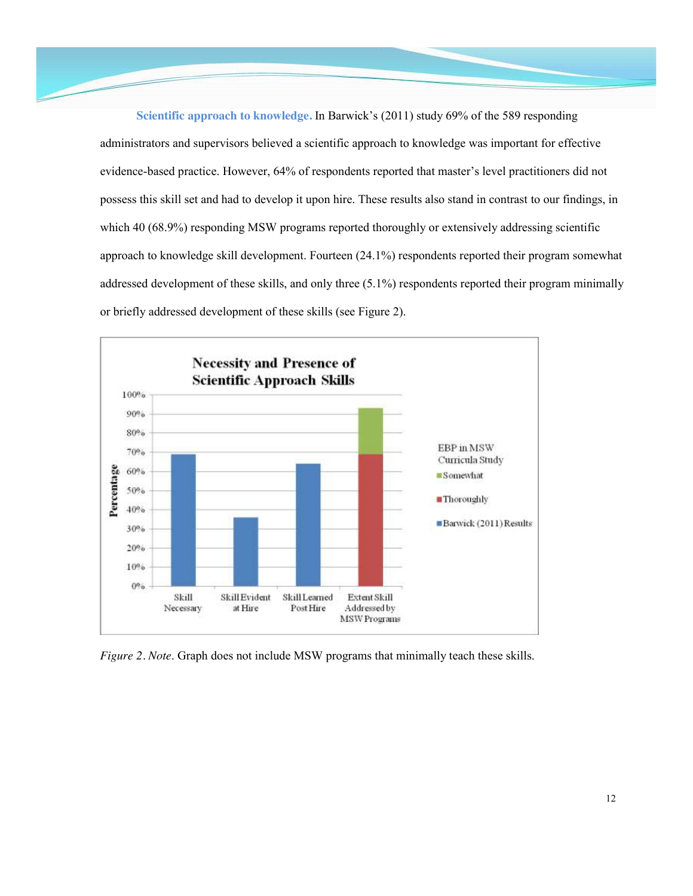**Scientific approach to knowledge.** In Barwick's (2011) study 69% of the 589 responding administrators and supervisors believed a scientific approach to knowledge was important for effective evidence-based practice. However, 64% of respondents reported that master's level practitioners did not possess this skill set and had to develop it upon hire. These results also stand in contrast to our findings, in which 40 (68.9%) responding MSW programs reported thoroughly or extensively addressing scientific approach to knowledge skill development. Fourteen (24.1%) respondents reported their program somewhat addressed development of these skills, and only three (5.1%) respondents reported their program minimally or briefly addressed development of these skills (see Figure 2).

*Figure 2*. *Note*. Graph does not include MSW programs that minimally teach these skills.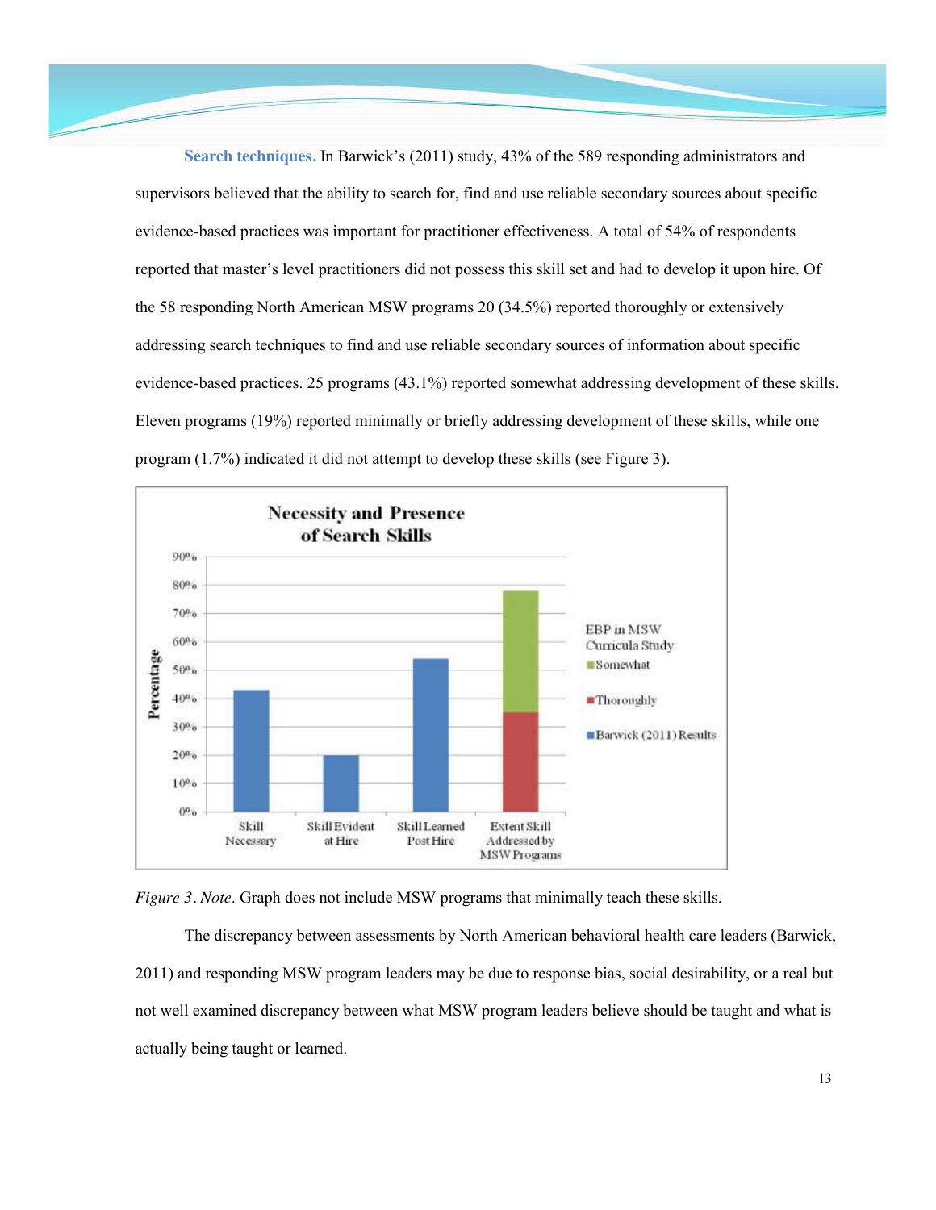**Search techniques.** In Barwick's (2011) study, 43% of the 589 responding administrators and supervisors believed that the ability to search for, find and use reliable secondary sources about specific evidence-based practices was important for practitioner effectiveness. A total of 54% of respondents reported that master's level practitioners did not possess this skill set and had to develop it upon hire. Of the 58 responding North American MSW programs 20 (34.5%) reported thoroughly or extensively addressing search techniques to find and use reliable secondary sources of information about specific evidence-based practices. 25 programs (43.1%) reported somewhat addressing development of these skills. Eleven programs (19%) reported minimally or briefly addressing development of these skills, while one program (1.7%) indicated it did not attempt to develop these skills (see Figure 3).

*Figure 3*. *Note*. Graph does not include MSW programs that minimally teach these skills.

The discrepancy between assessments by North American behavioral health care leaders (Barwick, 2011) and responding MSW program leaders may be due to response bias, social desirability, or a real but not well examined discrepancy between what MSW program leaders believe should be taught and what is actually being taught or learned.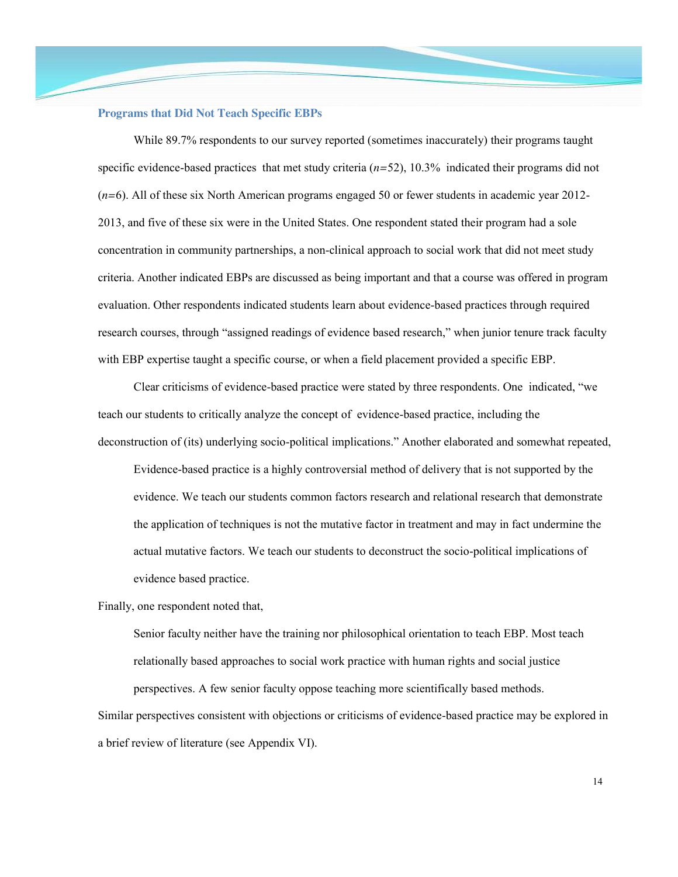### Programs that Did Not Teach Specific EBPs

While 89.7% respondents to our survey reported (sometimes inaccurately) their programs taught specific evidence-based practices that met study criteria (*n*=52), 10.3% indicated their programs did not (*n*=6). All of these six North American programs engaged 50 or fewer students in academic year 2012-2013, and five of these six were in the United States. One respondent stated their program had a sole concentration in community partnerships, a non-clinical approach to social work that did not meet study criteria. Another indicated EBPs are discussed as being important and that a course was offered in program evaluation. Other respondents indicated students learn about evidence-based practices through required research courses, through "assigned readings of evidence based research," when junior tenure track faculty with EBP expertise taught a specific course, or when a field placement provided a specific EBP.

Clear criticisms of evidence-based practice were stated by three respondents. One indicated, "we teach our students to critically analyze the concept of evidence-based practice, including the deconstruction of (its) underlying socio-political implications." Another elaborated and somewhat repeated,

> Evidence-based practice is a highly controversial method of delivery that is not supported by the evidence. We teach our students common factors research and relational research that demonstrate the application of techniques is not the mutative factor in treatment and may in fact undermine the actual mutative factors. We teach our students to deconstruct the socio-political implications of evidence based practice.

Finally, one respondent noted that,

> Senior faculty neither have the training nor philosophical orientation to teach EBP. Most teach relationally based approaches to social work practice with human rights and social justice perspectives. A few senior faculty oppose teaching more scientifically based methods.

Similar perspectives consistent with objections or criticisms of evidence-based practice may be explored in a brief review of literature (see Appendix VI).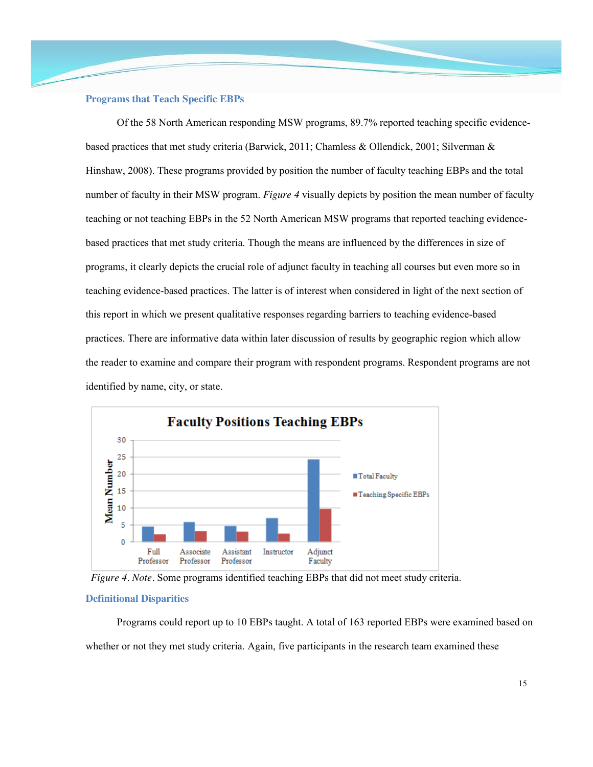### Programs that Teach Specific EBPs

Of the 58 North American responding MSW programs, 89.7% reported teaching specific evidence-based practices that met study criteria (Barwick, 2011; Chamless & Ollendick, 2001; Silverman & Hinshaw, 2008). These programs provided by position the number of faculty teaching EBPs and the total number of faculty in their MSW program. *Figure 4* visually depicts by position the mean number of faculty teaching or not teaching EBPs in the 52 North American MSW programs that reported teaching evidence-based practices that met study criteria. Though the means are influenced by the differences in size of programs, it clearly depicts the crucial role of adjunct faculty in teaching all courses but even more so in teaching evidence-based practices. The latter is of interest when considered in light of the next section of this report in which we present qualitative responses regarding barriers to teaching evidence-based practices. There are informative data within later discussion of results by geographic region which allow the reader to examine and compare their program with respondent programs. Respondent programs are not identified by name, city, or state.

**Faculty Positions Teaching EBPs**

*Figure 4*. *Note*. Some programs identified teaching EBPs that did not meet study criteria.

### Definitional Disparities

Programs could report up to 10 EBPs taught. A total of 163 reported EBPs were examined based on whether or not they met study criteria. Again, five participants in the research team examined these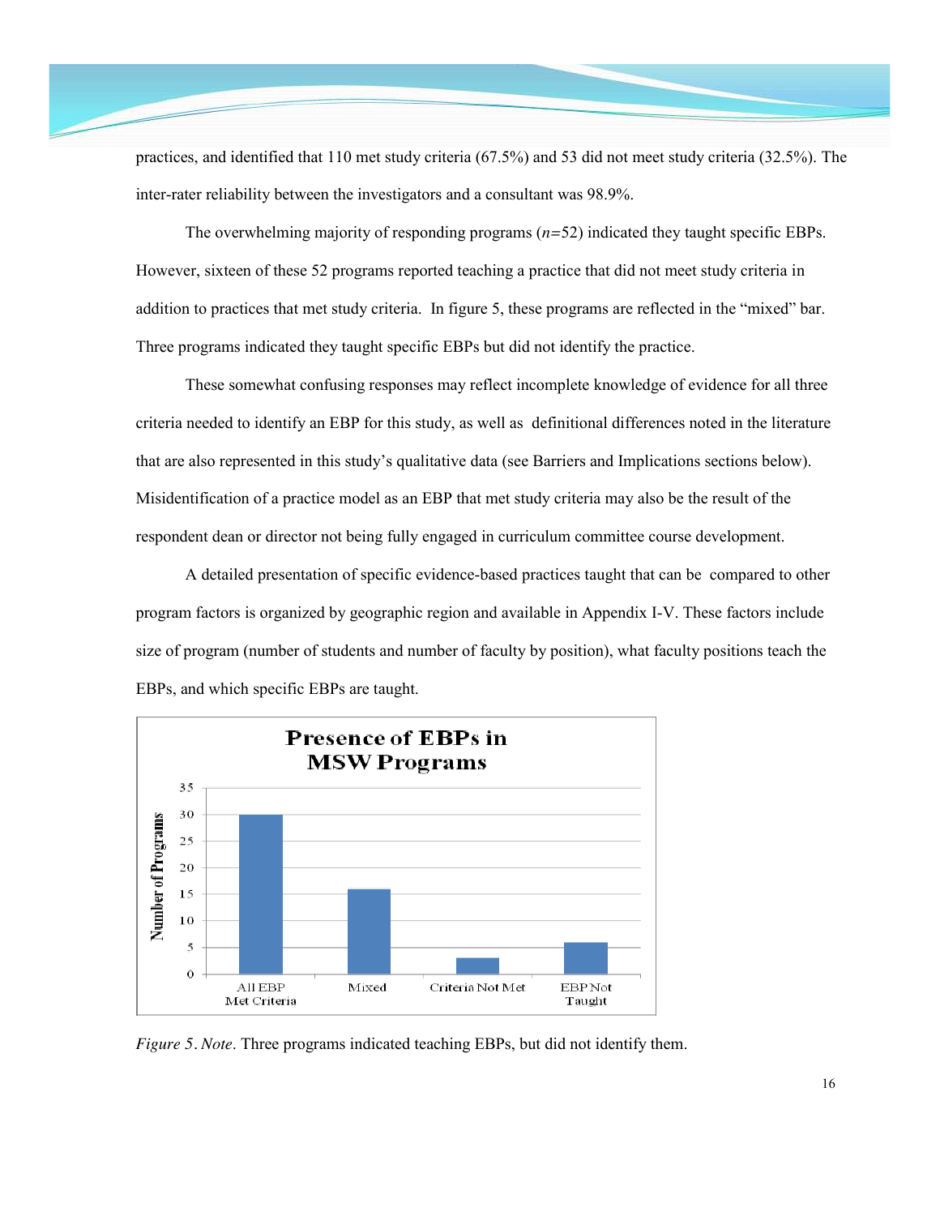practices, and identified that 110 met study criteria (67.5%) and 53 did not meet study criteria (32.5%). The inter-rater reliability between the investigators and a consultant was 98.9%.

The overwhelming majority of responding programs (*n*=52) indicated they taught specific EBPs. However, sixteen of these 52 programs reported teaching a practice that did not meet study criteria in addition to practices that met study criteria. In figure 5, these programs are reflected in the "mixed" bar. Three programs indicated they taught specific EBPs but did not identify the practice.

These somewhat confusing responses may reflect incomplete knowledge of evidence for all three criteria needed to identify an EBP for this study, as well as definitional differences noted in the literature that are also represented in this study's qualitative data (see Barriers and Implications sections below). Misidentification of a practice model as an EBP that met study criteria may also be the result of the respondent dean or director not being fully engaged in curriculum committee course development.

A detailed presentation of specific evidence-based practices taught that can be compared to other program factors is organized by geographic region and available in Appendix I-V. These factors include size of program (number of students and number of faculty by position), what faculty positions teach the EBPs, and which specific EBPs are taught.

**Presence of EBPs in MSW Programs**

| Category | Number of Programs |
|---|---|
| All EBP Met Criteria | 30 |
| Mixed | 16 |
| Criteria Not Met | 3 |
| EBP Not Taught | 6 |

*Figure 5*. *Note*. Three programs indicated teaching EBPs, but did not identify them.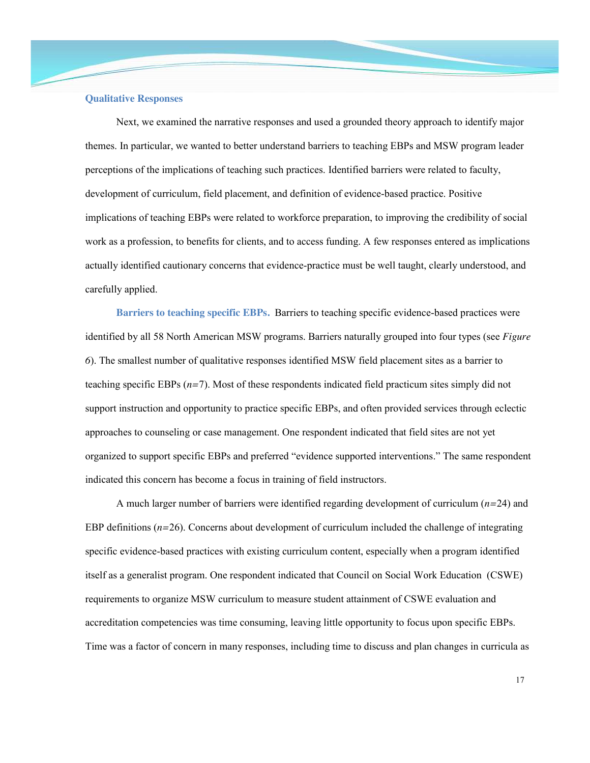## Qualitative Responses

Next, we examined the narrative responses and used a grounded theory approach to identify major themes. In particular, we wanted to better understand barriers to teaching EBPs and MSW program leader perceptions of the implications of teaching such practices. Identified barriers were related to faculty, development of curriculum, field placement, and definition of evidence-based practice. Positive implications of teaching EBPs were related to workforce preparation, to improving the credibility of social work as a profession, to benefits for clients, and to access funding. A few responses entered as implications actually identified cautionary concerns that evidence-practice must be well taught, clearly understood, and carefully applied.

### Barriers to teaching specific EBPs.

Barriers to teaching specific evidence-based practices were identified by all 58 North American MSW programs. Barriers naturally grouped into four types (see *Figure 6*). The smallest number of qualitative responses identified MSW field placement sites as a barrier to teaching specific EBPs ($n$=7). Most of these respondents indicated field practicum sites simply did not support instruction and opportunity to practice specific EBPs, and often provided services through eclectic approaches to counseling or case management. One respondent indicated that field sites are not yet organized to support specific EBPs and preferred "evidence supported interventions." The same respondent indicated this concern has become a focus in training of field instructors.

A much larger number of barriers were identified regarding development of curriculum ($n$=24) and EBP definitions ($n$=26). Concerns about development of curriculum included the challenge of integrating specific evidence-based practices with existing curriculum content, especially when a program identified itself as a generalist program. One respondent indicated that Council on Social Work Education (CSWE) requirements to organize MSW curriculum to measure student attainment of CSWE evaluation and accreditation competencies was time consuming, leaving little opportunity to focus upon specific EBPs. Time was a factor of concern in many responses, including time to discuss and plan changes in curricula as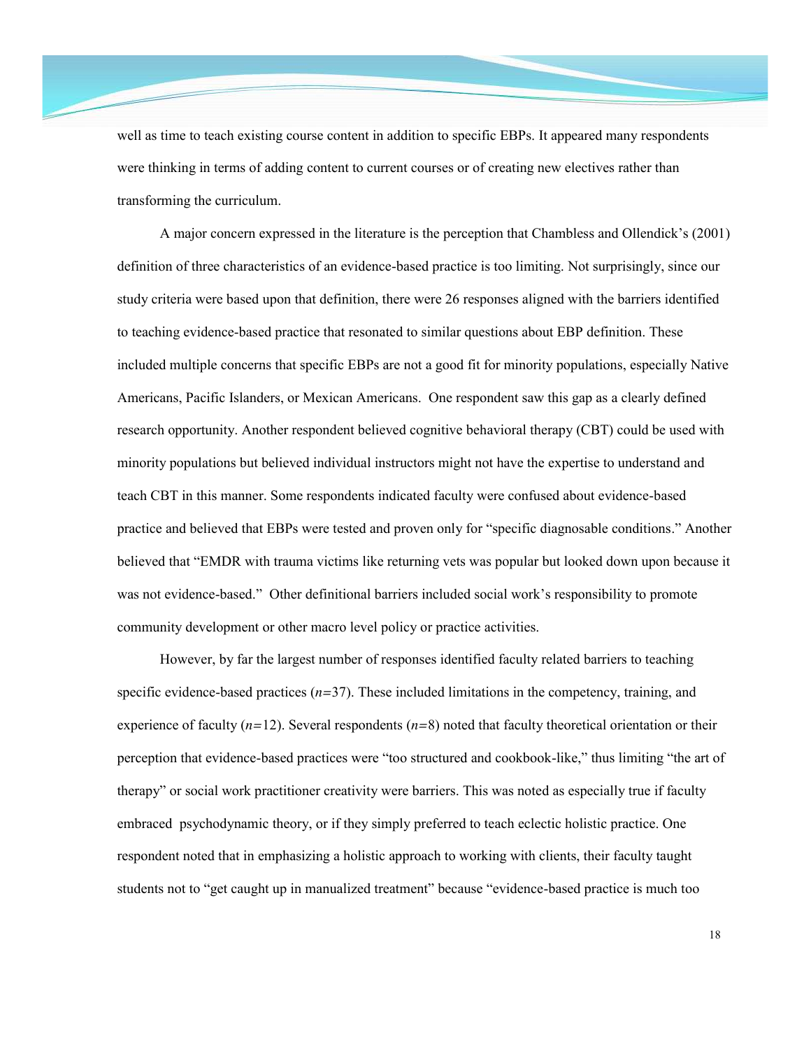well as time to teach existing course content in addition to specific EBPs. It appeared many respondents were thinking in terms of adding content to current courses or of creating new electives rather than transforming the curriculum.

A major concern expressed in the literature is the perception that Chambless and Ollendick's (2001) definition of three characteristics of an evidence-based practice is too limiting. Not surprisingly, since our study criteria were based upon that definition, there were 26 responses aligned with the barriers identified to teaching evidence-based practice that resonated to similar questions about EBP definition. These included multiple concerns that specific EBPs are not a good fit for minority populations, especially Native Americans, Pacific Islanders, or Mexican Americans. One respondent saw this gap as a clearly defined research opportunity. Another respondent believed cognitive behavioral therapy (CBT) could be used with minority populations but believed individual instructors might not have the expertise to understand and teach CBT in this manner. Some respondents indicated faculty were confused about evidence-based practice and believed that EBPs were tested and proven only for "specific diagnosable conditions." Another believed that "EMDR with trauma victims like returning vets was popular but looked down upon because it was not evidence-based." Other definitional barriers included social work's responsibility to promote community development or other macro level policy or practice activities.

However, by far the largest number of responses identified faculty related barriers to teaching specific evidence-based practices ($n$=37). These included limitations in the competency, training, and experience of faculty ($n$=12). Several respondents ($n$=8) noted that faculty theoretical orientation or their perception that evidence-based practices were "too structured and cookbook-like," thus limiting "the art of therapy" or social work practitioner creativity were barriers. This was noted as especially true if faculty embraced psychodynamic theory, or if they simply preferred to teach eclectic holistic practice. One respondent noted that in emphasizing a holistic approach to working with clients, their faculty taught students not to "get caught up in manualized treatment" because "evidence-based practice is much too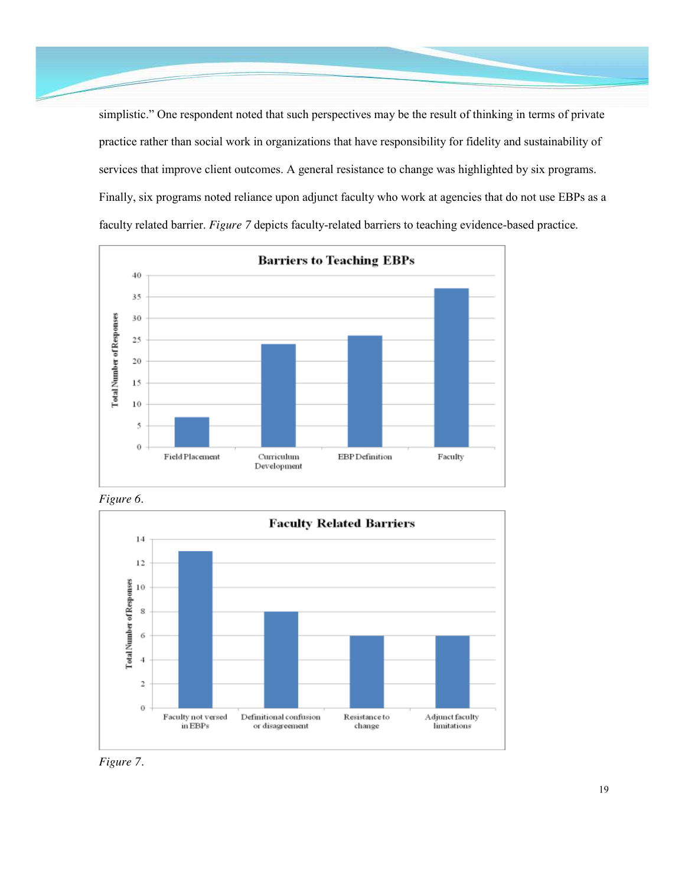simplistic." One respondent noted that such perspectives may be the result of thinking in terms of private practice rather than social work in organizations that have responsibility for fidelity and sustainability of services that improve client outcomes. A general resistance to change was highlighted by six programs. Finally, six programs noted reliance upon adjunct faculty who work at agencies that do not use EBPs as a faculty related barrier. *Figure 7* depicts faculty-related barriers to teaching evidence-based practice.

*Figure 6.*

*Figure 7.*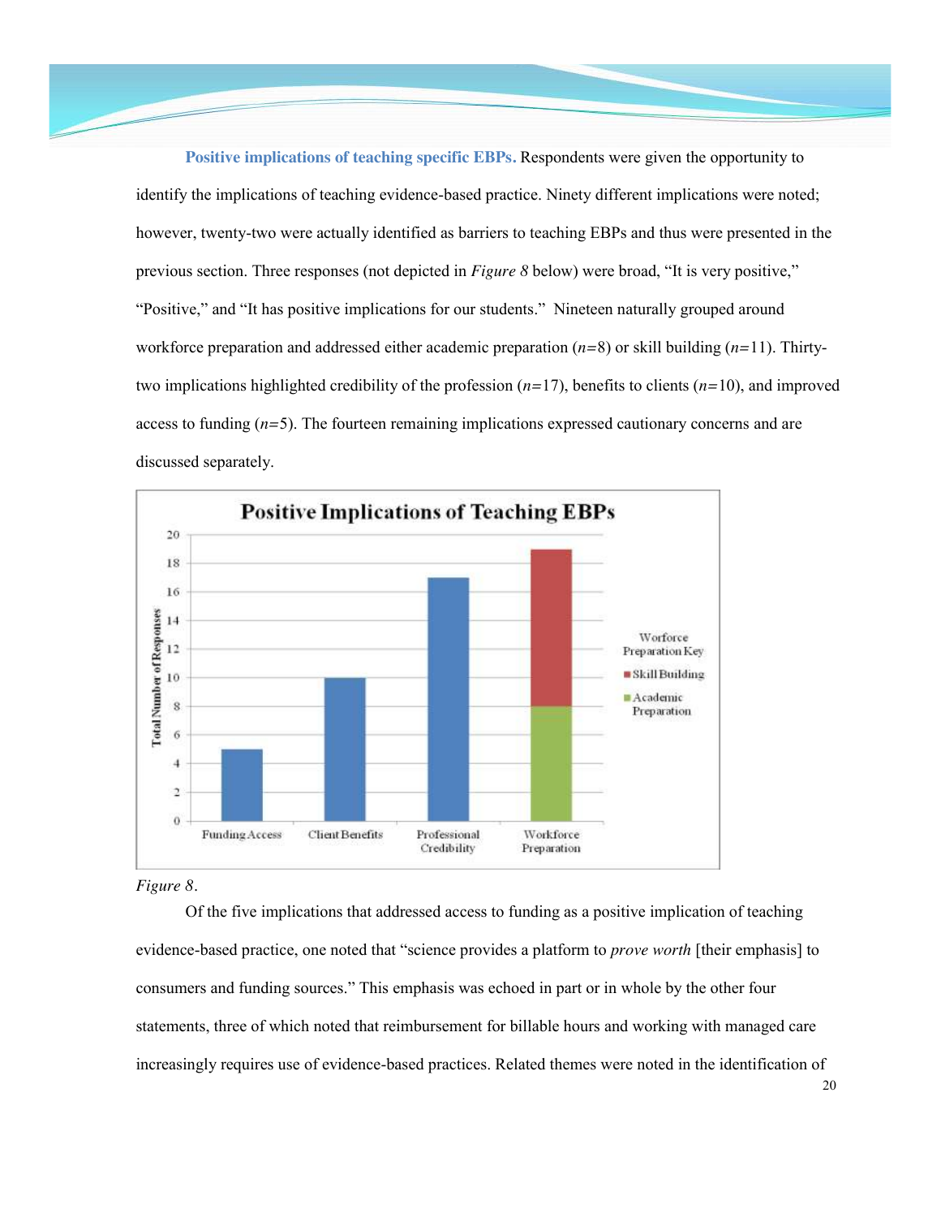**Positive implications of teaching specific EBPs.** Respondents were given the opportunity to identify the implications of teaching evidence-based practice. Ninety different implications were noted; however, twenty-two were actually identified as barriers to teaching EBPs and thus were presented in the previous section. Three responses (not depicted in *Figure 8* below) were broad, "It is very positive," "Positive," and "It has positive implications for our students." Nineteen naturally grouped around workforce preparation and addressed either academic preparation ($n$=8) or skill building ($n$=11). Thirty-two implications highlighted credibility of the profession ($n$=17), benefits to clients ($n$=10), and improved access to funding ($n$=5). The fourteen remaining implications expressed cautionary concerns and are discussed separately.

**Positive Implications of Teaching EBPs**

| Category | Total Number of Responses |
| --- | --- |
| Funding Access | 5 |
| Client Benefits | 10 |
| Professional Credibility | 17 |
| Workforce Preparation | 19 (Academic Preparation: 8; Skill Building: 11) |

*Figure 8*.

Of the five implications that addressed access to funding as a positive implication of teaching evidence-based practice, one noted that "science provides a platform to *prove worth* [their emphasis] to consumers and funding sources." This emphasis was echoed in part or in whole by the other four statements, three of which noted that reimbursement for billable hours and working with managed care increasingly requires use of evidence-based practices. Related themes were noted in the identification of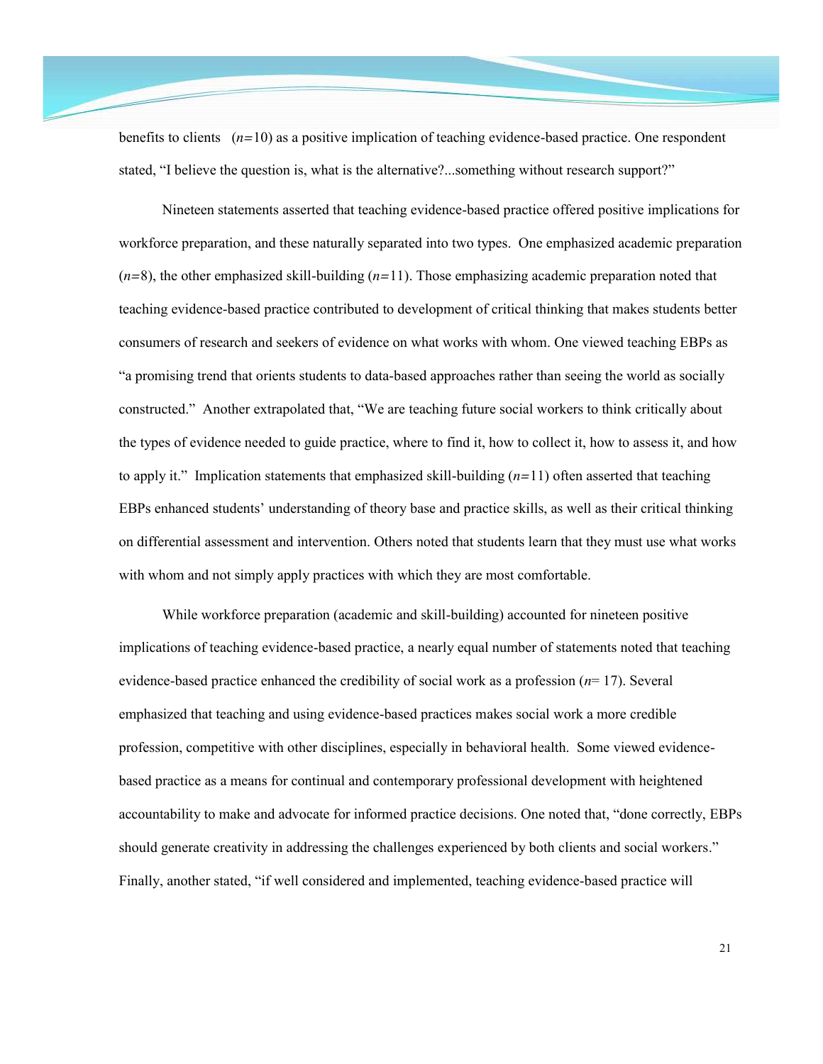benefits to clients ($n$=10) as a positive implication of teaching evidence-based practice. One respondent stated, "I believe the question is, what is the alternative?...something without research support?"

Nineteen statements asserted that teaching evidence-based practice offered positive implications for workforce preparation, and these naturally separated into two types. One emphasized academic preparation ($n$=8), the other emphasized skill-building ($n$=11). Those emphasizing academic preparation noted that teaching evidence-based practice contributed to development of critical thinking that makes students better consumers of research and seekers of evidence on what works with whom. One viewed teaching EBPs as "a promising trend that orients students to data-based approaches rather than seeing the world as socially constructed." Another extrapolated that, "We are teaching future social workers to think critically about the types of evidence needed to guide practice, where to find it, how to collect it, how to assess it, and how to apply it." Implication statements that emphasized skill-building ($n$=11) often asserted that teaching EBPs enhanced students' understanding of theory base and practice skills, as well as their critical thinking on differential assessment and intervention. Others noted that students learn that they must use what works with whom and not simply apply practices with which they are most comfortable.

While workforce preparation (academic and skill-building) accounted for nineteen positive implications of teaching evidence-based practice, a nearly equal number of statements noted that teaching evidence-based practice enhanced the credibility of social work as a profession ($n$= 17). Several emphasized that teaching and using evidence-based practices makes social work a more credible profession, competitive with other disciplines, especially in behavioral health. Some viewed evidence-based practice as a means for continual and contemporary professional development with heightened accountability to make and advocate for informed practice decisions. One noted that, "done correctly, EBPs should generate creativity in addressing the challenges experienced by both clients and social workers." Finally, another stated, "if well considered and implemented, teaching evidence-based practice will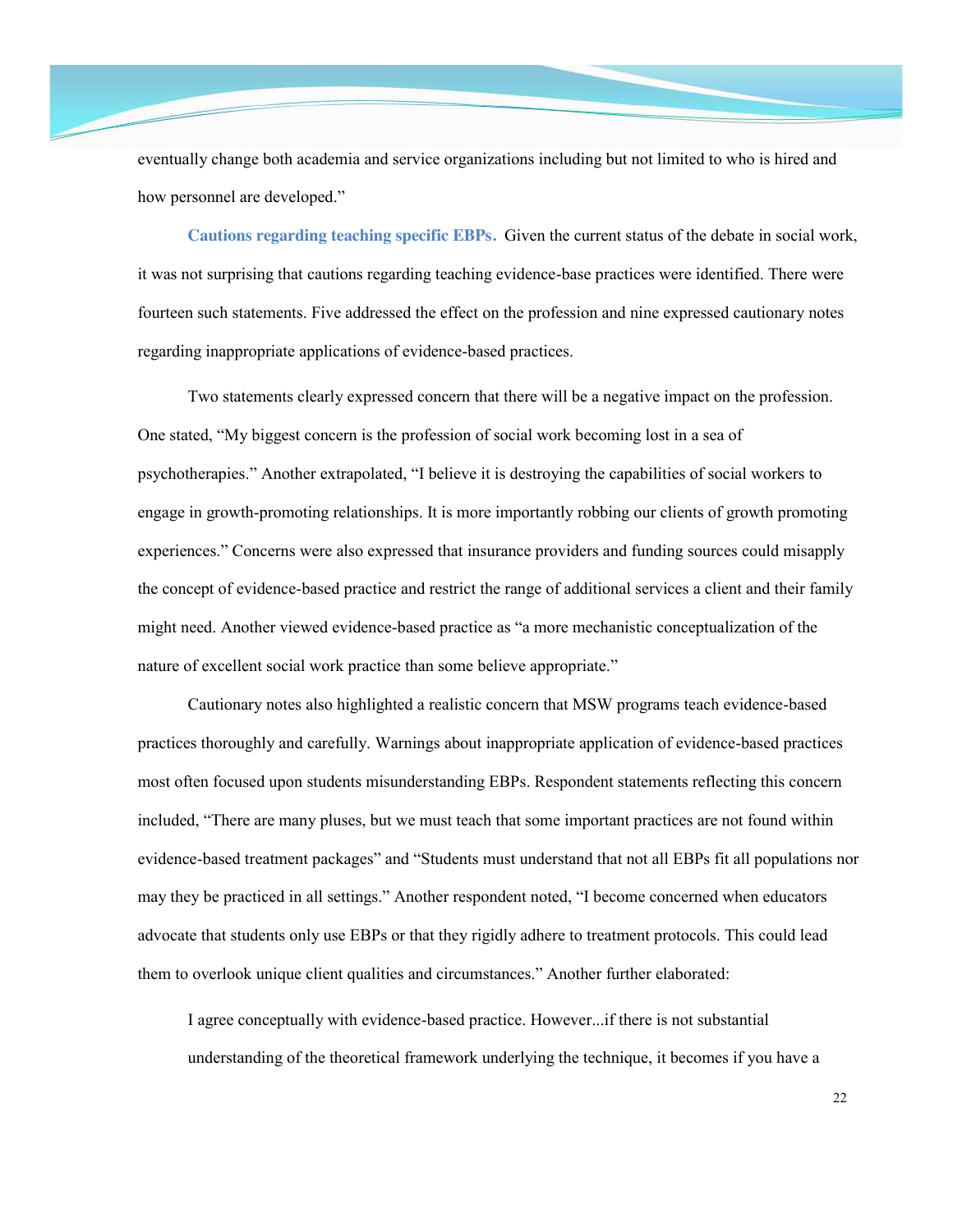eventually change both academia and service organizations including but not limited to who is hired and how personnel are developed."

**Cautions regarding teaching specific EBPs.** Given the current status of the debate in social work, it was not surprising that cautions regarding teaching evidence-base practices were identified. There were fourteen such statements. Five addressed the effect on the profession and nine expressed cautionary notes regarding inappropriate applications of evidence-based practices.

Two statements clearly expressed concern that there will be a negative impact on the profession. One stated, "My biggest concern is the profession of social work becoming lost in a sea of psychotherapies." Another extrapolated, "I believe it is destroying the capabilities of social workers to engage in growth-promoting relationships. It is more importantly robbing our clients of growth promoting experiences." Concerns were also expressed that insurance providers and funding sources could misapply the concept of evidence-based practice and restrict the range of additional services a client and their family might need. Another viewed evidence-based practice as "a more mechanistic conceptualization of the nature of excellent social work practice than some believe appropriate."

Cautionary notes also highlighted a realistic concern that MSW programs teach evidence-based practices thoroughly and carefully. Warnings about inappropriate application of evidence-based practices most often focused upon students misunderstanding EBPs. Respondent statements reflecting this concern included, "There are many pluses, but we must teach that some important practices are not found within evidence-based treatment packages" and "Students must understand that not all EBPs fit all populations nor may they be practiced in all settings." Another respondent noted, "I become concerned when educators advocate that students only use EBPs or that they rigidly adhere to treatment protocols. This could lead them to overlook unique client qualities and circumstances." Another further elaborated:

> I agree conceptually with evidence-based practice. However...if there is not substantial understanding of the theoretical framework underlying the technique, it becomes if you have a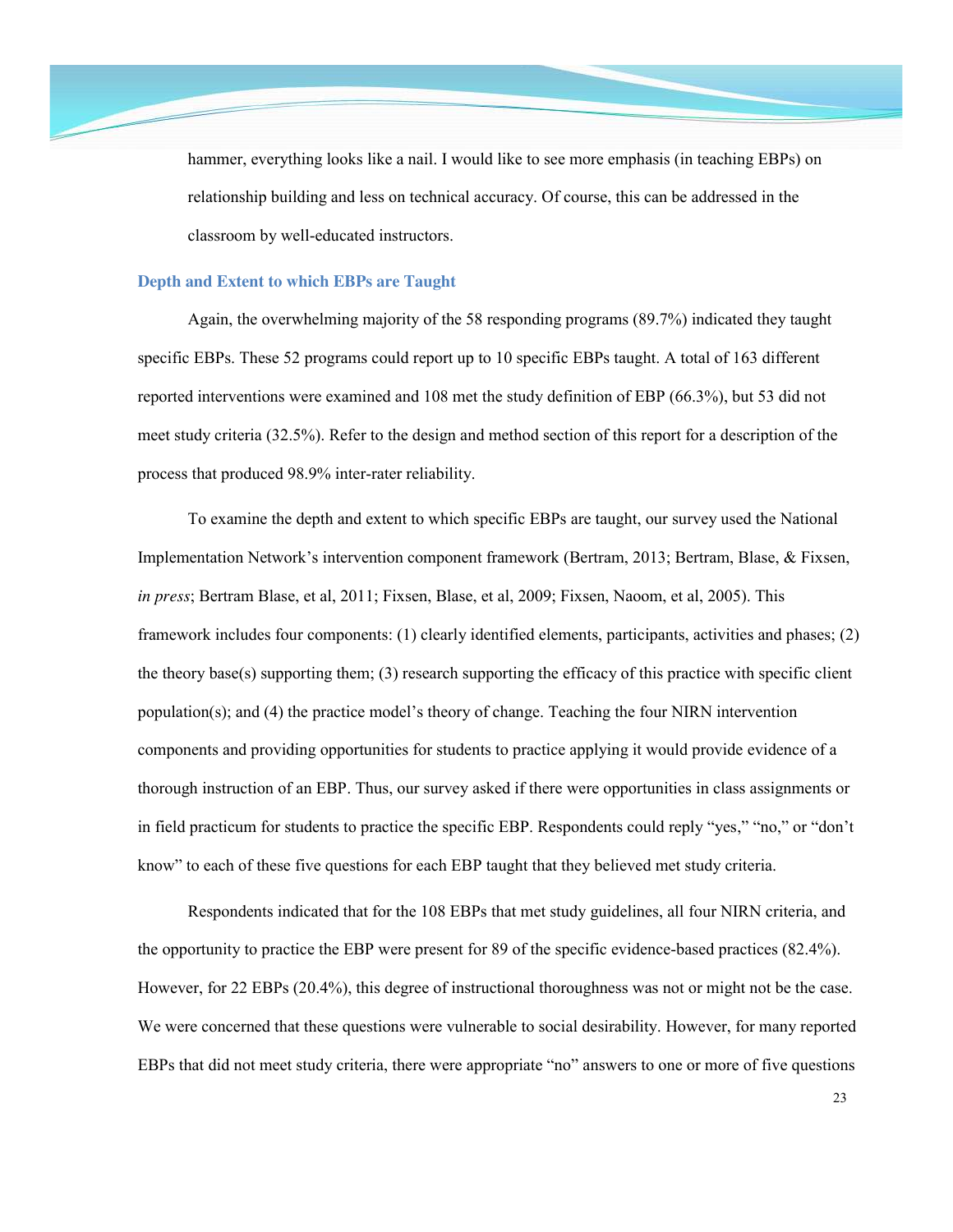hammer, everything looks like a nail. I would like to see more emphasis (in teaching EBPs) on relationship building and less on technical accuracy. Of course, this can be addressed in the classroom by well-educated instructors.

### Depth and Extent to which EBPs are Taught

Again, the overwhelming majority of the 58 responding programs (89.7%) indicated they taught specific EBPs. These 52 programs could report up to 10 specific EBPs taught. A total of 163 different reported interventions were examined and 108 met the study definition of EBP (66.3%), but 53 did not meet study criteria (32.5%). Refer to the design and method section of this report for a description of the process that produced 98.9% inter-rater reliability.

To examine the depth and extent to which specific EBPs are taught, our survey used the National Implementation Network's intervention component framework (Bertram, 2013; Bertram, Blase, & Fixsen, *in press*; Bertram Blase, et al, 2011; Fixsen, Blase, et al, 2009; Fixsen, Naoom, et al, 2005). This framework includes four components: (1) clearly identified elements, participants, activities and phases; (2) the theory base(s) supporting them; (3) research supporting the efficacy of this practice with specific client population(s); and (4) the practice model's theory of change. Teaching the four NIRN intervention components and providing opportunities for students to practice applying it would provide evidence of a thorough instruction of an EBP. Thus, our survey asked if there were opportunities in class assignments or in field practicum for students to practice the specific EBP. Respondents could reply "yes," "no," or "don't know" to each of these five questions for each EBP taught that they believed met study criteria.

Respondents indicated that for the 108 EBPs that met study guidelines, all four NIRN criteria, and the opportunity to practice the EBP were present for 89 of the specific evidence-based practices (82.4%). However, for 22 EBPs (20.4%), this degree of instructional thoroughness was not or might not be the case. We were concerned that these questions were vulnerable to social desirability. However, for many reported EBPs that did not meet study criteria, there were appropriate "no" answers to one or more of five questions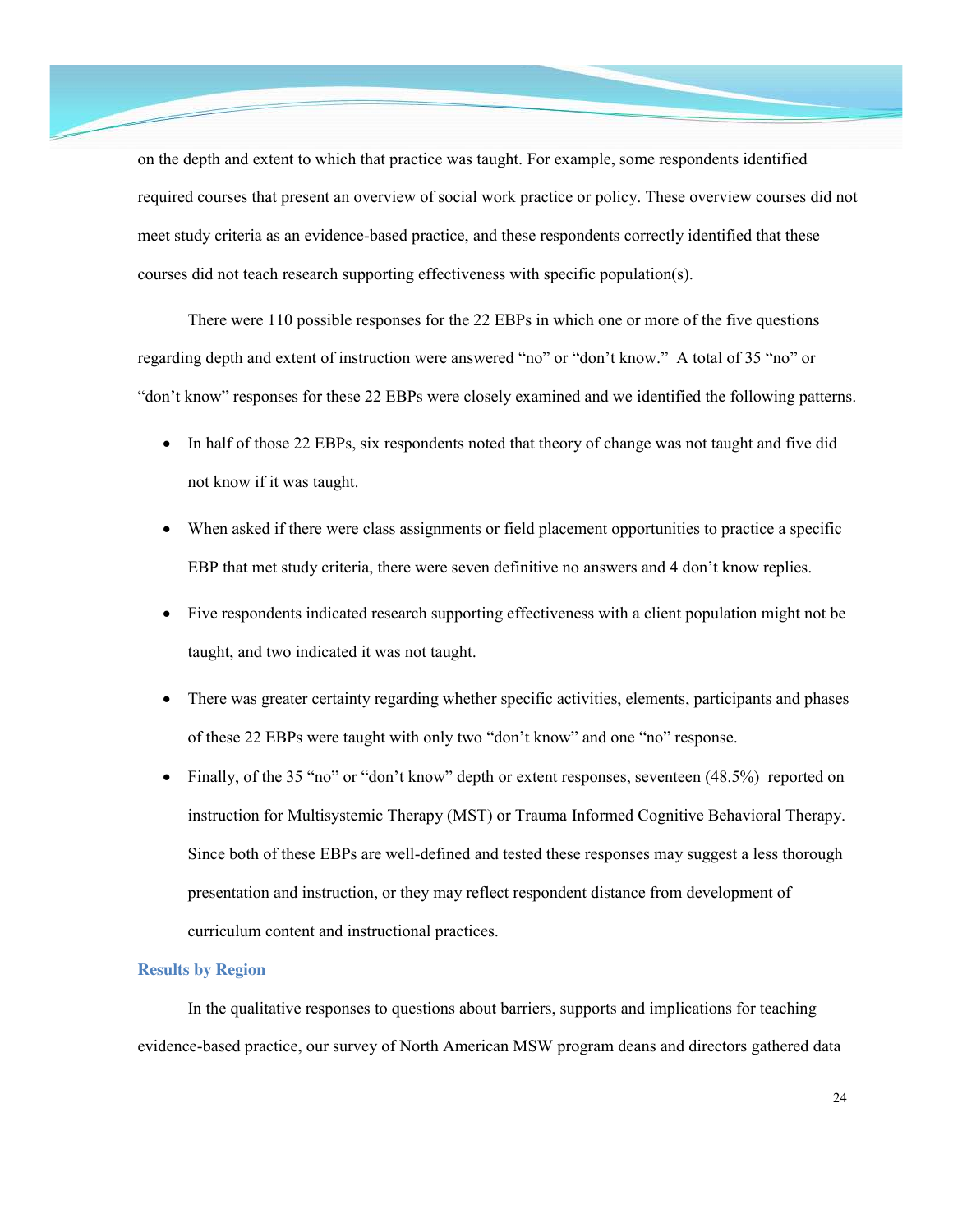on the depth and extent to which that practice was taught. For example, some respondents identified required courses that present an overview of social work practice or policy. These overview courses did not meet study criteria as an evidence-based practice, and these respondents correctly identified that these courses did not teach research supporting effectiveness with specific population(s).

There were 110 possible responses for the 22 EBPs in which one or more of the five questions regarding depth and extent of instruction were answered "no" or "don't know." A total of 35 "no" or "don't know" responses for these 22 EBPs were closely examined and we identified the following patterns.

- In half of those 22 EBPs, six respondents noted that theory of change was not taught and five did not know if it was taught.
- When asked if there were class assignments or field placement opportunities to practice a specific EBP that met study criteria, there were seven definitive no answers and 4 don't know replies.
- Five respondents indicated research supporting effectiveness with a client population might not be taught, and two indicated it was not taught.
- There was greater certainty regarding whether specific activities, elements, participants and phases of these 22 EBPs were taught with only two "don't know" and one "no" response.
- Finally, of the 35 "no" or "don't know" depth or extent responses, seventeen (48.5%) reported on instruction for Multisystemic Therapy (MST) or Trauma Informed Cognitive Behavioral Therapy. Since both of these EBPs are well-defined and tested these responses may suggest a less thorough presentation and instruction, or they may reflect respondent distance from development of curriculum content and instructional practices.

### Results by Region

In the qualitative responses to questions about barriers, supports and implications for teaching evidence-based practice, our survey of North American MSW program deans and directors gathered data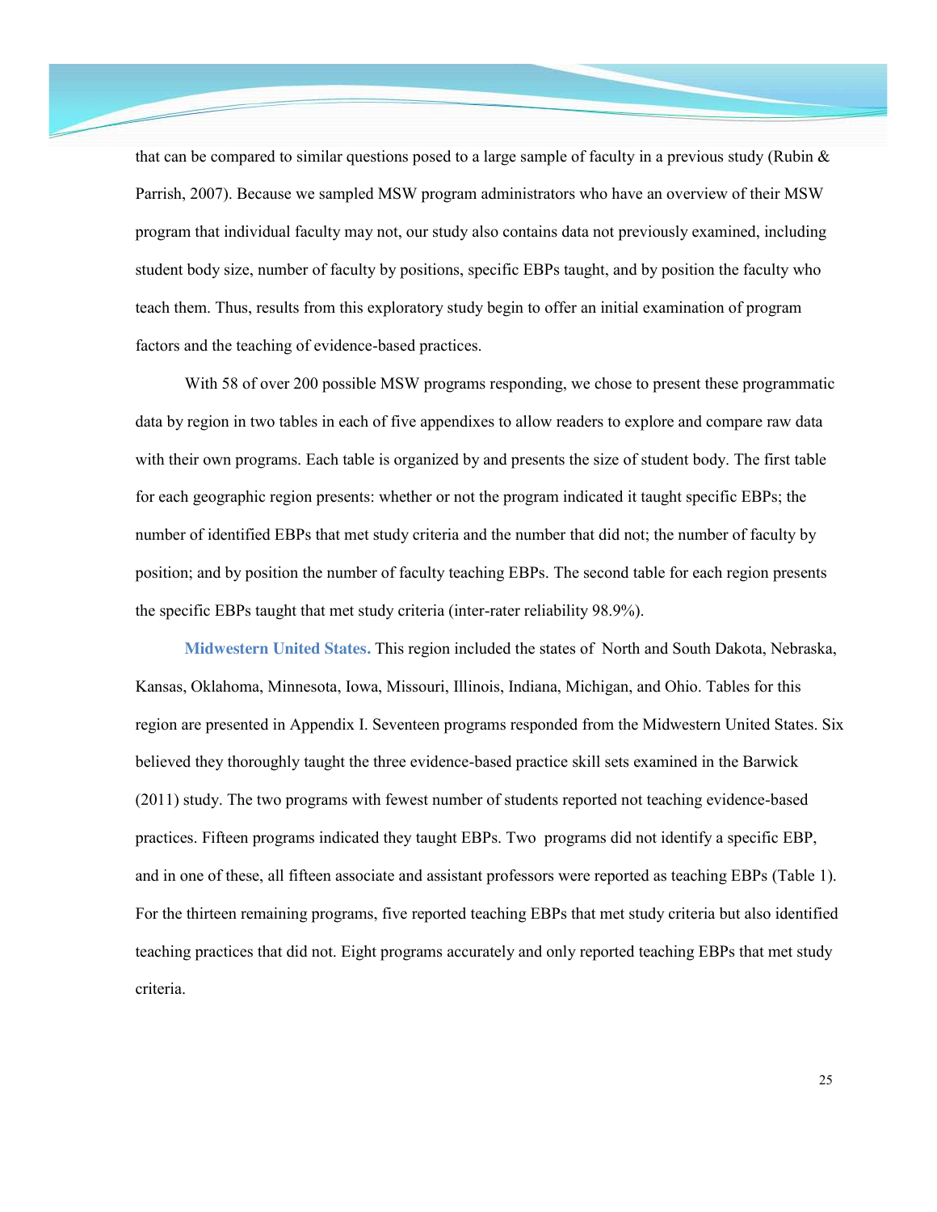that can be compared to similar questions posed to a large sample of faculty in a previous study (Rubin & Parrish, 2007). Because we sampled MSW program administrators who have an overview of their MSW program that individual faculty may not, our study also contains data not previously examined, including student body size, number of faculty by positions, specific EBPs taught, and by position the faculty who teach them. Thus, results from this exploratory study begin to offer an initial examination of program factors and the teaching of evidence-based practices.

With 58 of over 200 possible MSW programs responding, we chose to present these programmatic data by region in two tables in each of five appendixes to allow readers to explore and compare raw data with their own programs. Each table is organized by and presents the size of student body. The first table for each geographic region presents: whether or not the program indicated it taught specific EBPs; the number of identified EBPs that met study criteria and the number that did not; the number of faculty by position; and by position the number of faculty teaching EBPs. The second table for each region presents the specific EBPs taught that met study criteria (inter-rater reliability 98.9%).

**Midwestern United States.** This region included the states of North and South Dakota, Nebraska, Kansas, Oklahoma, Minnesota, Iowa, Missouri, Illinois, Indiana, Michigan, and Ohio. Tables for this region are presented in Appendix I. Seventeen programs responded from the Midwestern United States. Six believed they thoroughly taught the three evidence-based practice skill sets examined in the Barwick (2011) study. The two programs with fewest number of students reported not teaching evidence-based practices. Fifteen programs indicated they taught EBPs. Two programs did not identify a specific EBP, and in one of these, all fifteen associate and assistant professors were reported as teaching EBPs (Table 1). For the thirteen remaining programs, five reported teaching EBPs that met study criteria but also identified teaching practices that did not. Eight programs accurately and only reported teaching EBPs that met study criteria.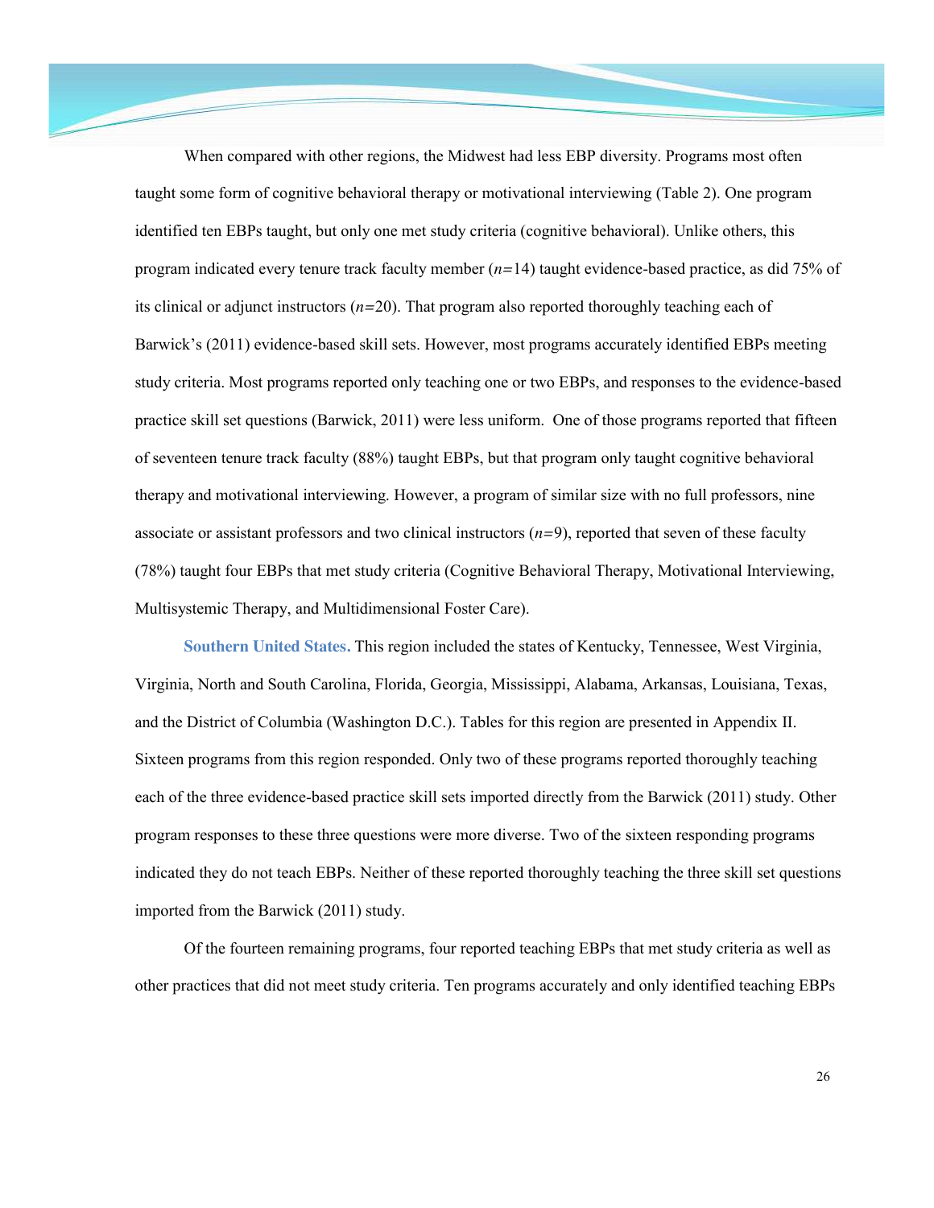When compared with other regions, the Midwest had less EBP diversity. Programs most often taught some form of cognitive behavioral therapy or motivational interviewing (Table 2). One program identified ten EBPs taught, but only one met study criteria (cognitive behavioral). Unlike others, this program indicated every tenure track faculty member ($n$=14) taught evidence-based practice, as did 75% of its clinical or adjunct instructors ($n$=20). That program also reported thoroughly teaching each of Barwick's (2011) evidence-based skill sets. However, most programs accurately identified EBPs meeting study criteria. Most programs reported only teaching one or two EBPs, and responses to the evidence-based practice skill set questions (Barwick, 2011) were less uniform. One of those programs reported that fifteen of seventeen tenure track faculty (88%) taught EBPs, but that program only taught cognitive behavioral therapy and motivational interviewing. However, a program of similar size with no full professors, nine associate or assistant professors and two clinical instructors ($n$=9), reported that seven of these faculty (78%) taught four EBPs that met study criteria (Cognitive Behavioral Therapy, Motivational Interviewing, Multisystemic Therapy, and Multidimensional Foster Care).

**Southern United States.** This region included the states of Kentucky, Tennessee, West Virginia, Virginia, North and South Carolina, Florida, Georgia, Mississippi, Alabama, Arkansas, Louisiana, Texas, and the District of Columbia (Washington D.C.). Tables for this region are presented in Appendix II. Sixteen programs from this region responded. Only two of these programs reported thoroughly teaching each of the three evidence-based practice skill sets imported directly from the Barwick (2011) study. Other program responses to these three questions were more diverse. Two of the sixteen responding programs indicated they do not teach EBPs. Neither of these reported thoroughly teaching the three skill set questions imported from the Barwick (2011) study.

Of the fourteen remaining programs, four reported teaching EBPs that met study criteria as well as other practices that did not meet study criteria. Ten programs accurately and only identified teaching EBPs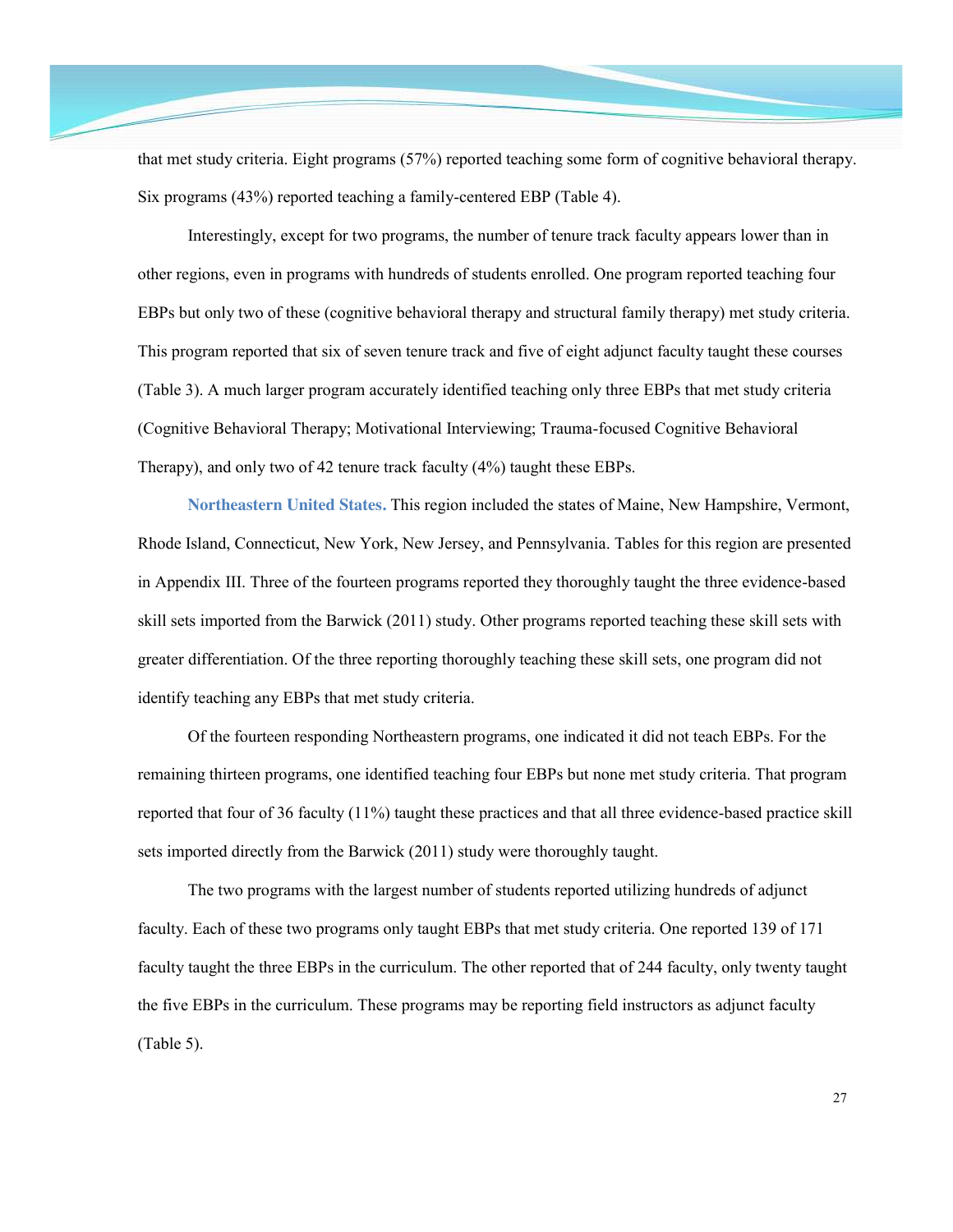that met study criteria. Eight programs (57%) reported teaching some form of cognitive behavioral therapy. Six programs (43%) reported teaching a family-centered EBP (Table 4).

Interestingly, except for two programs, the number of tenure track faculty appears lower than in other regions, even in programs with hundreds of students enrolled. One program reported teaching four EBPs but only two of these (cognitive behavioral therapy and structural family therapy) met study criteria. This program reported that six of seven tenure track and five of eight adjunct faculty taught these courses (Table 3). A much larger program accurately identified teaching only three EBPs that met study criteria (Cognitive Behavioral Therapy; Motivational Interviewing; Trauma-focused Cognitive Behavioral Therapy), and only two of 42 tenure track faculty (4%) taught these EBPs.

**Northeastern United States.** This region included the states of Maine, New Hampshire, Vermont, Rhode Island, Connecticut, New York, New Jersey, and Pennsylvania. Tables for this region are presented in Appendix III. Three of the fourteen programs reported they thoroughly taught the three evidence-based skill sets imported from the Barwick (2011) study. Other programs reported teaching these skill sets with greater differentiation. Of the three reporting thoroughly teaching these skill sets, one program did not identify teaching any EBPs that met study criteria.

Of the fourteen responding Northeastern programs, one indicated it did not teach EBPs. For the remaining thirteen programs, one identified teaching four EBPs but none met study criteria. That program reported that four of 36 faculty (11%) taught these practices and that all three evidence-based practice skill sets imported directly from the Barwick (2011) study were thoroughly taught.

The two programs with the largest number of students reported utilizing hundreds of adjunct faculty. Each of these two programs only taught EBPs that met study criteria. One reported 139 of 171 faculty taught the three EBPs in the curriculum. The other reported that of 244 faculty, only twenty taught the five EBPs in the curriculum. These programs may be reporting field instructors as adjunct faculty (Table 5).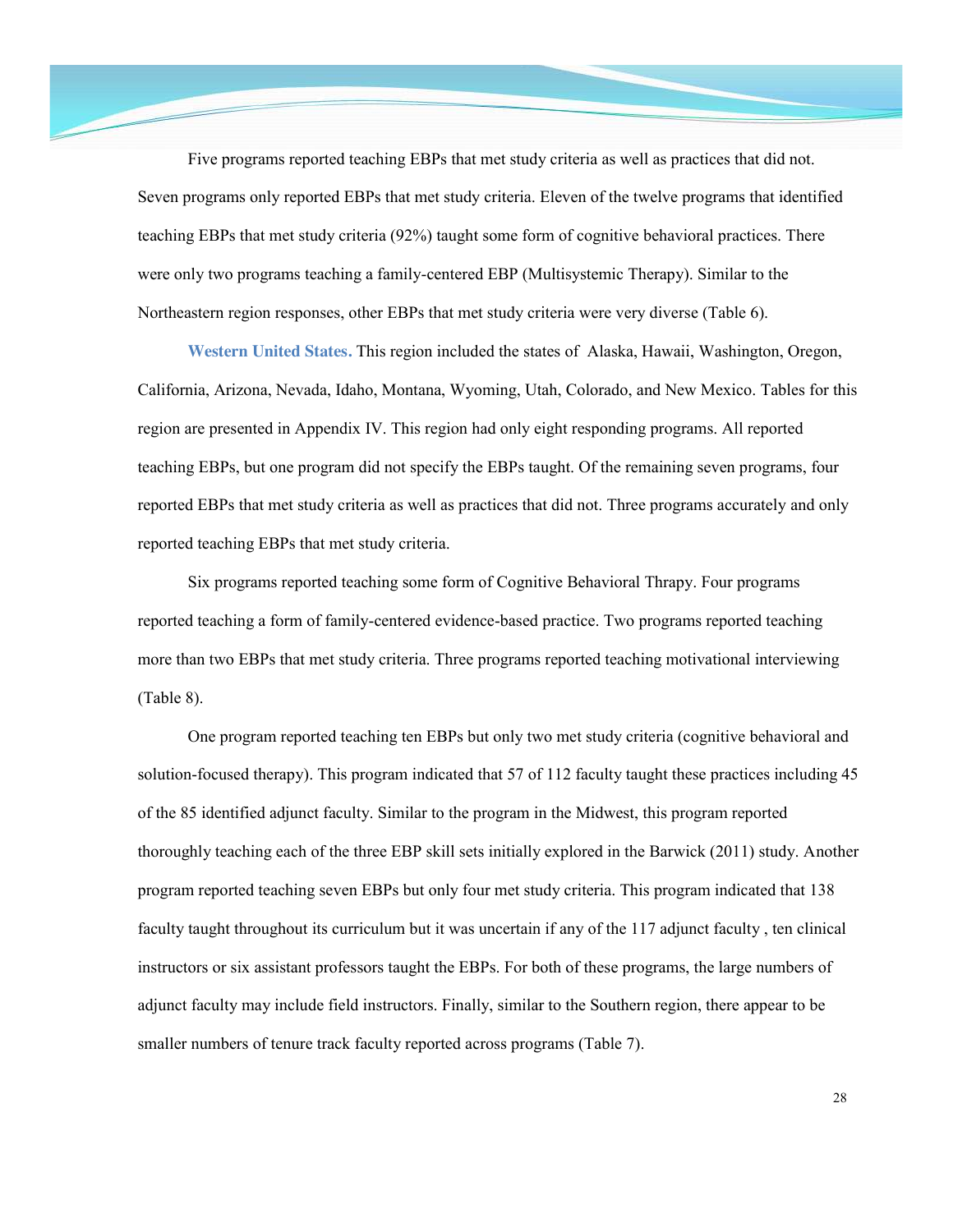Five programs reported teaching EBPs that met study criteria as well as practices that did not. Seven programs only reported EBPs that met study criteria. Eleven of the twelve programs that identified teaching EBPs that met study criteria (92%) taught some form of cognitive behavioral practices. There were only two programs teaching a family-centered EBP (Multisystemic Therapy). Similar to the Northeastern region responses, other EBPs that met study criteria were very diverse (Table 6).

**Western United States.** This region included the states of  Alaska, Hawaii, Washington, Oregon, California, Arizona, Nevada, Idaho, Montana, Wyoming, Utah, Colorado, and New Mexico. Tables for this region are presented in Appendix IV. This region had only eight responding programs. All reported teaching EBPs, but one program did not specify the EBPs taught. Of the remaining seven programs, four reported EBPs that met study criteria as well as practices that did not. Three programs accurately and only reported teaching EBPs that met study criteria.

Six programs reported teaching some form of Cognitive Behavioral Thrapy. Four programs reported teaching a form of family-centered evidence-based practice. Two programs reported teaching more than two EBPs that met study criteria. Three programs reported teaching motivational interviewing (Table 8).

One program reported teaching ten EBPs but only two met study criteria (cognitive behavioral and solution-focused therapy). This program indicated that 57 of 112 faculty taught these practices including 45 of the 85 identified adjunct faculty. Similar to the program in the Midwest, this program reported thoroughly teaching each of the three EBP skill sets initially explored in the Barwick (2011) study. Another program reported teaching seven EBPs but only four met study criteria. This program indicated that 138 faculty taught throughout its curriculum but it was uncertain if any of the 117 adjunct faculty , ten clinical instructors or six assistant professors taught the EBPs. For both of these programs, the large numbers of adjunct faculty may include field instructors. Finally, similar to the Southern region, there appear to be smaller numbers of tenure track faculty reported across programs (Table 7).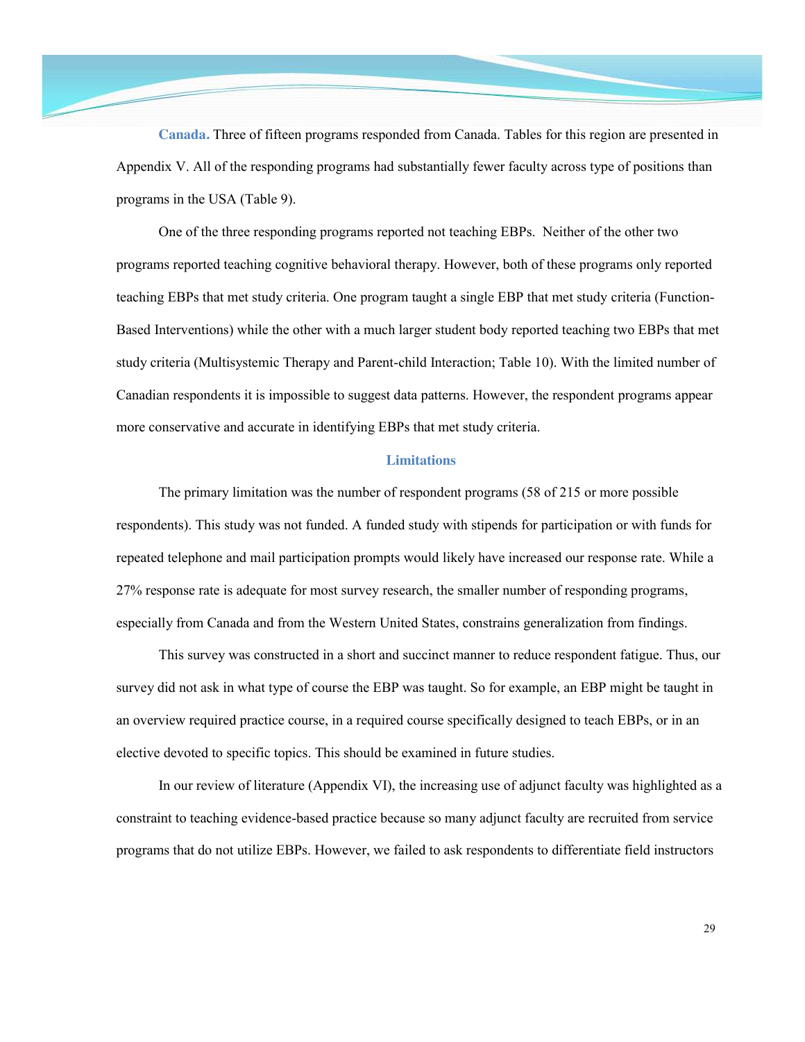**Canada.** Three of fifteen programs responded from Canada. Tables for this region are presented in Appendix V. All of the responding programs had substantially fewer faculty across type of positions than programs in the USA (Table 9).

One of the three responding programs reported not teaching EBPs. Neither of the other two programs reported teaching cognitive behavioral therapy. However, both of these programs only reported teaching EBPs that met study criteria. One program taught a single EBP that met study criteria (Function-Based Interventions) while the other with a much larger student body reported teaching two EBPs that met study criteria (Multisystemic Therapy and Parent-child Interaction; Table 10). With the limited number of Canadian respondents it is impossible to suggest data patterns. However, the respondent programs appear more conservative and accurate in identifying EBPs that met study criteria.

## Limitations

The primary limitation was the number of respondent programs (58 of 215 or more possible respondents). This study was not funded. A funded study with stipends for participation or with funds for repeated telephone and mail participation prompts would likely have increased our response rate. While a 27% response rate is adequate for most survey research, the smaller number of responding programs, especially from Canada and from the Western United States, constrains generalization from findings.

This survey was constructed in a short and succinct manner to reduce respondent fatigue. Thus, our survey did not ask in what type of course the EBP was taught. So for example, an EBP might be taught in an overview required practice course, in a required course specifically designed to teach EBPs, or in an elective devoted to specific topics. This should be examined in future studies.

In our review of literature (Appendix VI), the increasing use of adjunct faculty was highlighted as a constraint to teaching evidence-based practice because so many adjunct faculty are recruited from service programs that do not utilize EBPs. However, we failed to ask respondents to differentiate field instructors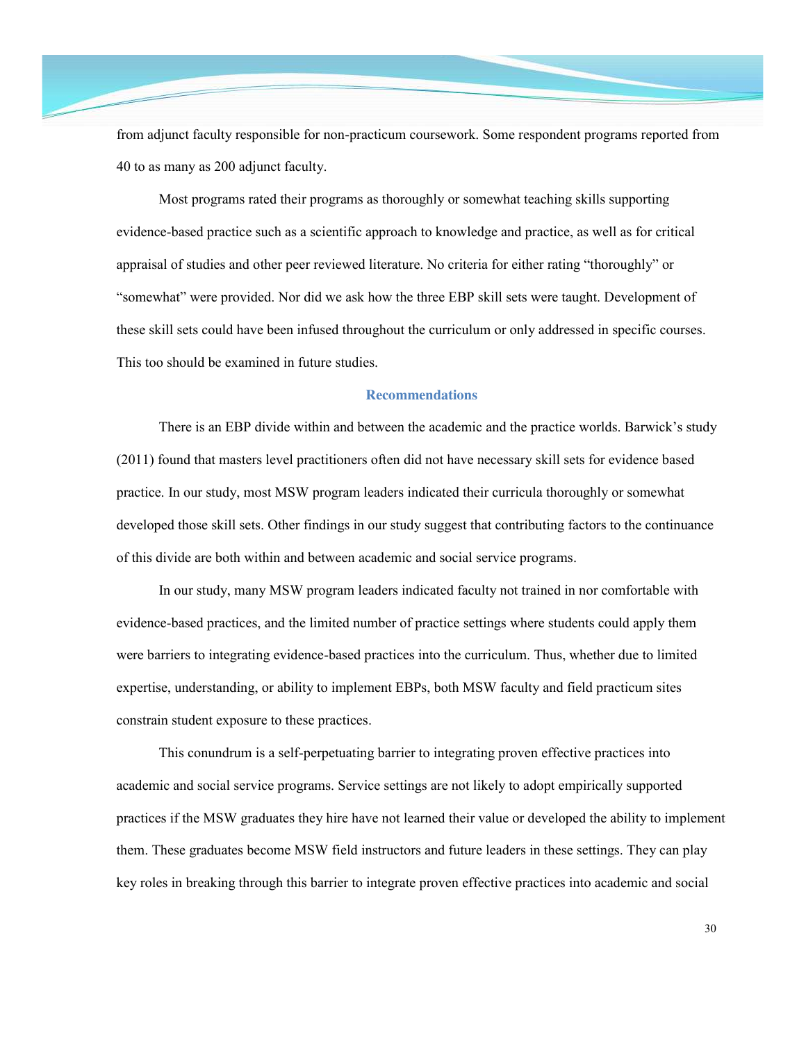from adjunct faculty responsible for non-practicum coursework. Some respondent programs reported from 40 to as many as 200 adjunct faculty.

Most programs rated their programs as thoroughly or somewhat teaching skills supporting evidence-based practice such as a scientific approach to knowledge and practice, as well as for critical appraisal of studies and other peer reviewed literature. No criteria for either rating "thoroughly" or "somewhat" were provided. Nor did we ask how the three EBP skill sets were taught. Development of these skill sets could have been infused throughout the curriculum or only addressed in specific courses. This too should be examined in future studies.

## Recommendations

There is an EBP divide within and between the academic and the practice worlds. Barwick's study (2011) found that masters level practitioners often did not have necessary skill sets for evidence based practice. In our study, most MSW program leaders indicated their curricula thoroughly or somewhat developed those skill sets. Other findings in our study suggest that contributing factors to the continuance of this divide are both within and between academic and social service programs.

In our study, many MSW program leaders indicated faculty not trained in nor comfortable with evidence-based practices, and the limited number of practice settings where students could apply them were barriers to integrating evidence-based practices into the curriculum. Thus, whether due to limited expertise, understanding, or ability to implement EBPs, both MSW faculty and field practicum sites constrain student exposure to these practices.

This conundrum is a self-perpetuating barrier to integrating proven effective practices into academic and social service programs. Service settings are not likely to adopt empirically supported practices if the MSW graduates they hire have not learned their value or developed the ability to implement them. These graduates become MSW field instructors and future leaders in these settings. They can play key roles in breaking through this barrier to integrate proven effective practices into academic and social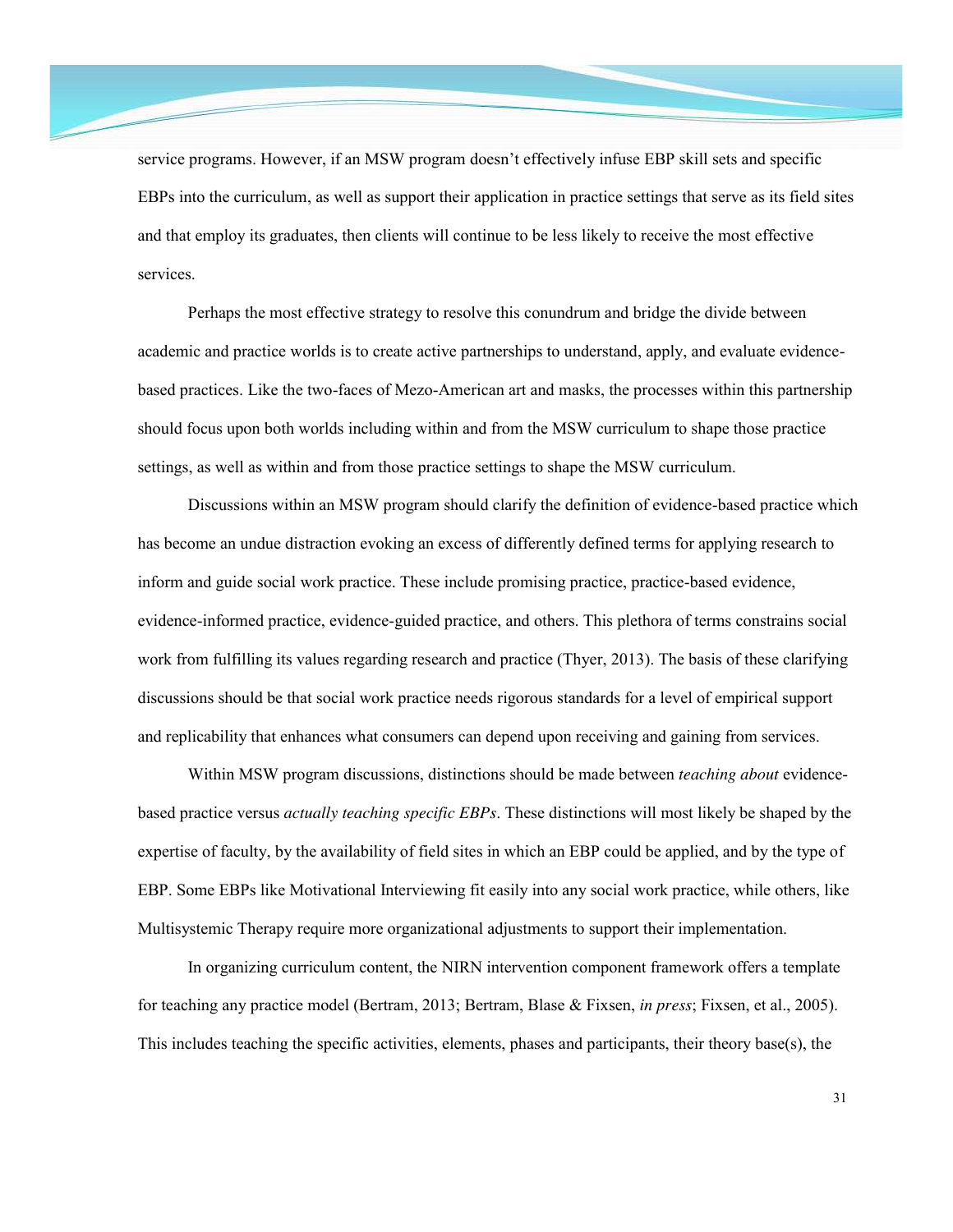service programs. However, if an MSW program doesn't effectively infuse EBP skill sets and specific EBPs into the curriculum, as well as support their application in practice settings that serve as its field sites and that employ its graduates, then clients will continue to be less likely to receive the most effective services.

Perhaps the most effective strategy to resolve this conundrum and bridge the divide between academic and practice worlds is to create active partnerships to understand, apply, and evaluate evidence-based practices. Like the two-faces of Mezo-American art and masks, the processes within this partnership should focus upon both worlds including within and from the MSW curriculum to shape those practice settings, as well as within and from those practice settings to shape the MSW curriculum.

Discussions within an MSW program should clarify the definition of evidence-based practice which has become an undue distraction evoking an excess of differently defined terms for applying research to inform and guide social work practice. These include promising practice, practice-based evidence, evidence-informed practice, evidence-guided practice, and others. This plethora of terms constrains social work from fulfilling its values regarding research and practice (Thyer, 2013). The basis of these clarifying discussions should be that social work practice needs rigorous standards for a level of empirical support and replicability that enhances what consumers can depend upon receiving and gaining from services.

Within MSW program discussions, distinctions should be made between *teaching about* evidence-based practice versus *actually teaching specific EBPs*. These distinctions will most likely be shaped by the expertise of faculty, by the availability of field sites in which an EBP could be applied, and by the type of EBP. Some EBPs like Motivational Interviewing fit easily into any social work practice, while others, like Multisystemic Therapy require more organizational adjustments to support their implementation.

In organizing curriculum content, the NIRN intervention component framework offers a template for teaching any practice model (Bertram, 2013; Bertram, Blase & Fixsen, *in press*; Fixsen, et al., 2005). This includes teaching the specific activities, elements, phases and participants, their theory base(s), the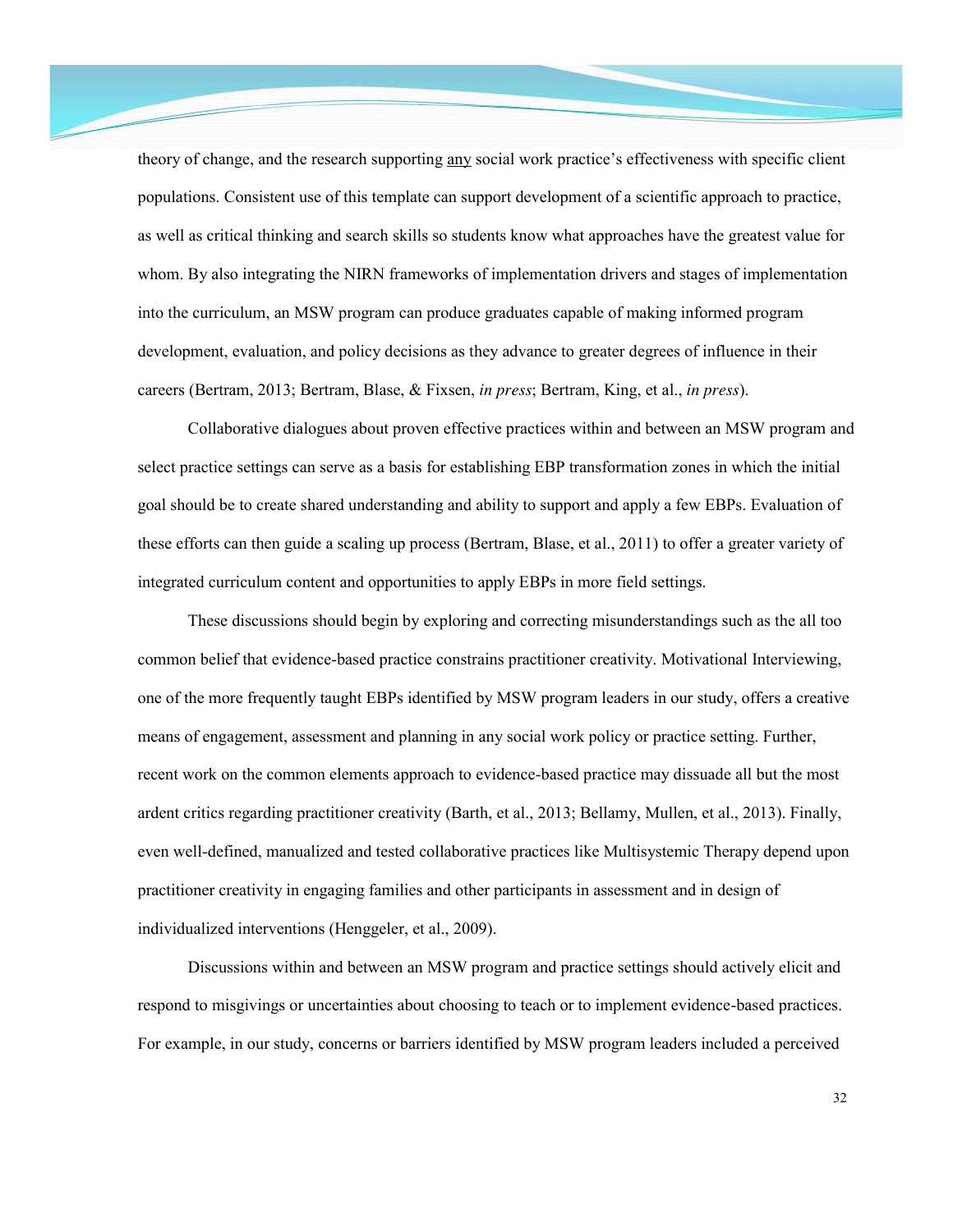theory of change, and the research supporting any social work practice's effectiveness with specific client populations. Consistent use of this template can support development of a scientific approach to practice, as well as critical thinking and search skills so students know what approaches have the greatest value for whom. By also integrating the NIRN frameworks of implementation drivers and stages of implementation into the curriculum, an MSW program can produce graduates capable of making informed program development, evaluation, and policy decisions as they advance to greater degrees of influence in their careers (Bertram, 2013; Bertram, Blase, & Fixsen, *in press*; Bertram, King, et al., *in press*).

Collaborative dialogues about proven effective practices within and between an MSW program and select practice settings can serve as a basis for establishing EBP transformation zones in which the initial goal should be to create shared understanding and ability to support and apply a few EBPs. Evaluation of these efforts can then guide a scaling up process (Bertram, Blase, et al., 2011) to offer a greater variety of integrated curriculum content and opportunities to apply EBPs in more field settings.

These discussions should begin by exploring and correcting misunderstandings such as the all too common belief that evidence-based practice constrains practitioner creativity. Motivational Interviewing, one of the more frequently taught EBPs identified by MSW program leaders in our study, offers a creative means of engagement, assessment and planning in any social work policy or practice setting. Further, recent work on the common elements approach to evidence-based practice may dissuade all but the most ardent critics regarding practitioner creativity (Barth, et al., 2013; Bellamy, Mullen, et al., 2013). Finally, even well-defined, manualized and tested collaborative practices like Multisystemic Therapy depend upon practitioner creativity in engaging families and other participants in assessment and in design of individualized interventions (Henggeler, et al., 2009).

Discussions within and between an MSW program and practice settings should actively elicit and respond to misgivings or uncertainties about choosing to teach or to implement evidence-based practices. For example, in our study, concerns or barriers identified by MSW program leaders included a perceived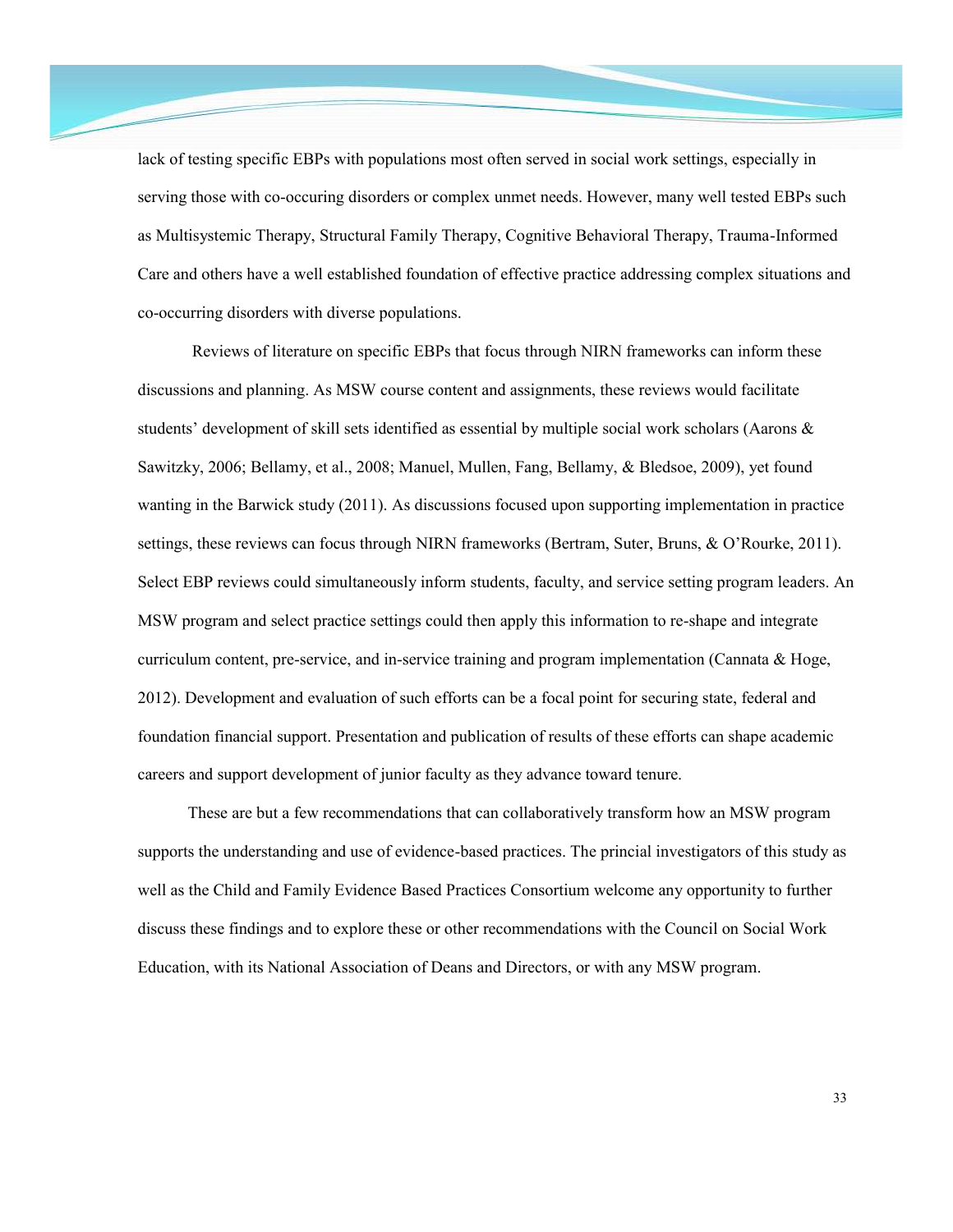lack of testing specific EBPs with populations most often served in social work settings, especially in serving those with co-occuring disorders or complex unmet needs. However, many well tested EBPs such as Multisystemic Therapy, Structural Family Therapy, Cognitive Behavioral Therapy, Trauma-Informed Care and others have a well established foundation of effective practice addressing complex situations and co-occurring disorders with diverse populations.

Reviews of literature on specific EBPs that focus through NIRN frameworks can inform these discussions and planning. As MSW course content and assignments, these reviews would facilitate students' development of skill sets identified as essential by multiple social work scholars (Aarons & Sawitzky, 2006; Bellamy, et al., 2008; Manuel, Mullen, Fang, Bellamy, & Bledsoe, 2009), yet found wanting in the Barwick study (2011). As discussions focused upon supporting implementation in practice settings, these reviews can focus through NIRN frameworks (Bertram, Suter, Bruns, & O'Rourke, 2011). Select EBP reviews could simultaneously inform students, faculty, and service setting program leaders. An MSW program and select practice settings could then apply this information to re-shape and integrate curriculum content, pre-service, and in-service training and program implementation (Cannata & Hoge, 2012). Development and evaluation of such efforts can be a focal point for securing state, federal and foundation financial support. Presentation and publication of results of these efforts can shape academic careers and support development of junior faculty as they advance toward tenure.

These are but a few recommendations that can collaboratively transform how an MSW program supports the understanding and use of evidence-based practices. The princial investigators of this study as well as the Child and Family Evidence Based Practices Consortium welcome any opportunity to further discuss these findings and to explore these or other recommendations with the Council on Social Work Education, with its National Association of Deans and Directors, or with any MSW program.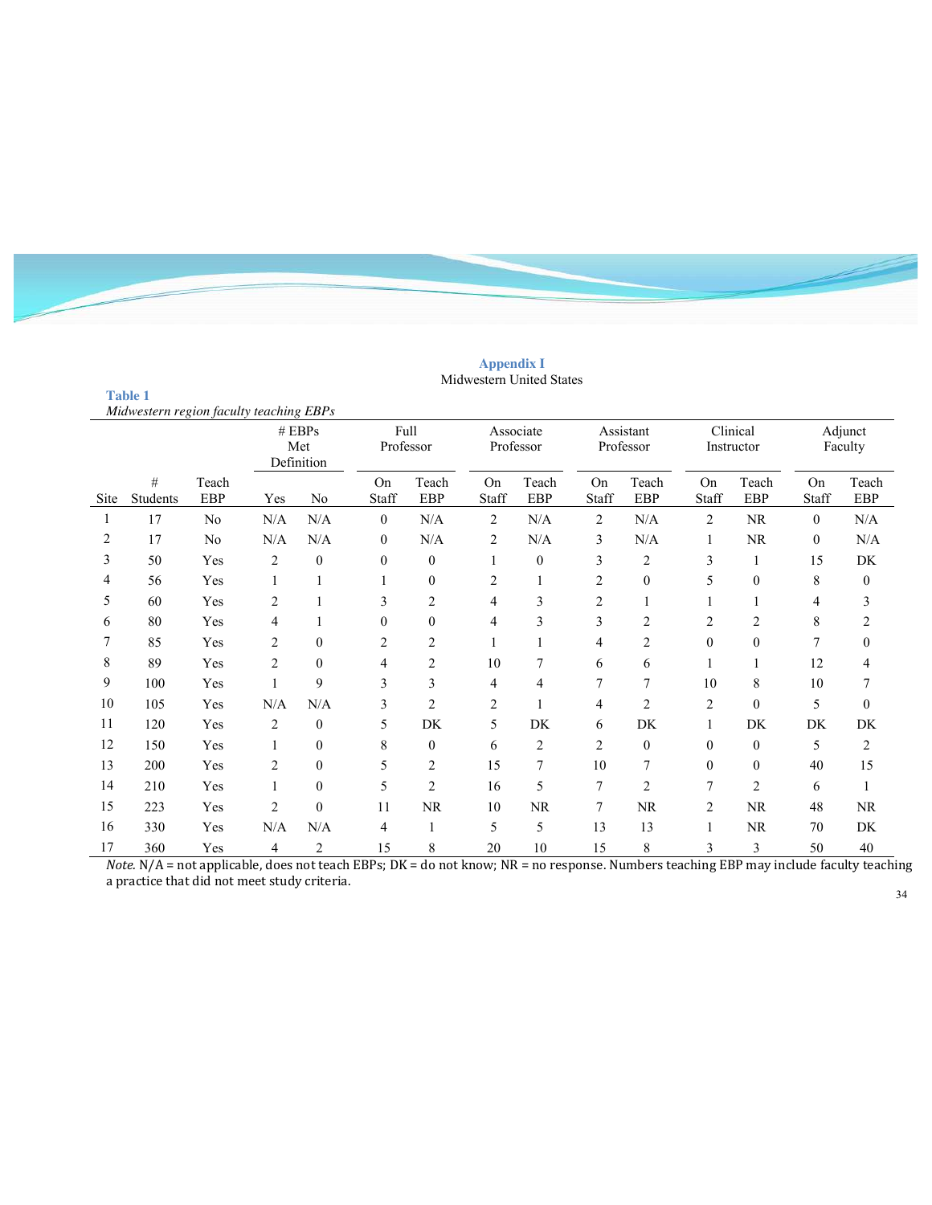## Appendix I

Midwestern United States

**Table 1**

*Midwestern region faculty teaching EBPs*

| | | | # EBPs Met Definition | | Full Professor | | Associate Professor | | Assistant Professor | | Clinical Instructor | | Adjunct Faculty | |
|---|---|---|---|---|---|---|---|---|---|---|---|---|---|---|
| Site | # Students | Teach EBP | Yes | No | On Staff | Teach EBP | On Staff | Teach EBP | On Staff | Teach EBP | On Staff | Teach EBP | On Staff | Teach EBP |
| 1 | 17 | No | N/A | N/A | 0 | N/A | 2 | N/A | 2 | N/A | 2 | NR | 0 | N/A |
| 2 | 17 | No | N/A | N/A | 0 | N/A | 2 | N/A | 3 | N/A | 1 | NR | 0 | N/A |
| 3 | 50 | Yes | 2 | 0 | 0 | 0 | 1 | 0 | 3 | 2 | 3 | 1 | 15 | DK |
| 4 | 56 | Yes | 1 | 1 | 1 | 0 | 2 | 1 | 2 | 0 | 5 | 0 | 8 | 0 |
| 5 | 60 | Yes | 2 | 1 | 3 | 2 | 4 | 3 | 2 | 1 | 1 | 1 | 4 | 3 |
| 6 | 80 | Yes | 4 | 1 | 0 | 0 | 4 | 3 | 3 | 2 | 2 | 2 | 8 | 2 |
| 7 | 85 | Yes | 2 | 0 | 2 | 2 | 1 | 1 | 4 | 2 | 0 | 0 | 7 | 0 |
| 8 | 89 | Yes | 2 | 0 | 4 | 2 | 10 | 7 | 6 | 6 | 1 | 1 | 12 | 4 |
| 9 | 100 | Yes | 1 | 9 | 3 | 3 | 4 | 4 | 7 | 7 | 10 | 8 | 10 | 7 |
| 10 | 105 | Yes | N/A | N/A | 3 | 2 | 2 | 1 | 4 | 2 | 2 | 0 | 5 | 0 |
| 11 | 120 | Yes | 2 | 0 | 5 | DK | 5 | DK | 6 | DK | 1 | DK | DK | DK |
| 12 | 150 | Yes | 1 | 0 | 8 | 0 | 6 | 2 | 2 | 0 | 0 | 0 | 5 | 2 |
| 13 | 200 | Yes | 2 | 0 | 5 | 2 | 15 | 7 | 10 | 7 | 0 | 0 | 40 | 15 |
| 14 | 210 | Yes | 1 | 0 | 5 | 2 | 16 | 5 | 7 | 2 | 7 | 2 | 6 | 1 |
| 15 | 223 | Yes | 2 | 0 | 11 | NR | 10 | NR | 7 | NR | 2 | NR | 48 | NR |
| 16 | 330 | Yes | N/A | N/A | 4 | 1 | 5 | 5 | 13 | 13 | 1 | NR | 70 | DK |
| 17 | 360 | Yes | 4 | 2 | 15 | 8 | 20 | 10 | 15 | 8 | 3 | 3 | 50 | 40 |

*Note.* N/A = not applicable, does not teach EBPs; DK = do not know; NR = no response. Numbers teaching EBP may include faculty teaching a practice that did not meet study criteria.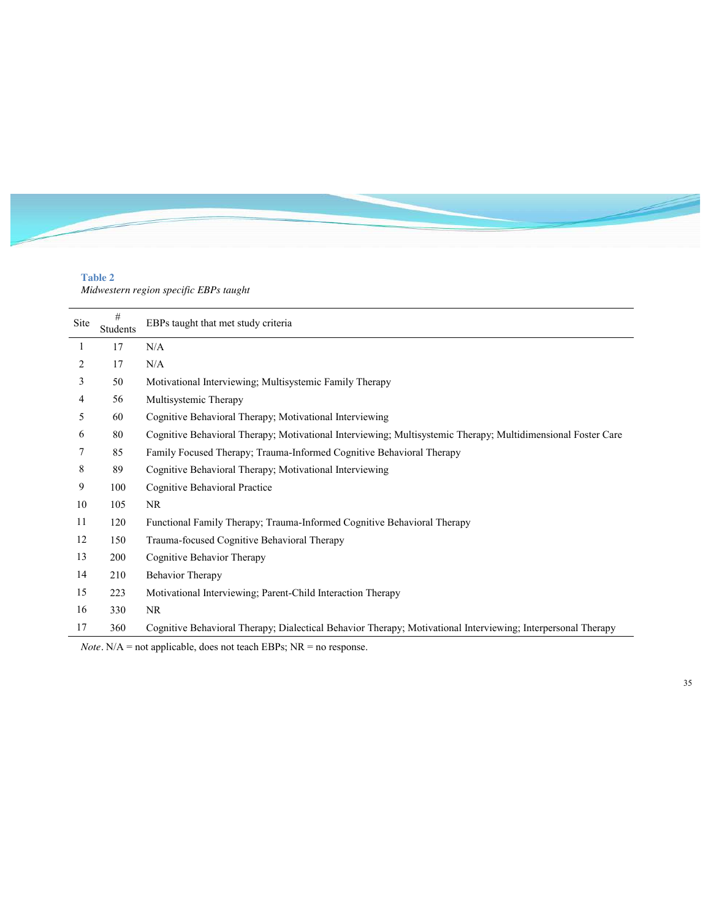**Table 2**
*Midwestern region specific EBPs taught*

| Site | # Students | EBPs taught that met study criteria |
|---|---|---|
| 1 | 17 | N/A |
| 2 | 17 | N/A |
| 3 | 50 | Motivational Interviewing; Multisystemic Family Therapy |
| 4 | 56 | Multisystemic Therapy |
| 5 | 60 | Cognitive Behavioral Therapy; Motivational Interviewing |
| 6 | 80 | Cognitive Behavioral Therapy; Motivational Interviewing; Multisystemic Therapy; Multidimensional Foster Care |
| 7 | 85 | Family Focused Therapy; Trauma-Informed Cognitive Behavioral Therapy |
| 8 | 89 | Cognitive Behavioral Therapy; Motivational Interviewing |
| 9 | 100 | Cognitive Behavioral Practice |
| 10 | 105 | NR |
| 11 | 120 | Functional Family Therapy; Trauma-Informed Cognitive Behavioral Therapy |
| 12 | 150 | Trauma-focused Cognitive Behavioral Therapy |
| 13 | 200 | Cognitive Behavior Therapy |
| 14 | 210 | Behavior Therapy |
| 15 | 223 | Motivational Interviewing; Parent-Child Interaction Therapy |
| 16 | 330 | NR |
| 17 | 360 | Cognitive Behavioral Therapy; Dialectical Behavior Therapy; Motivational Interviewing; Interpersonal Therapy |

*Note*. N/A = not applicable, does not teach EBPs; NR = no response.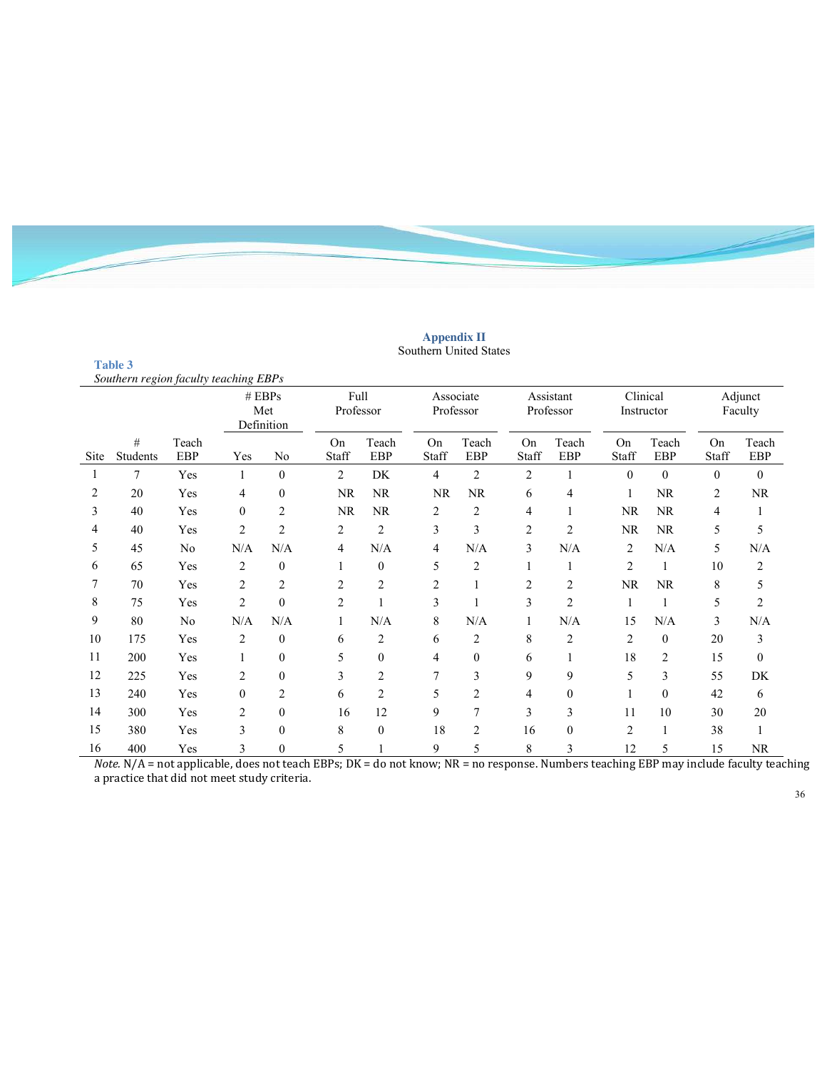**Appendix II**
Southern United States

**Table 3**
*Southern region faculty teaching EBPs*

| | | | # EBPs Met Definition | | Full Professor | | Associate Professor | | Assistant Professor | | Clinical Instructor | | Adjunct Faculty | |
|---|---|---|---|---|---|---|---|---|---|---|---|---|---|---|
| Site | # Students | Teach EBP | Yes | No | On Staff | Teach EBP | On Staff | Teach EBP | On Staff | Teach EBP | On Staff | Teach EBP | On Staff | Teach EBP |
| 1 | 7 | Yes | 1 | 0 | 2 | DK | 4 | 2 | 2 | 1 | 0 | 0 | 0 | 0 |
| 2 | 20 | Yes | 4 | 0 | NR | NR | NR | NR | 6 | 4 | 1 | NR | 2 | NR |
| 3 | 40 | Yes | 0 | 2 | NR | NR | 2 | 2 | 4 | 1 | NR | NR | 4 | 1 |
| 4 | 40 | Yes | 2 | 2 | 2 | 2 | 3 | 3 | 2 | 2 | NR | NR | 5 | 5 |
| 5 | 45 | No | N/A | N/A | 4 | N/A | 4 | N/A | 3 | N/A | 2 | N/A | 5 | N/A |
| 6 | 65 | Yes | 2 | 0 | 1 | 0 | 5 | 2 | 1 | 1 | 2 | 1 | 10 | 2 |
| 7 | 70 | Yes | 2 | 2 | 2 | 2 | 2 | 1 | 2 | 2 | NR | NR | 8 | 5 |
| 8 | 75 | Yes | 2 | 0 | 2 | 1 | 3 | 1 | 3 | 2 | 1 | 1 | 5 | 2 |
| 9 | 80 | No | N/A | N/A | 1 | N/A | 8 | N/A | 1 | N/A | 15 | N/A | 3 | N/A |
| 10 | 175 | Yes | 2 | 0 | 6 | 2 | 6 | 2 | 8 | 2 | 2 | 0 | 20 | 3 |
| 11 | 200 | Yes | 1 | 0 | 5 | 0 | 4 | 0 | 6 | 1 | 18 | 2 | 15 | 0 |
| 12 | 225 | Yes | 2 | 0 | 3 | 2 | 7 | 3 | 9 | 9 | 5 | 3 | 55 | DK |
| 13 | 240 | Yes | 0 | 2 | 6 | 2 | 5 | 2 | 4 | 0 | 1 | 0 | 42 | 6 |
| 14 | 300 | Yes | 2 | 0 | 16 | 12 | 9 | 7 | 3 | 3 | 11 | 10 | 30 | 20 |
| 15 | 380 | Yes | 3 | 0 | 8 | 0 | 18 | 2 | 16 | 0 | 2 | 1 | 38 | 1 |
| 16 | 400 | Yes | 3 | 0 | 5 | 1 | 9 | 5 | 8 | 3 | 12 | 5 | 15 | NR |

*Note.* N/A = not applicable, does not teach EBPs; DK = do not know; NR = no response. Numbers teaching EBP may include faculty teaching a practice that did not meet study criteria.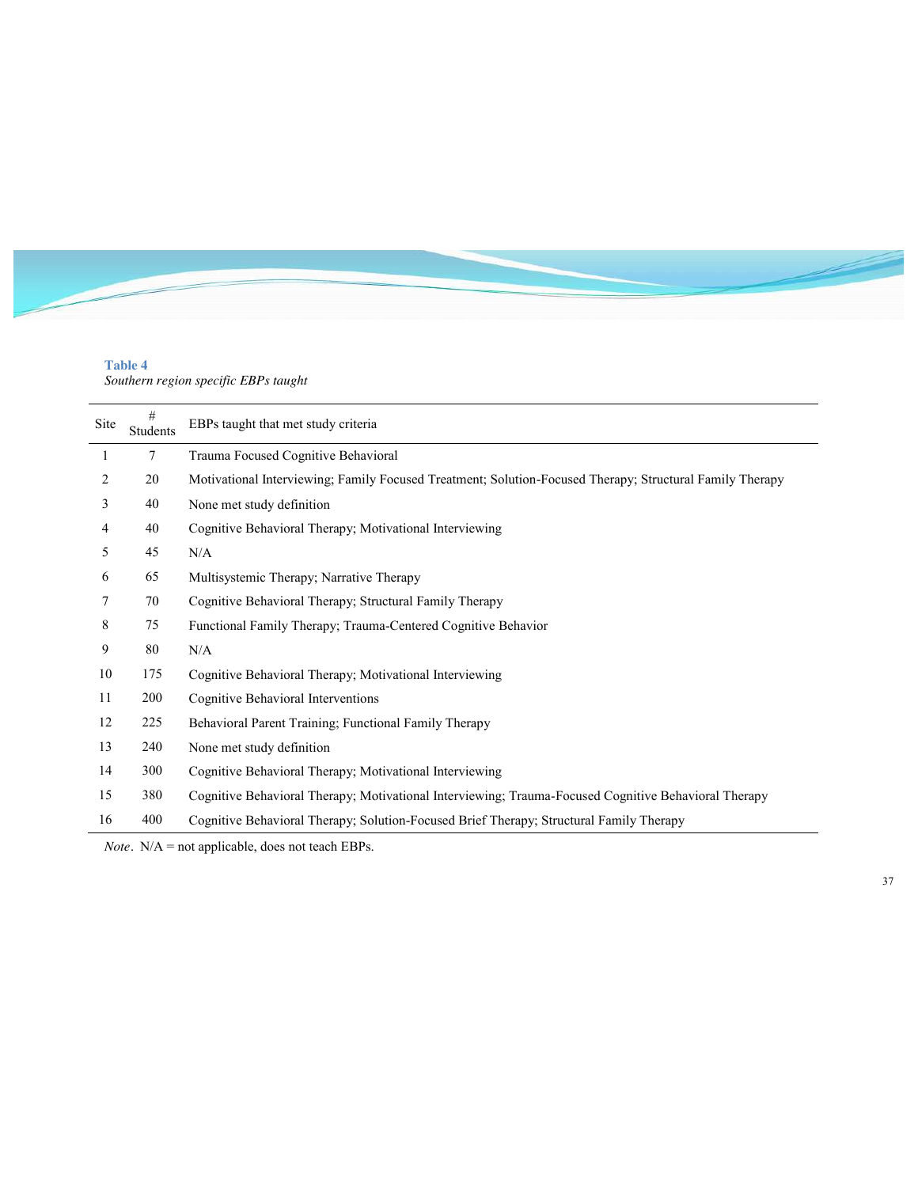**Table 4**

*Southern region specific EBPs taught*

| Site | # Students | EBPs taught that met study criteria |
|---|---|---|
| 1 | 7 | Trauma Focused Cognitive Behavioral |
| 2 | 20 | Motivational Interviewing; Family Focused Treatment; Solution-Focused Therapy; Structural Family Therapy |
| 3 | 40 | None met study definition |
| 4 | 40 | Cognitive Behavioral Therapy; Motivational Interviewing |
| 5 | 45 | N/A |
| 6 | 65 | Multisystemic Therapy; Narrative Therapy |
| 7 | 70 | Cognitive Behavioral Therapy; Structural Family Therapy |
| 8 | 75 | Functional Family Therapy; Trauma-Centered Cognitive Behavior |
| 9 | 80 | N/A |
| 10 | 175 | Cognitive Behavioral Therapy; Motivational Interviewing |
| 11 | 200 | Cognitive Behavioral Interventions |
| 12 | 225 | Behavioral Parent Training; Functional Family Therapy |
| 13 | 240 | None met study definition |
| 14 | 300 | Cognitive Behavioral Therapy; Motivational Interviewing |
| 15 | 380 | Cognitive Behavioral Therapy; Motivational Interviewing; Trauma-Focused Cognitive Behavioral Therapy |
| 16 | 400 | Cognitive Behavioral Therapy; Solution-Focused Brief Therapy; Structural Family Therapy |

*Note*. N/A = not applicable, does not teach EBPs.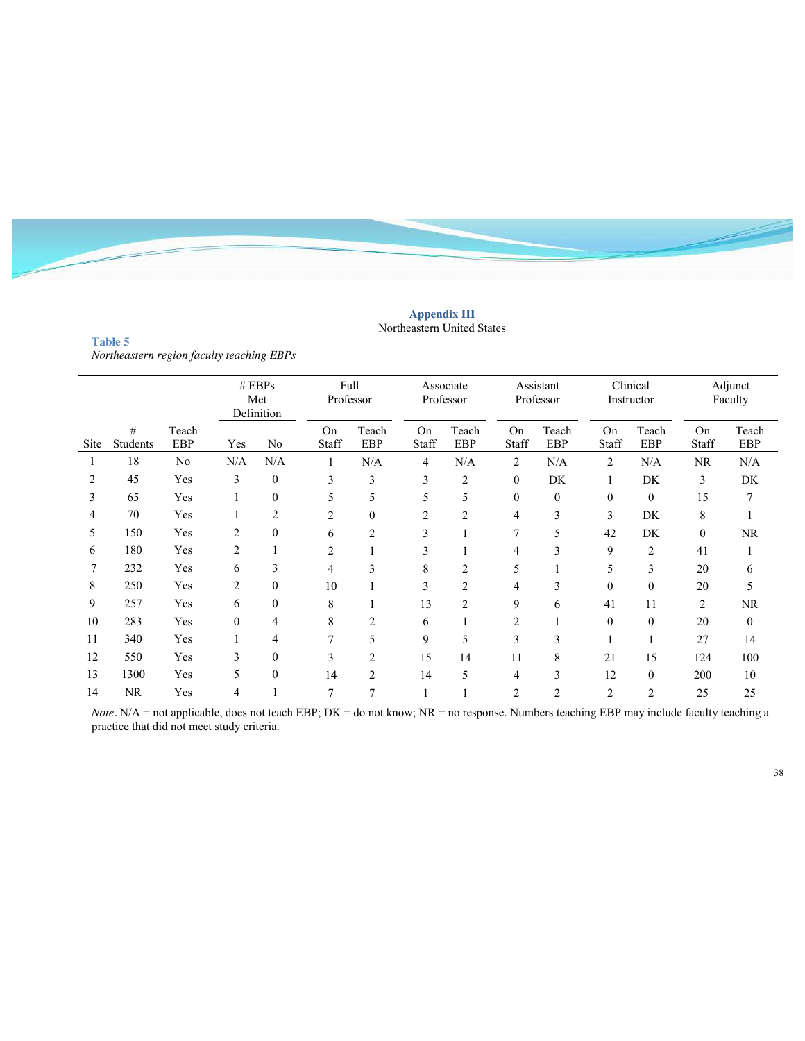## Appendix III

Northeastern United States

**Table 5**

*Northeastern region faculty teaching EBPs*

| | | | # EBPs Met Definition | | Full Professor | | Associate Professor | | Assistant Professor | | Clinical Instructor | | Adjunct Faculty | |
|---|---|---|---|---|---|---|---|---|---|---|---|---|---|---|
| Site | # Students | Teach EBP | Yes | No | On Staff | Teach EBP | On Staff | Teach EBP | On Staff | Teach EBP | On Staff | Teach EBP | On Staff | Teach EBP |
| 1 | 18 | No | N/A | N/A | 1 | N/A | 4 | N/A | 2 | N/A | 2 | N/A | NR | N/A |
| 2 | 45 | Yes | 3 | 0 | 3 | 3 | 3 | 2 | 0 | DK | 1 | DK | 3 | DK |
| 3 | 65 | Yes | 1 | 0 | 5 | 5 | 5 | 5 | 0 | 0 | 0 | 0 | 15 | 7 |
| 4 | 70 | Yes | 1 | 2 | 2 | 0 | 2 | 2 | 4 | 3 | 3 | DK | 8 | 1 |
| 5 | 150 | Yes | 2 | 0 | 6 | 2 | 3 | 1 | 7 | 5 | 42 | DK | 0 | NR |
| 6 | 180 | Yes | 2 | 1 | 2 | 1 | 3 | 1 | 4 | 3 | 9 | 2 | 41 | 1 |
| 7 | 232 | Yes | 6 | 3 | 4 | 3 | 8 | 2 | 5 | 1 | 5 | 3 | 20 | 6 |
| 8 | 250 | Yes | 2 | 0 | 10 | 1 | 3 | 2 | 4 | 3 | 0 | 0 | 20 | 5 |
| 9 | 257 | Yes | 6 | 0 | 8 | 1 | 13 | 2 | 9 | 6 | 41 | 11 | 2 | NR |
| 10 | 283 | Yes | 0 | 4 | 8 | 2 | 6 | 1 | 2 | 1 | 0 | 0 | 20 | 0 |
| 11 | 340 | Yes | 1 | 4 | 7 | 5 | 9 | 5 | 3 | 3 | 1 | 1 | 27 | 14 |
| 12 | 550 | Yes | 3 | 0 | 3 | 2 | 15 | 14 | 11 | 8 | 21 | 15 | 124 | 100 |
| 13 | 1300 | Yes | 5 | 0 | 14 | 2 | 14 | 5 | 4 | 3 | 12 | 0 | 200 | 10 |
| 14 | NR | Yes | 4 | 1 | 7 | 7 | 1 | 1 | 2 | 2 | 2 | 2 | 25 | 25 |

*Note*. N/A = not applicable, does not teach EBP; DK = do not know; NR = no response. Numbers teaching EBP may include faculty teaching a practice that did not meet study criteria.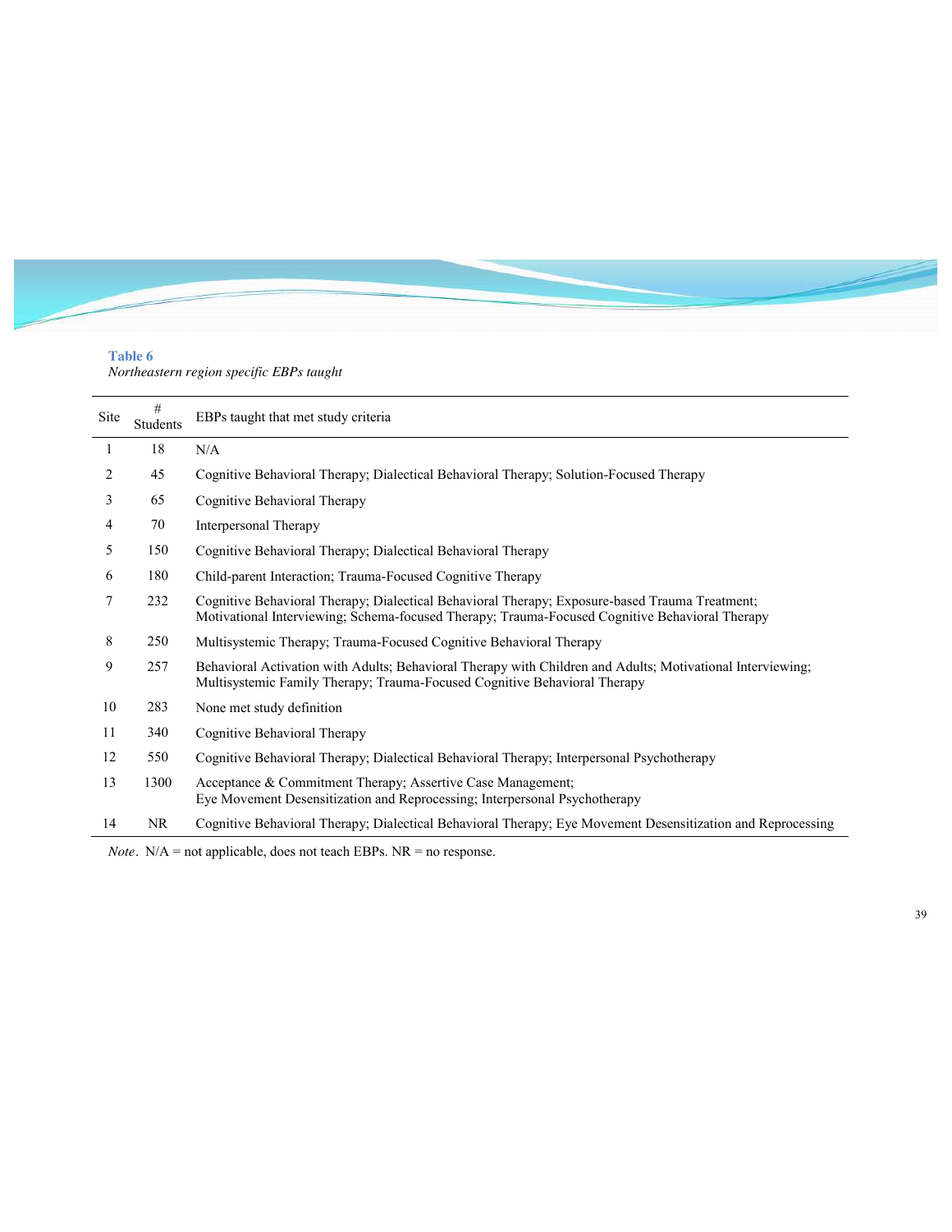**Table 6**

*Northeastern region specific EBPs taught*

| Site | # Students | EBPs taught that met study criteria |
|---|---|---|
| 1 | 18 | N/A |
| 2 | 45 | Cognitive Behavioral Therapy; Dialectical Behavioral Therapy; Solution-Focused Therapy |
| 3 | 65 | Cognitive Behavioral Therapy |
| 4 | 70 | Interpersonal Therapy |
| 5 | 150 | Cognitive Behavioral Therapy; Dialectical Behavioral Therapy |
| 6 | 180 | Child-parent Interaction; Trauma-Focused Cognitive Therapy |
| 7 | 232 | Cognitive Behavioral Therapy; Dialectical Behavioral Therapy; Exposure-based Trauma Treatment; Motivational Interviewing; Schema-focused Therapy; Trauma-Focused Cognitive Behavioral Therapy |
| 8 | 250 | Multisystemic Therapy; Trauma-Focused Cognitive Behavioral Therapy |
| 9 | 257 | Behavioral Activation with Adults; Behavioral Therapy with Children and Adults; Motivational Interviewing; Multisystemic Family Therapy; Trauma-Focused Cognitive Behavioral Therapy |
| 10 | 283 | None met study definition |
| 11 | 340 | Cognitive Behavioral Therapy |
| 12 | 550 | Cognitive Behavioral Therapy; Dialectical Behavioral Therapy; Interpersonal Psychotherapy |
| 13 | 1300 | Acceptance & Commitment Therapy; Assertive Case Management; Eye Movement Desensitization and Reprocessing; Interpersonal Psychotherapy |
| 14 | NR | Cognitive Behavioral Therapy; Dialectical Behavioral Therapy; Eye Movement Desensitization and Reprocessing |

*Note*. N/A = not applicable, does not teach EBPs. NR = no response.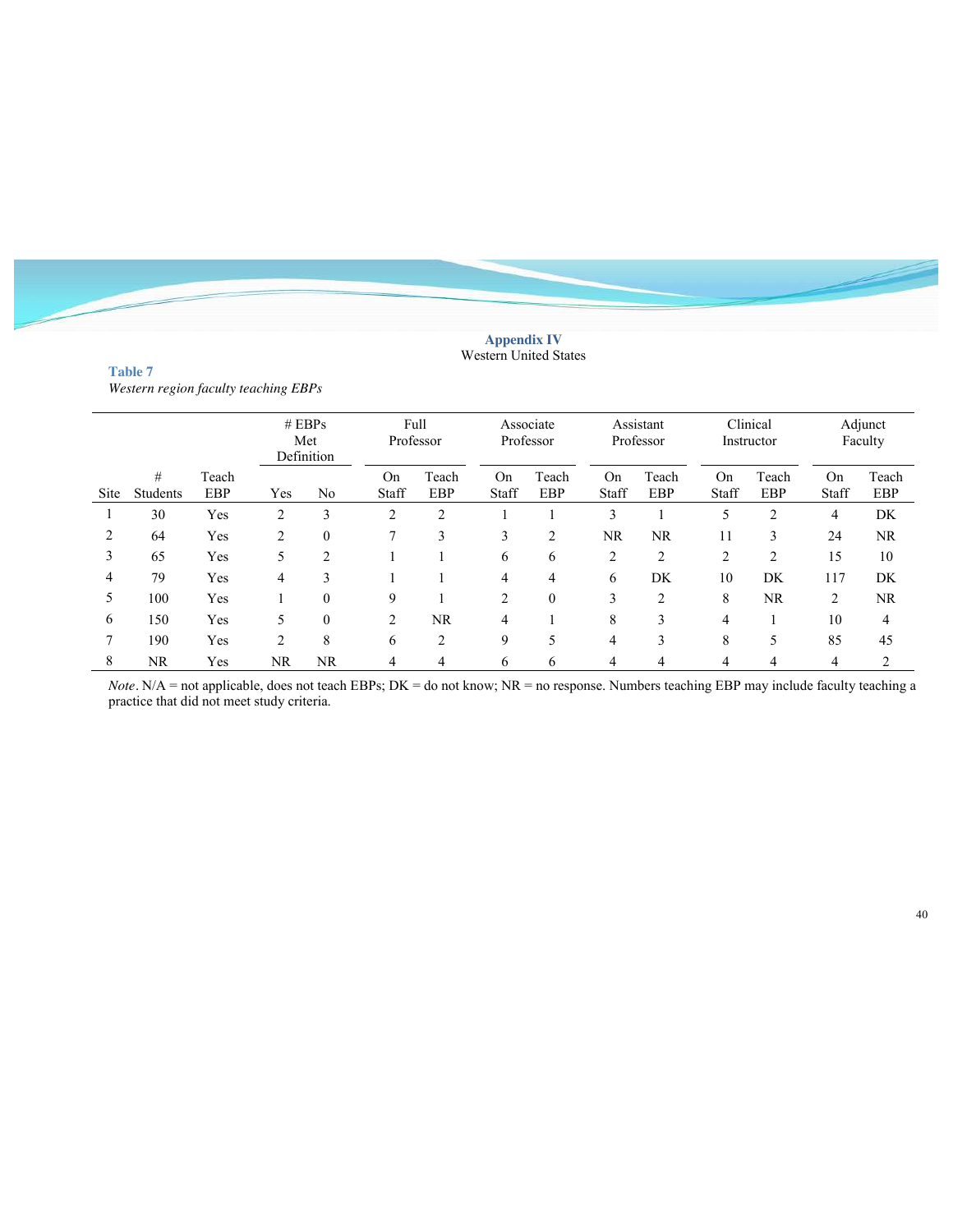**Appendix IV**
Western United States

**Table 7**
*Western region faculty teaching EBPs*

| | | | # EBPs Met Definition | | Full Professor | | Associate Professor | | Assistant Professor | | Clinical Instructor | | Adjunct Faculty | |
|---|---|---|---|---|---|---|---|---|---|---|---|---|---|---|
| Site | # Students | Teach EBP | Yes | No | On Staff | Teach EBP | On Staff | Teach EBP | On Staff | Teach EBP | On Staff | Teach EBP | On Staff | Teach EBP |
| 1 | 30 | Yes | 2 | 3 | 2 | 2 | 1 | 1 | 3 | 1 | 5 | 2 | 4 | DK |
| 2 | 64 | Yes | 2 | 0 | 7 | 3 | 3 | 2 | NR | NR | 11 | 3 | 24 | NR |
| 3 | 65 | Yes | 5 | 2 | 1 | 1 | 6 | 6 | 2 | 2 | 2 | 2 | 15 | 10 |
| 4 | 79 | Yes | 4 | 3 | 1 | 1 | 4 | 4 | 6 | DK | 10 | DK | 117 | DK |
| 5 | 100 | Yes | 1 | 0 | 9 | 1 | 2 | 0 | 3 | 2 | 8 | NR | 2 | NR |
| 6 | 150 | Yes | 5 | 0 | 2 | NR | 4 | 1 | 8 | 3 | 4 | 1 | 10 | 4 |
| 7 | 190 | Yes | 2 | 8 | 6 | 2 | 9 | 5 | 4 | 3 | 8 | 5 | 85 | 45 |
| 8 | NR | Yes | NR | NR | 4 | 4 | 6 | 6 | 4 | 4 | 4 | 4 | 4 | 2 |

*Note*. N/A = not applicable, does not teach EBPs; DK = do not know; NR = no response. Numbers teaching EBP may include faculty teaching a practice that did not meet study criteria.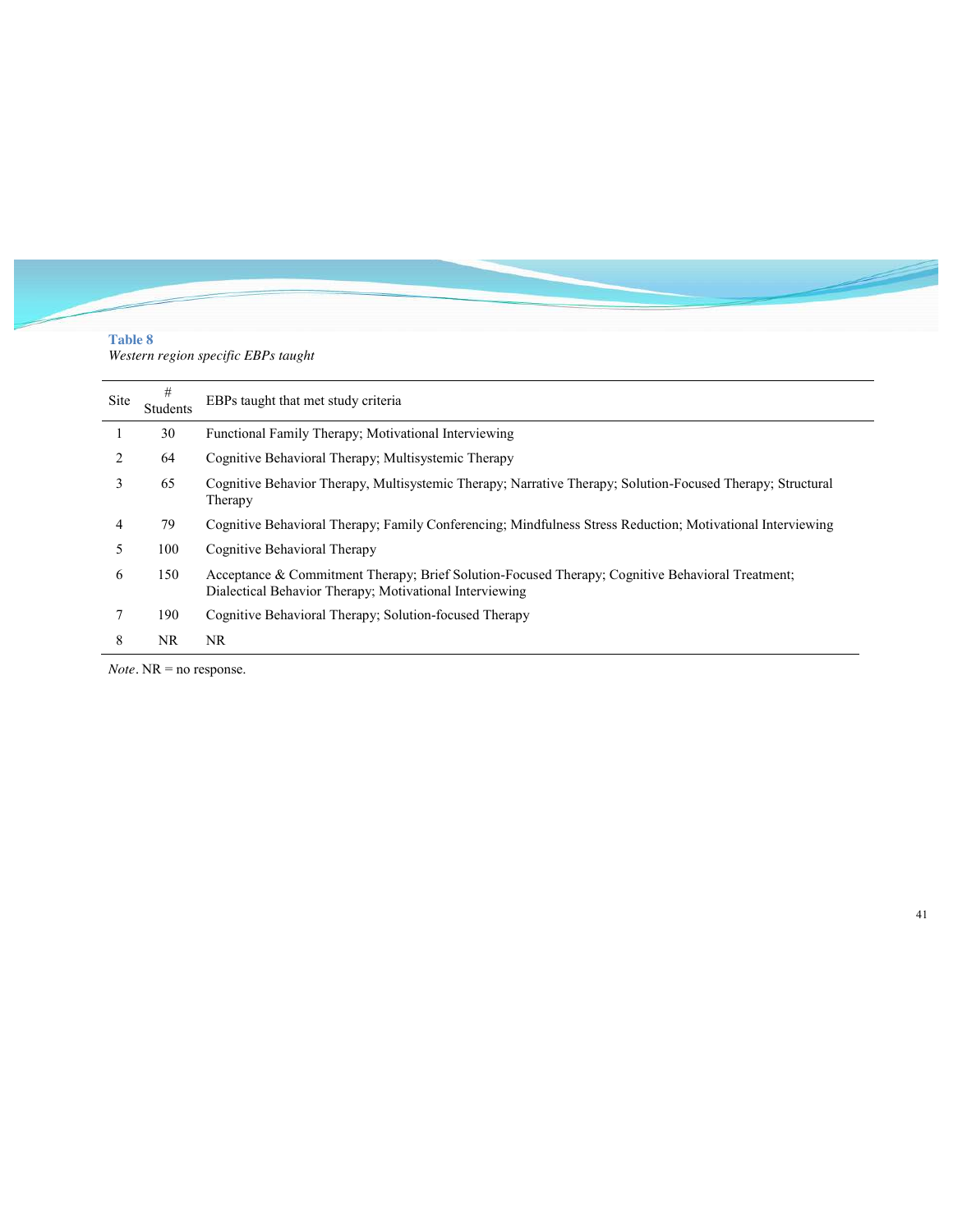**Table 8**
*Western region specific EBPs taught*

| Site | # Students | EBPs taught that met study criteria |
|---|---|---|
| 1 | 30 | Functional Family Therapy; Motivational Interviewing |
| 2 | 64 | Cognitive Behavioral Therapy; Multisystemic Therapy |
| 3 | 65 | Cognitive Behavior Therapy, Multisystemic Therapy; Narrative Therapy; Solution-Focused Therapy; Structural Therapy |
| 4 | 79 | Cognitive Behavioral Therapy; Family Conferencing; Mindfulness Stress Reduction; Motivational Interviewing |
| 5 | 100 | Cognitive Behavioral Therapy |
| 6 | 150 | Acceptance & Commitment Therapy; Brief Solution-Focused Therapy; Cognitive Behavioral Treatment; Dialectical Behavior Therapy; Motivational Interviewing |
| 7 | 190 | Cognitive Behavioral Therapy; Solution-focused Therapy |
| 8 | NR | NR |

*Note*. NR = no response.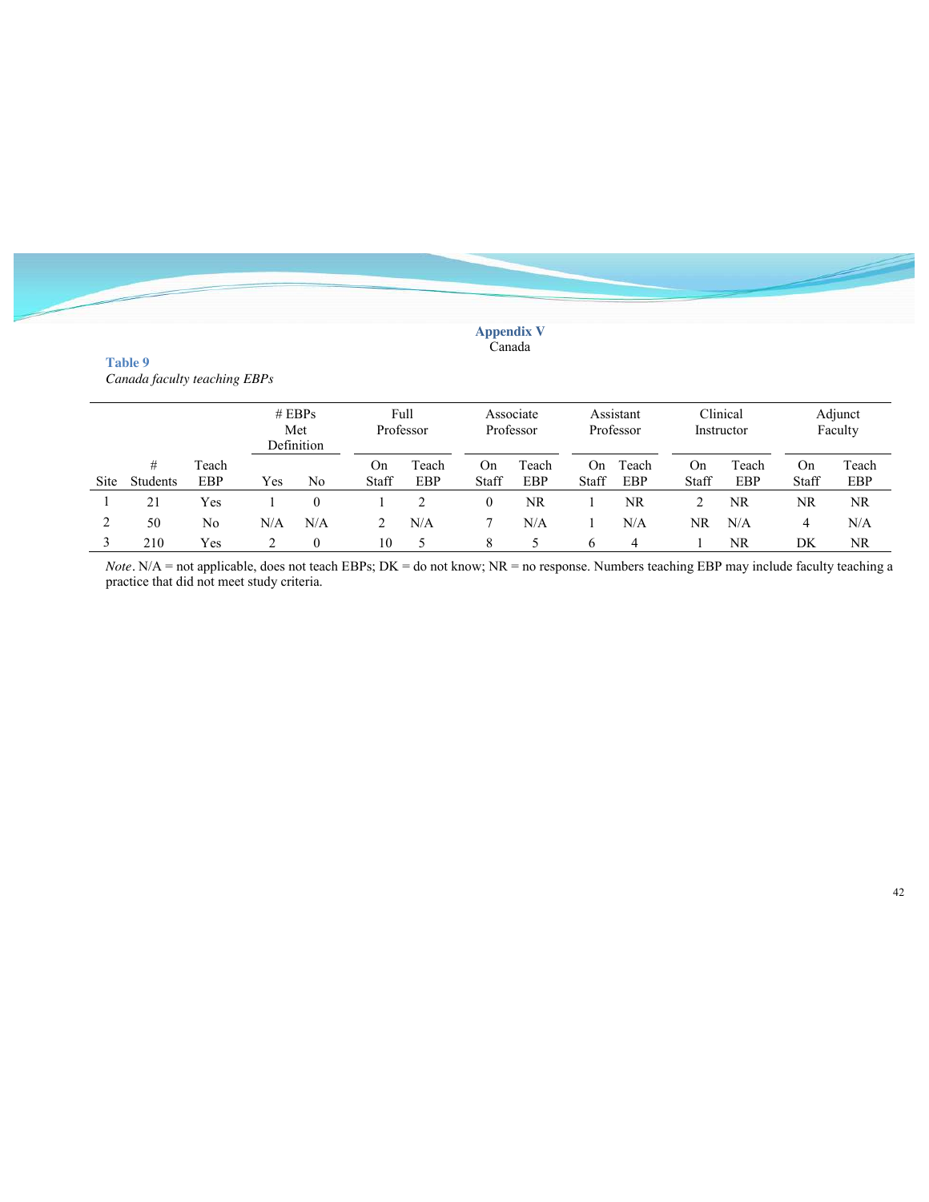# Appendix V

Canada

**Table 9**

*Canada faculty teaching EBPs*

| | | | # EBPs Met Definition | | Full Professor | | Associate Professor | | Assistant Professor | | Clinical Instructor | | Adjunct Faculty | |
|---|---|---|---|---|---|---|---|---|---|---|---|---|---|---|
| Site | # Students | Teach EBP | Yes | No | On Staff | Teach EBP | On Staff | Teach EBP | On Staff | Teach EBP | On Staff | Teach EBP | On Staff | Teach EBP |
| 1 | 21 | Yes | 1 | 0 | 1 | 2 | 0 | NR | 1 | NR | 2 | NR | NR | NR |
| 2 | 50 | No | N/A | N/A | 2 | N/A | 7 | N/A | 1 | N/A | NR | N/A | 4 | N/A |
| 3 | 210 | Yes | 2 | 0 | 10 | 5 | 8 | 5 | 6 | 4 | 1 | NR | DK | NR |

*Note*. N/A = not applicable, does not teach EBPs; DK = do not know; NR = no response. Numbers teaching EBP may include faculty teaching a practice that did not meet study criteria.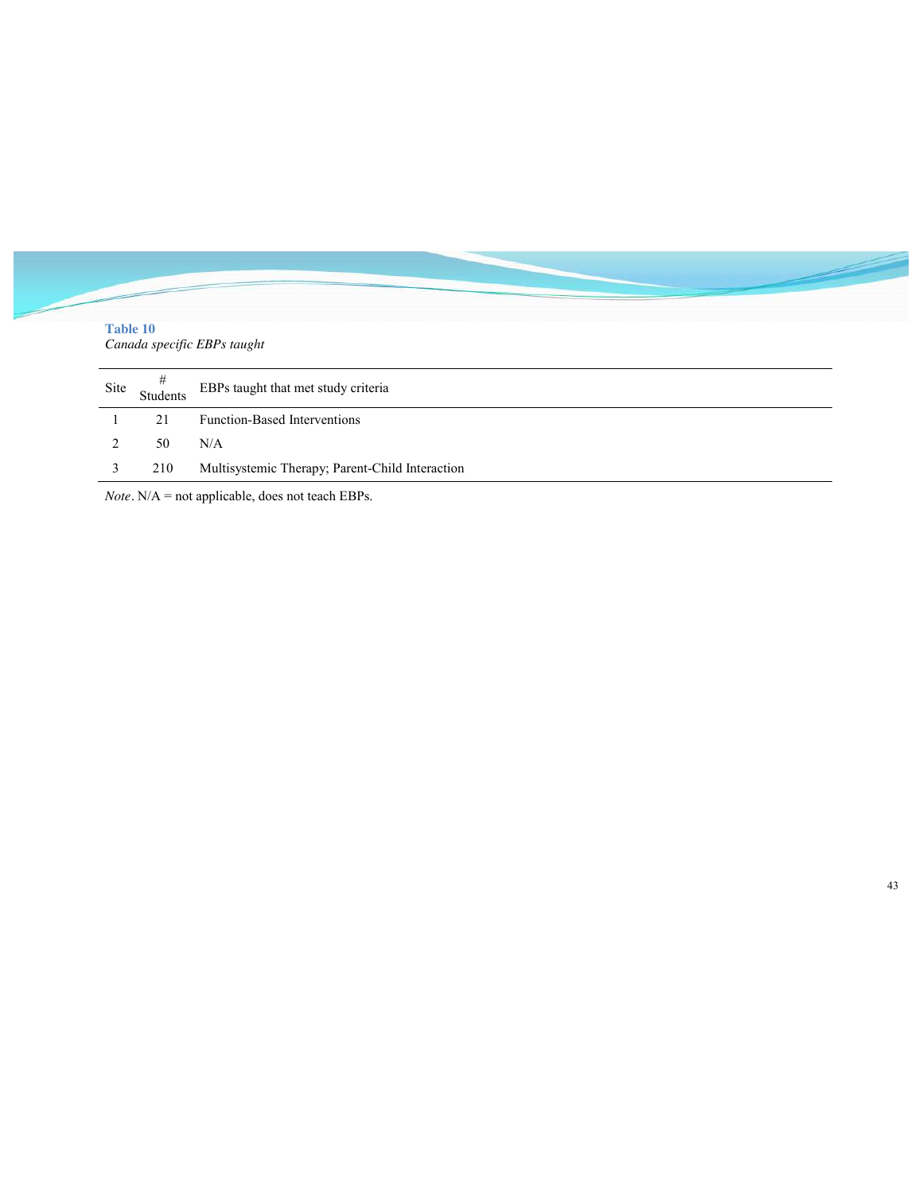**Table 10**

*Canada specific EBPs taught*

| Site | # Students | EBPs taught that met study criteria |
|---|---|---|
| 1 | 21 | Function-Based Interventions |
| 2 | 50 | N/A |
| 3 | 210 | Multisystemic Therapy; Parent-Child Interaction |

*Note*. N/A = not applicable, does not teach EBPs.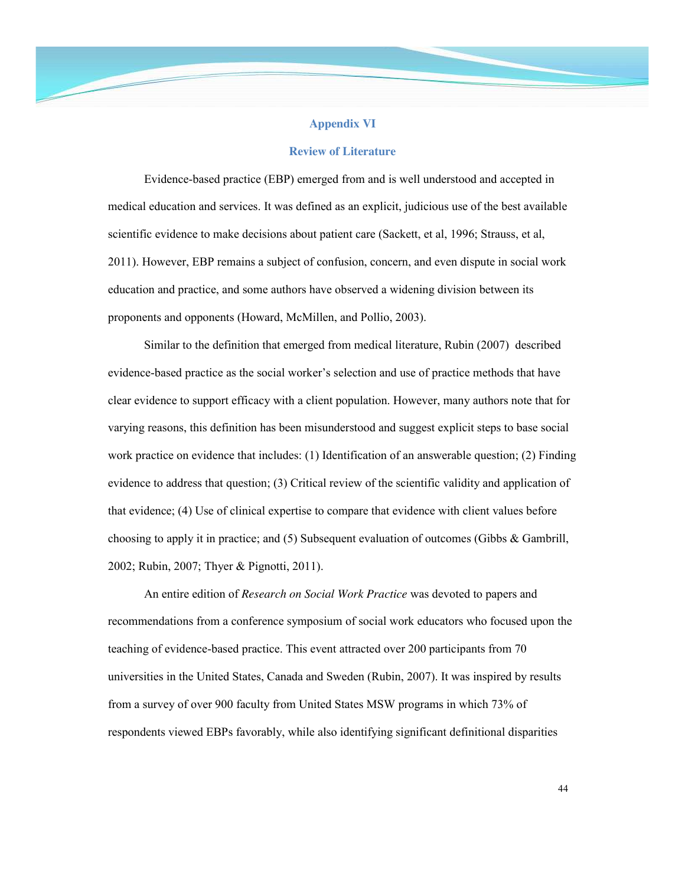## Appendix VI

## Review of Literature

Evidence-based practice (EBP) emerged from and is well understood and accepted in medical education and services. It was defined as an explicit, judicious use of the best available scientific evidence to make decisions about patient care (Sackett, et al, 1996; Strauss, et al, 2011). However, EBP remains a subject of confusion, concern, and even dispute in social work education and practice, and some authors have observed a widening division between its proponents and opponents (Howard, McMillen, and Pollio, 2003).

Similar to the definition that emerged from medical literature, Rubin (2007) described evidence-based practice as the social worker's selection and use of practice methods that have clear evidence to support efficacy with a client population. However, many authors note that for varying reasons, this definition has been misunderstood and suggest explicit steps to base social work practice on evidence that includes: (1) Identification of an answerable question; (2) Finding evidence to address that question; (3) Critical review of the scientific validity and application of that evidence; (4) Use of clinical expertise to compare that evidence with client values before choosing to apply it in practice; and (5) Subsequent evaluation of outcomes (Gibbs & Gambrill, 2002; Rubin, 2007; Thyer & Pignotti, 2011).

An entire edition of *Research on Social Work Practice* was devoted to papers and recommendations from a conference symposium of social work educators who focused upon the teaching of evidence-based practice. This event attracted over 200 participants from 70 universities in the United States, Canada and Sweden (Rubin, 2007). It was inspired by results from a survey of over 900 faculty from United States MSW programs in which 73% of respondents viewed EBPs favorably, while also identifying significant definitional disparities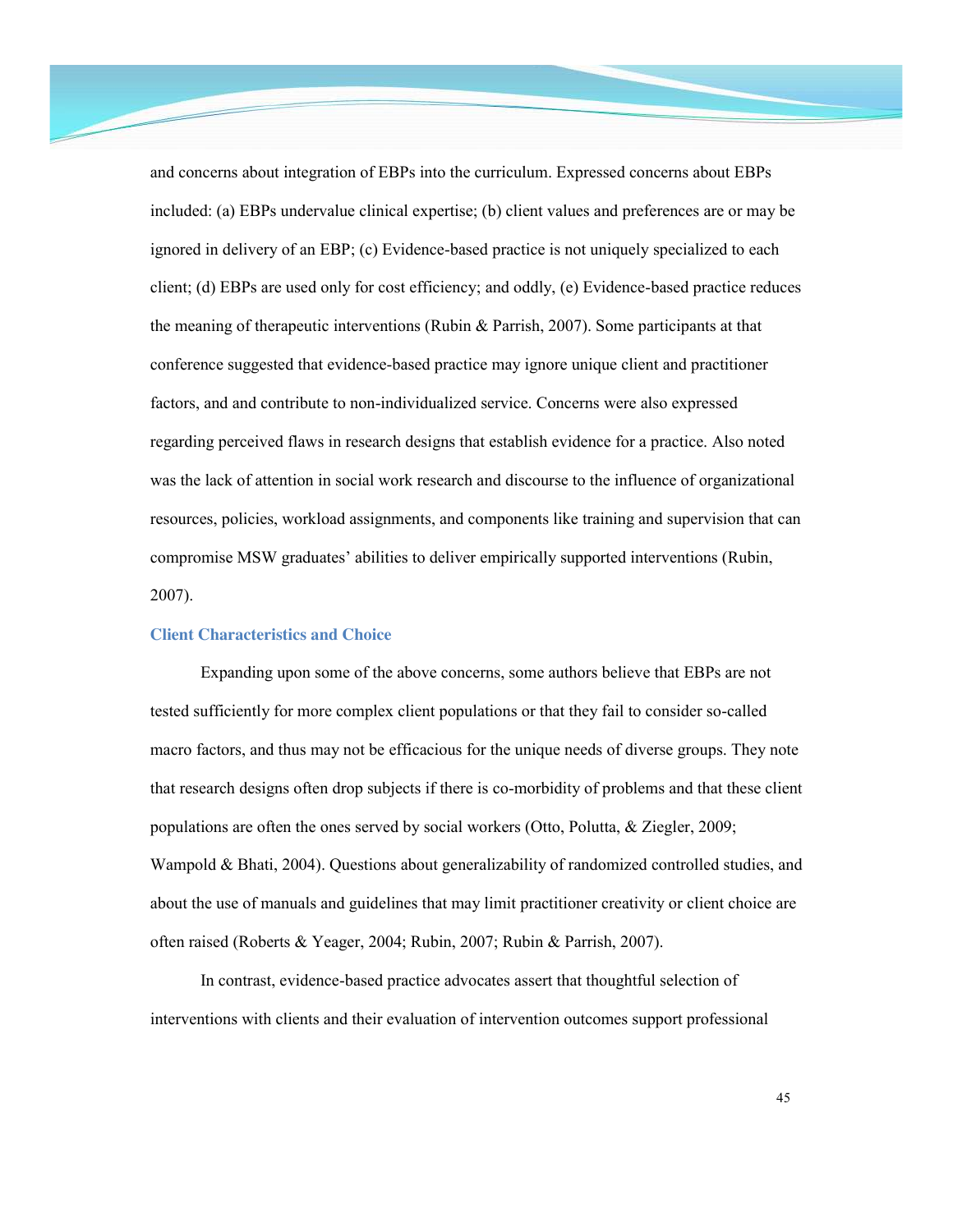and concerns about integration of EBPs into the curriculum. Expressed concerns about EBPs included: (a) EBPs undervalue clinical expertise; (b) client values and preferences are or may be ignored in delivery of an EBP; (c) Evidence-based practice is not uniquely specialized to each client; (d) EBPs are used only for cost efficiency; and oddly, (e) Evidence-based practice reduces the meaning of therapeutic interventions (Rubin & Parrish, 2007). Some participants at that conference suggested that evidence-based practice may ignore unique client and practitioner factors, and and contribute to non-individualized service. Concerns were also expressed regarding perceived flaws in research designs that establish evidence for a practice. Also noted was the lack of attention in social work research and discourse to the influence of organizational resources, policies, workload assignments, and components like training and supervision that can compromise MSW graduates' abilities to deliver empirically supported interventions (Rubin, 2007).

### Client Characteristics and Choice

Expanding upon some of the above concerns, some authors believe that EBPs are not tested sufficiently for more complex client populations or that they fail to consider so-called macro factors, and thus may not be efficacious for the unique needs of diverse groups. They note that research designs often drop subjects if there is co-morbidity of problems and that these client populations are often the ones served by social workers (Otto, Polutta, & Ziegler, 2009; Wampold & Bhati, 2004). Questions about generalizability of randomized controlled studies, and about the use of manuals and guidelines that may limit practitioner creativity or client choice are often raised (Roberts & Yeager, 2004; Rubin, 2007; Rubin & Parrish, 2007).

In contrast, evidence-based practice advocates assert that thoughtful selection of interventions with clients and their evaluation of intervention outcomes support professional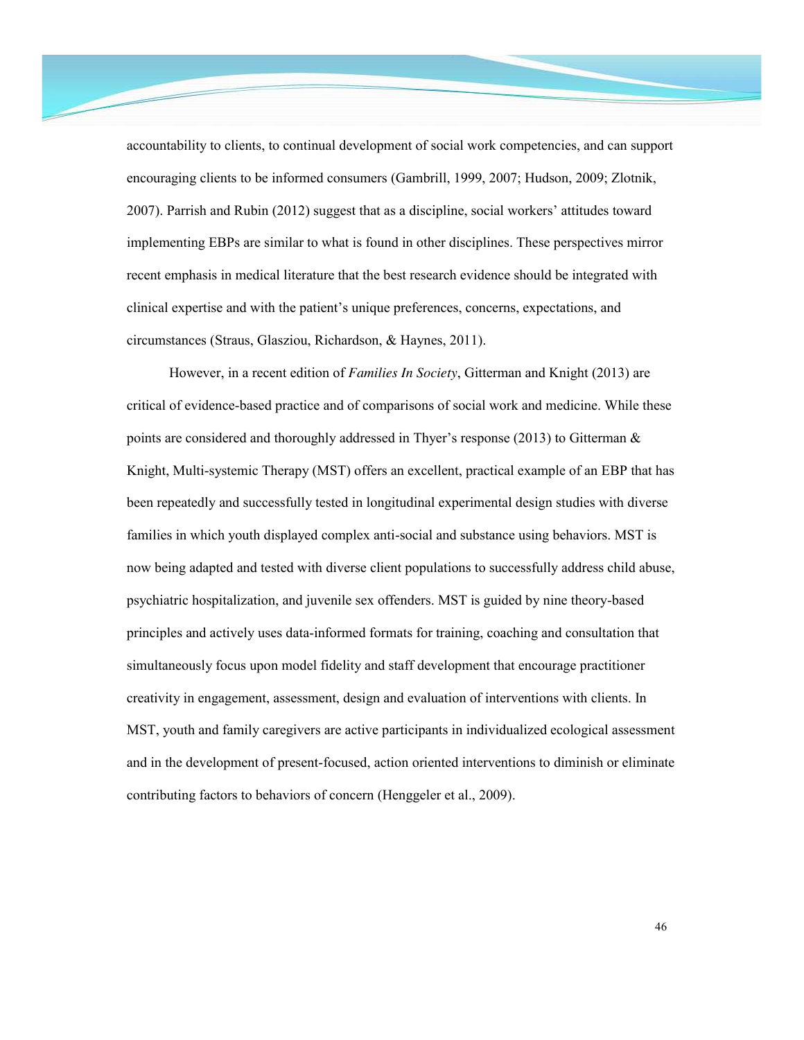accountability to clients, to continual development of social work competencies, and can support encouraging clients to be informed consumers (Gambrill, 1999, 2007; Hudson, 2009; Zlotnik, 2007). Parrish and Rubin (2012) suggest that as a discipline, social workers' attitudes toward implementing EBPs are similar to what is found in other disciplines. These perspectives mirror recent emphasis in medical literature that the best research evidence should be integrated with clinical expertise and with the patient's unique preferences, concerns, expectations, and circumstances (Straus, Glasziou, Richardson, & Haynes, 2011).

However, in a recent edition of *Families In Society*, Gitterman and Knight (2013) are critical of evidence-based practice and of comparisons of social work and medicine. While these points are considered and thoroughly addressed in Thyer's response (2013) to Gitterman & Knight, Multi-systemic Therapy (MST) offers an excellent, practical example of an EBP that has been repeatedly and successfully tested in longitudinal experimental design studies with diverse families in which youth displayed complex anti-social and substance using behaviors. MST is now being adapted and tested with diverse client populations to successfully address child abuse, psychiatric hospitalization, and juvenile sex offenders. MST is guided by nine theory-based principles and actively uses data-informed formats for training, coaching and consultation that simultaneously focus upon model fidelity and staff development that encourage practitioner creativity in engagement, assessment, design and evaluation of interventions with clients. In MST, youth and family caregivers are active participants in individualized ecological assessment and in the development of present-focused, action oriented interventions to diminish or eliminate contributing factors to behaviors of concern (Henggeler et al., 2009).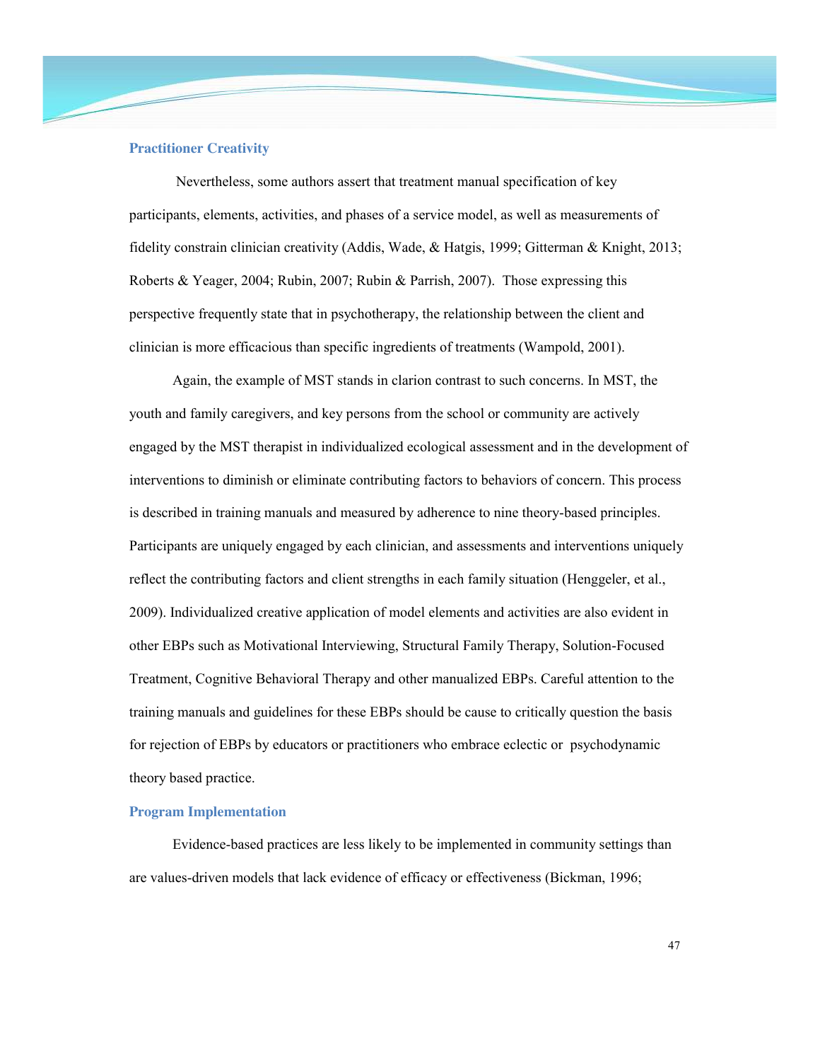### Practitioner Creativity

Nevertheless, some authors assert that treatment manual specification of key participants, elements, activities, and phases of a service model, as well as measurements of fidelity constrain clinician creativity (Addis, Wade, & Hatgis, 1999; Gitterman & Knight, 2013; Roberts & Yeager, 2004; Rubin, 2007; Rubin & Parrish, 2007). Those expressing this perspective frequently state that in psychotherapy, the relationship between the client and clinician is more efficacious than specific ingredients of treatments (Wampold, 2001).

Again, the example of MST stands in clarion contrast to such concerns. In MST, the youth and family caregivers, and key persons from the school or community are actively engaged by the MST therapist in individualized ecological assessment and in the development of interventions to diminish or eliminate contributing factors to behaviors of concern. This process is described in training manuals and measured by adherence to nine theory-based principles. Participants are uniquely engaged by each clinician, and assessments and interventions uniquely reflect the contributing factors and client strengths in each family situation (Henggeler, et al., 2009). Individualized creative application of model elements and activities are also evident in other EBPs such as Motivational Interviewing, Structural Family Therapy, Solution-Focused Treatment, Cognitive Behavioral Therapy and other manualized EBPs. Careful attention to the training manuals and guidelines for these EBPs should be cause to critically question the basis for rejection of EBPs by educators or practitioners who embrace eclectic or psychodynamic theory based practice.

### Program Implementation

Evidence-based practices are less likely to be implemented in community settings than are values-driven models that lack evidence of efficacy or effectiveness (Bickman, 1996;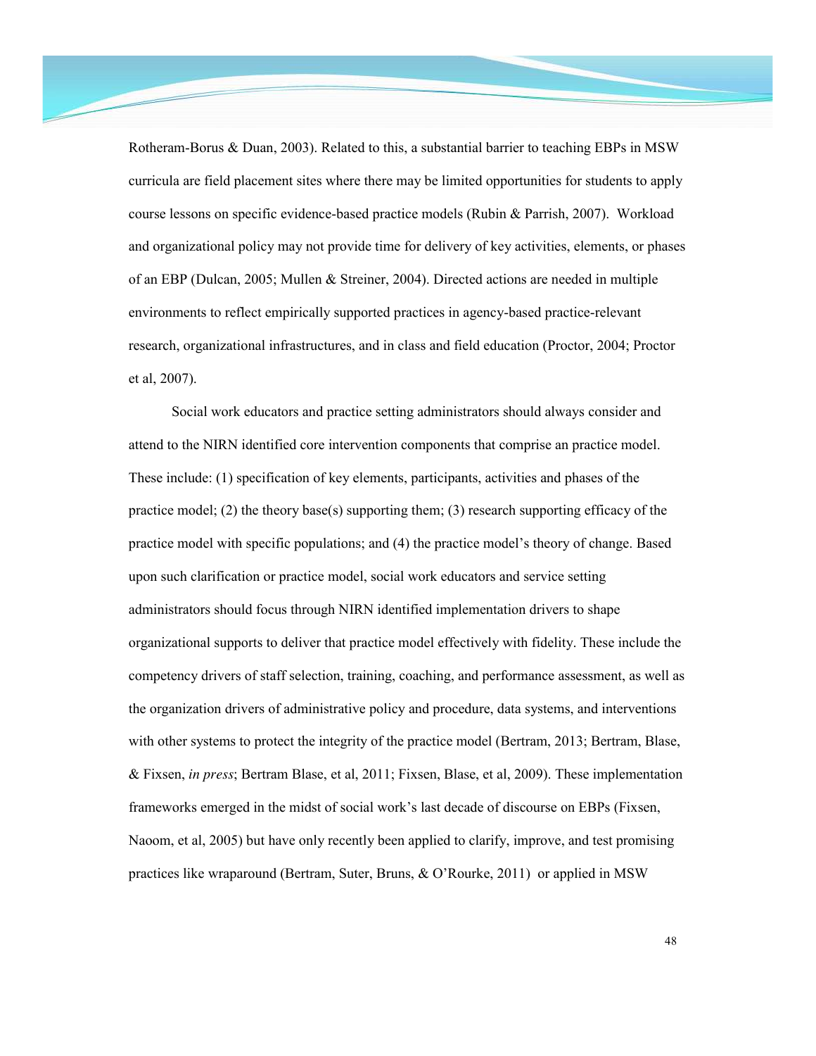Rotheram-Borus & Duan, 2003). Related to this, a substantial barrier to teaching EBPs in MSW curricula are field placement sites where there may be limited opportunities for students to apply course lessons on specific evidence-based practice models (Rubin & Parrish, 2007). Workload and organizational policy may not provide time for delivery of key activities, elements, or phases of an EBP (Dulcan, 2005; Mullen & Streiner, 2004). Directed actions are needed in multiple environments to reflect empirically supported practices in agency-based practice-relevant research, organizational infrastructures, and in class and field education (Proctor, 2004; Proctor et al, 2007).

Social work educators and practice setting administrators should always consider and attend to the NIRN identified core intervention components that comprise an practice model. These include: (1) specification of key elements, participants, activities and phases of the practice model; (2) the theory base(s) supporting them; (3) research supporting efficacy of the practice model with specific populations; and (4) the practice model's theory of change. Based upon such clarification or practice model, social work educators and service setting administrators should focus through NIRN identified implementation drivers to shape organizational supports to deliver that practice model effectively with fidelity. These include the competency drivers of staff selection, training, coaching, and performance assessment, as well as the organization drivers of administrative policy and procedure, data systems, and interventions with other systems to protect the integrity of the practice model (Bertram, 2013; Bertram, Blase, & Fixsen, *in press*; Bertram Blase, et al, 2011; Fixsen, Blase, et al, 2009). These implementation frameworks emerged in the midst of social work's last decade of discourse on EBPs (Fixsen, Naoom, et al, 2005) but have only recently been applied to clarify, improve, and test promising practices like wraparound (Bertram, Suter, Bruns, & O'Rourke, 2011) or applied in MSW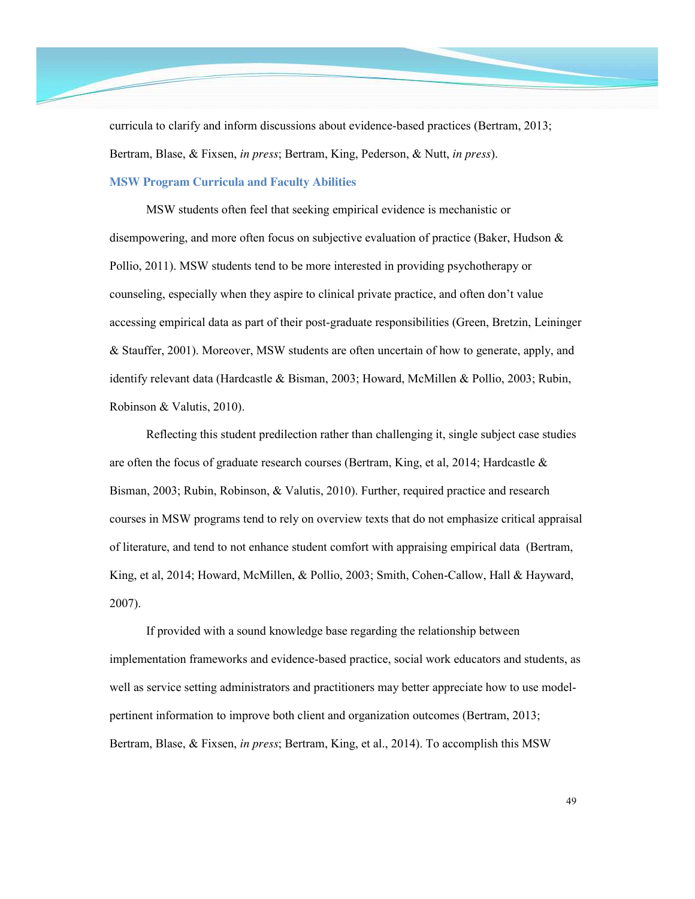curricula to clarify and inform discussions about evidence-based practices (Bertram, 2013; Bertram, Blase, & Fixsen, *in press*; Bertram, King, Pederson, & Nutt, *in press*).

### MSW Program Curricula and Faculty Abilities

MSW students often feel that seeking empirical evidence is mechanistic or disempowering, and more often focus on subjective evaluation of practice (Baker, Hudson & Pollio, 2011). MSW students tend to be more interested in providing psychotherapy or counseling, especially when they aspire to clinical private practice, and often don't value accessing empirical data as part of their post-graduate responsibilities (Green, Bretzin, Leininger & Stauffer, 2001). Moreover, MSW students are often uncertain of how to generate, apply, and identify relevant data (Hardcastle & Bisman, 2003; Howard, McMillen & Pollio, 2003; Rubin, Robinson & Valutis, 2010).

Reflecting this student predilection rather than challenging it, single subject case studies are often the focus of graduate research courses (Bertram, King, et al, 2014; Hardcastle & Bisman, 2003; Rubin, Robinson, & Valutis, 2010). Further, required practice and research courses in MSW programs tend to rely on overview texts that do not emphasize critical appraisal of literature, and tend to not enhance student comfort with appraising empirical data (Bertram, King, et al, 2014; Howard, McMillen, & Pollio, 2003; Smith, Cohen-Callow, Hall & Hayward, 2007).

If provided with a sound knowledge base regarding the relationship between implementation frameworks and evidence-based practice, social work educators and students, as well as service setting administrators and practitioners may better appreciate how to use model-pertinent information to improve both client and organization outcomes (Bertram, 2013; Bertram, Blase, & Fixsen, *in press*; Bertram, King, et al., 2014). To accomplish this MSW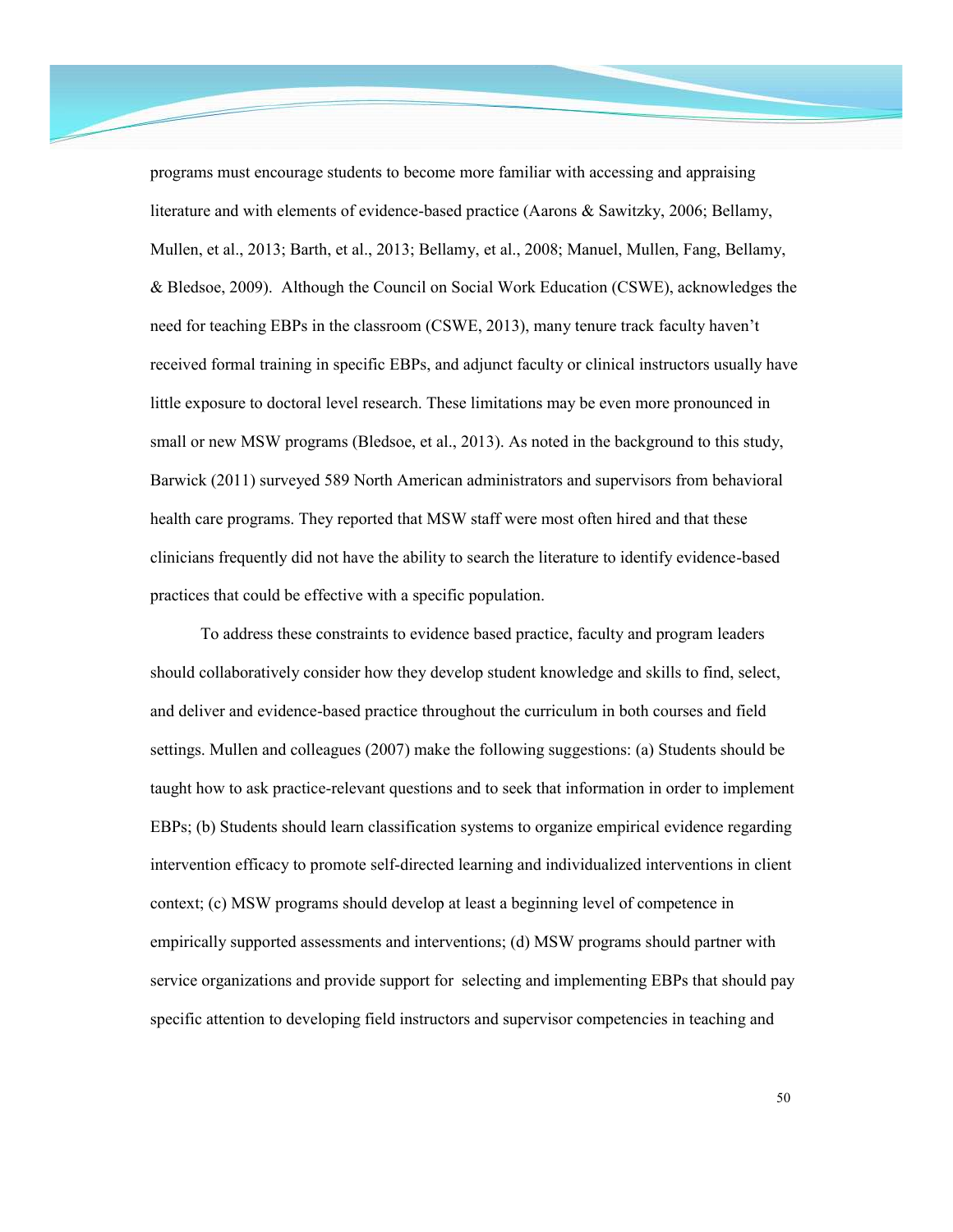programs must encourage students to become more familiar with accessing and appraising literature and with elements of evidence-based practice (Aarons & Sawitzky, 2006; Bellamy, Mullen, et al., 2013; Barth, et al., 2013; Bellamy, et al., 2008; Manuel, Mullen, Fang, Bellamy, & Bledsoe, 2009). Although the Council on Social Work Education (CSWE), acknowledges the need for teaching EBPs in the classroom (CSWE, 2013), many tenure track faculty haven't received formal training in specific EBPs, and adjunct faculty or clinical instructors usually have little exposure to doctoral level research. These limitations may be even more pronounced in small or new MSW programs (Bledsoe, et al., 2013). As noted in the background to this study, Barwick (2011) surveyed 589 North American administrators and supervisors from behavioral health care programs. They reported that MSW staff were most often hired and that these clinicians frequently did not have the ability to search the literature to identify evidence-based practices that could be effective with a specific population.

To address these constraints to evidence based practice, faculty and program leaders should collaboratively consider how they develop student knowledge and skills to find, select, and deliver and evidence-based practice throughout the curriculum in both courses and field settings. Mullen and colleagues (2007) make the following suggestions: (a) Students should be taught how to ask practice-relevant questions and to seek that information in order to implement EBPs; (b) Students should learn classification systems to organize empirical evidence regarding intervention efficacy to promote self-directed learning and individualized interventions in client context; (c) MSW programs should develop at least a beginning level of competence in empirically supported assessments and interventions; (d) MSW programs should partner with service organizations and provide support for selecting and implementing EBPs that should pay specific attention to developing field instructors and supervisor competencies in teaching and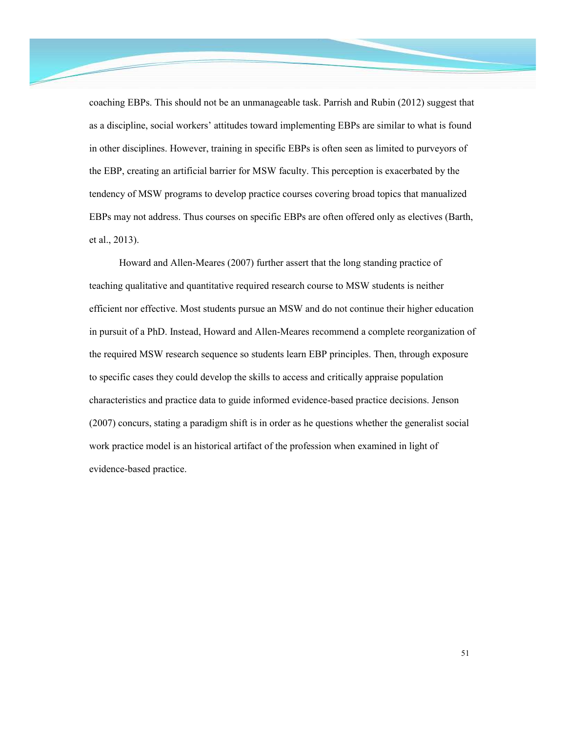coaching EBPs. This should not be an unmanageable task. Parrish and Rubin (2012) suggest that as a discipline, social workers' attitudes toward implementing EBPs are similar to what is found in other disciplines. However, training in specific EBPs is often seen as limited to purveyors of the EBP, creating an artificial barrier for MSW faculty. This perception is exacerbated by the tendency of MSW programs to develop practice courses covering broad topics that manualized EBPs may not address. Thus courses on specific EBPs are often offered only as electives (Barth, et al., 2013).

Howard and Allen-Meares (2007) further assert that the long standing practice of teaching qualitative and quantitative required research course to MSW students is neither efficient nor effective. Most students pursue an MSW and do not continue their higher education in pursuit of a PhD. Instead, Howard and Allen-Meares recommend a complete reorganization of the required MSW research sequence so students learn EBP principles. Then, through exposure to specific cases they could develop the skills to access and critically appraise population characteristics and practice data to guide informed evidence-based practice decisions. Jenson (2007) concurs, stating a paradigm shift is in order as he questions whether the generalist social work practice model is an historical artifact of the profession when examined in light of evidence-based practice.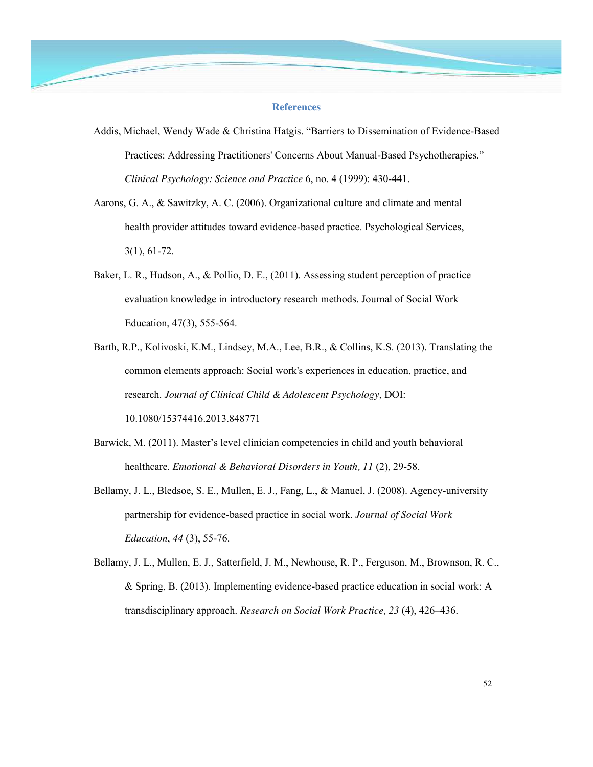## References

Addis, Michael, Wendy Wade & Christina Hatgis. "Barriers to Dissemination of Evidence-Based Practices: Addressing Practitioners' Concerns About Manual-Based Psychotherapies." *Clinical Psychology: Science and Practice* 6, no. 4 (1999): 430-441.

Aarons, G. A., & Sawitzky, A. C. (2006). Organizational culture and climate and mental health provider attitudes toward evidence-based practice. Psychological Services, 3(1), 61-72.

Baker, L. R., Hudson, A., & Pollio, D. E., (2011). Assessing student perception of practice evaluation knowledge in introductory research methods. Journal of Social Work Education, 47(3), 555-564.

Barth, R.P., Kolivoski, K.M., Lindsey, M.A., Lee, B.R., & Collins, K.S. (2013). Translating the common elements approach: Social work's experiences in education, practice, and research. *Journal of Clinical Child & Adolescent Psychology*, DOI: 10.1080/15374416.2013.848771

Barwick, M. (2011). Master's level clinician competencies in child and youth behavioral healthcare. *Emotional & Behavioral Disorders in Youth, 11* (2), 29-58.

Bellamy, J. L., Bledsoe, S. E., Mullen, E. J., Fang, L., & Manuel, J. (2008). Agency-university partnership for evidence-based practice in social work. *Journal of Social Work Education*, *44* (3), 55-76.

Bellamy, J. L., Mullen, E. J., Satterfield, J. M., Newhouse, R. P., Ferguson, M., Brownson, R. C., & Spring, B. (2013). Implementing evidence-based practice education in social work: A transdisciplinary approach. *Research on Social Work Practice, 23* (4), 426–436.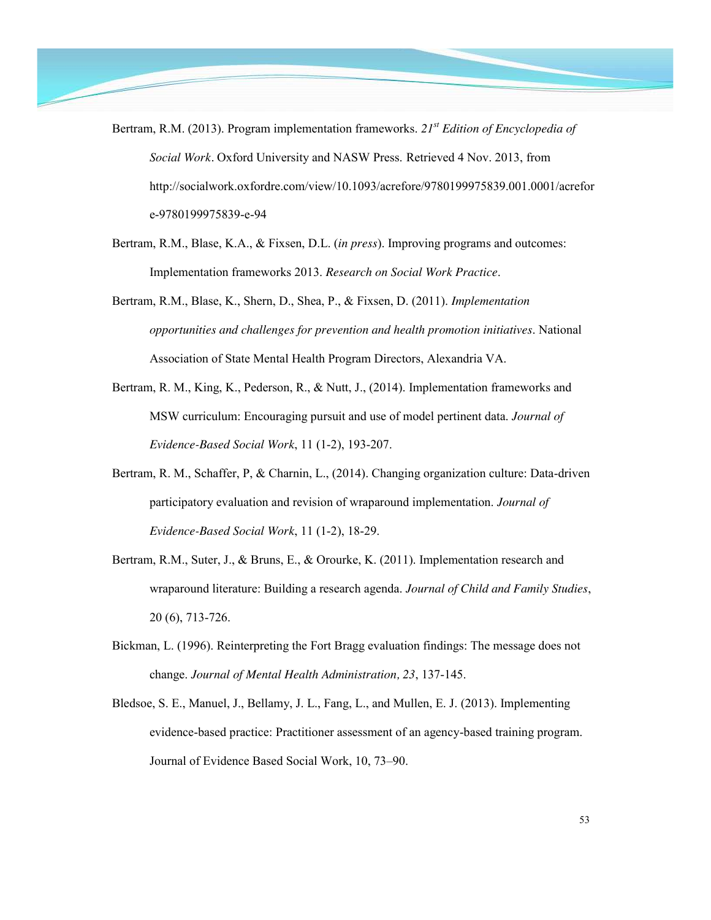Bertram, R.M. (2013). Program implementation frameworks. *21st Edition of Encyclopedia of Social Work*. Oxford University and NASW Press. Retrieved 4 Nov. 2013, from http://socialwork.oxfordre.com/view/10.1093/acrefore/9780199975839.001.0001/acrefore-9780199975839-e-94

Bertram, R.M., Blase, K.A., & Fixsen, D.L. (*in press*). Improving programs and outcomes: Implementation frameworks 2013. *Research on Social Work Practice*.

Bertram, R.M., Blase, K., Shern, D., Shea, P., & Fixsen, D. (2011). *Implementation opportunities and challenges for prevention and health promotion initiatives*. National Association of State Mental Health Program Directors, Alexandria VA.

Bertram, R. M., King, K., Pederson, R., & Nutt, J., (2014). Implementation frameworks and MSW curriculum: Encouraging pursuit and use of model pertinent data. *Journal of Evidence-Based Social Work*, 11 (1-2), 193-207.

Bertram, R. M., Schaffer, P, & Charnin, L., (2014). Changing organization culture: Data-driven participatory evaluation and revision of wraparound implementation. *Journal of Evidence-Based Social Work*, 11 (1-2), 18-29.

Bertram, R.M., Suter, J., & Bruns, E., & Orourke, K. (2011). Implementation research and wraparound literature: Building a research agenda. *Journal of Child and Family Studies*, 20 (6), 713-726.

Bickman, L. (1996). Reinterpreting the Fort Bragg evaluation findings: The message does not change. *Journal of Mental Health Administration, 23*, 137-145.

Bledsoe, S. E., Manuel, J., Bellamy, J. L., Fang, L., and Mullen, E. J. (2013). Implementing evidence-based practice: Practitioner assessment of an agency-based training program. Journal of Evidence Based Social Work, 10, 73–90.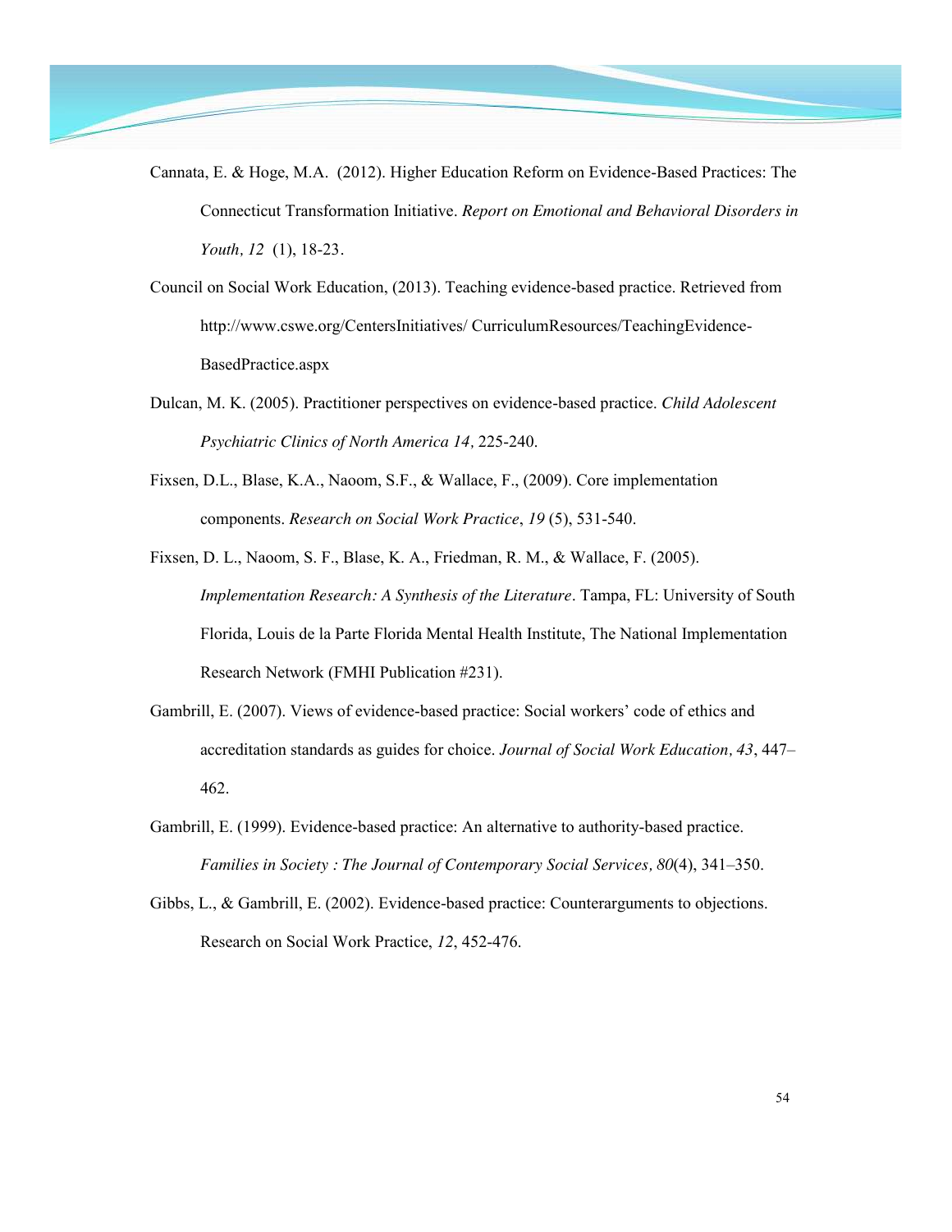Cannata, E. & Hoge, M.A. (2012). Higher Education Reform on Evidence-Based Practices: The Connecticut Transformation Initiative. *Report on Emotional and Behavioral Disorders in Youth, 12* (1), 18-23.

Council on Social Work Education, (2013). Teaching evidence-based practice. Retrieved from http://www.cswe.org/CentersInitiatives/ CurriculumResources/TeachingEvidence-BasedPractice.aspx

Dulcan, M. K. (2005). Practitioner perspectives on evidence-based practice. *Child Adolescent Psychiatric Clinics of North America 14,* 225-240.

Fixsen, D.L., Blase, K.A., Naoom, S.F., & Wallace, F., (2009). Core implementation components. *Research on Social Work Practice*, *19* (5), 531-540.

Fixsen, D. L., Naoom, S. F., Blase, K. A., Friedman, R. M., & Wallace, F. (2005). *Implementation Research: A Synthesis of the Literature*. Tampa, FL: University of South Florida, Louis de la Parte Florida Mental Health Institute, The National Implementation Research Network (FMHI Publication #231).

Gambrill, E. (2007). Views of evidence-based practice: Social workers' code of ethics and accreditation standards as guides for choice. *Journal of Social Work Education, 43*, 447–462.

Gambrill, E. (1999). Evidence-based practice: An alternative to authority-based practice. *Families in Society : The Journal of Contemporary Social Services, 80*(4), 341–350.

Gibbs, L., & Gambrill, E. (2002). Evidence-based practice: Counterarguments to objections. Research on Social Work Practice, *12*, 452-476.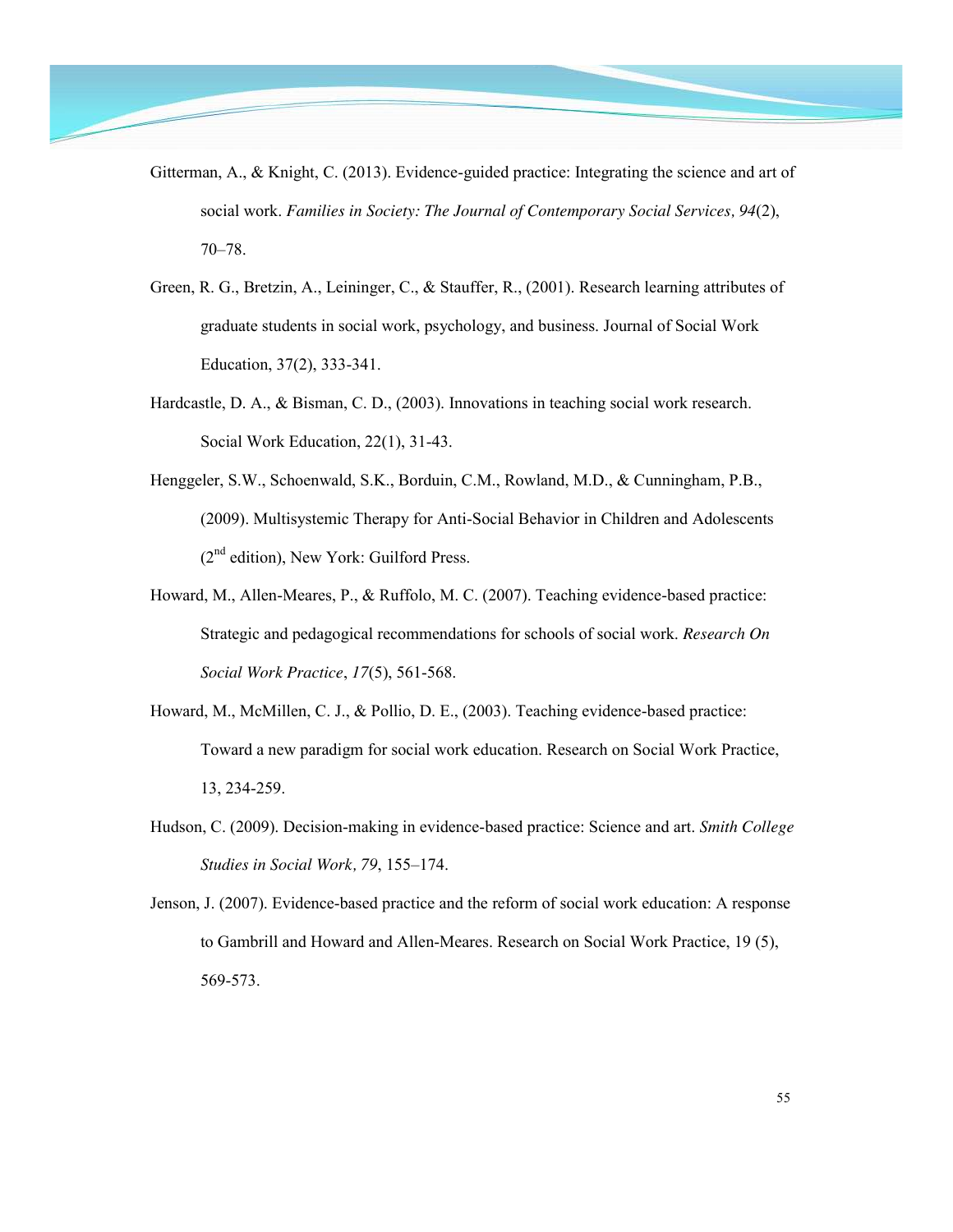Gitterman, A., & Knight, C. (2013). Evidence-guided practice: Integrating the science and art of social work. *Families in Society: The Journal of Contemporary Social Services, 94*(2), 70–78.

Green, R. G., Bretzin, A., Leininger, C., & Stauffer, R., (2001). Research learning attributes of graduate students in social work, psychology, and business. Journal of Social Work Education, 37(2), 333-341.

Hardcastle, D. A., & Bisman, C. D., (2003). Innovations in teaching social work research. Social Work Education, 22(1), 31-43.

Henggeler, S.W., Schoenwald, S.K., Borduin, C.M., Rowland, M.D., & Cunningham, P.B., (2009). Multisystemic Therapy for Anti-Social Behavior in Children and Adolescents (2nd edition), New York: Guilford Press.

Howard, M., Allen-Meares, P., & Ruffolo, M. C. (2007). Teaching evidence-based practice: Strategic and pedagogical recommendations for schools of social work. *Research On Social Work Practice*, *17*(5), 561-568.

Howard, M., McMillen, C. J., & Pollio, D. E., (2003). Teaching evidence-based practice: Toward a new paradigm for social work education. Research on Social Work Practice, 13, 234-259.

Hudson, C. (2009). Decision-making in evidence-based practice: Science and art. *Smith College Studies in Social Work, 79*, 155–174.

Jenson, J. (2007). Evidence-based practice and the reform of social work education: A response to Gambrill and Howard and Allen-Meares. Research on Social Work Practice, 19 (5), 569-573.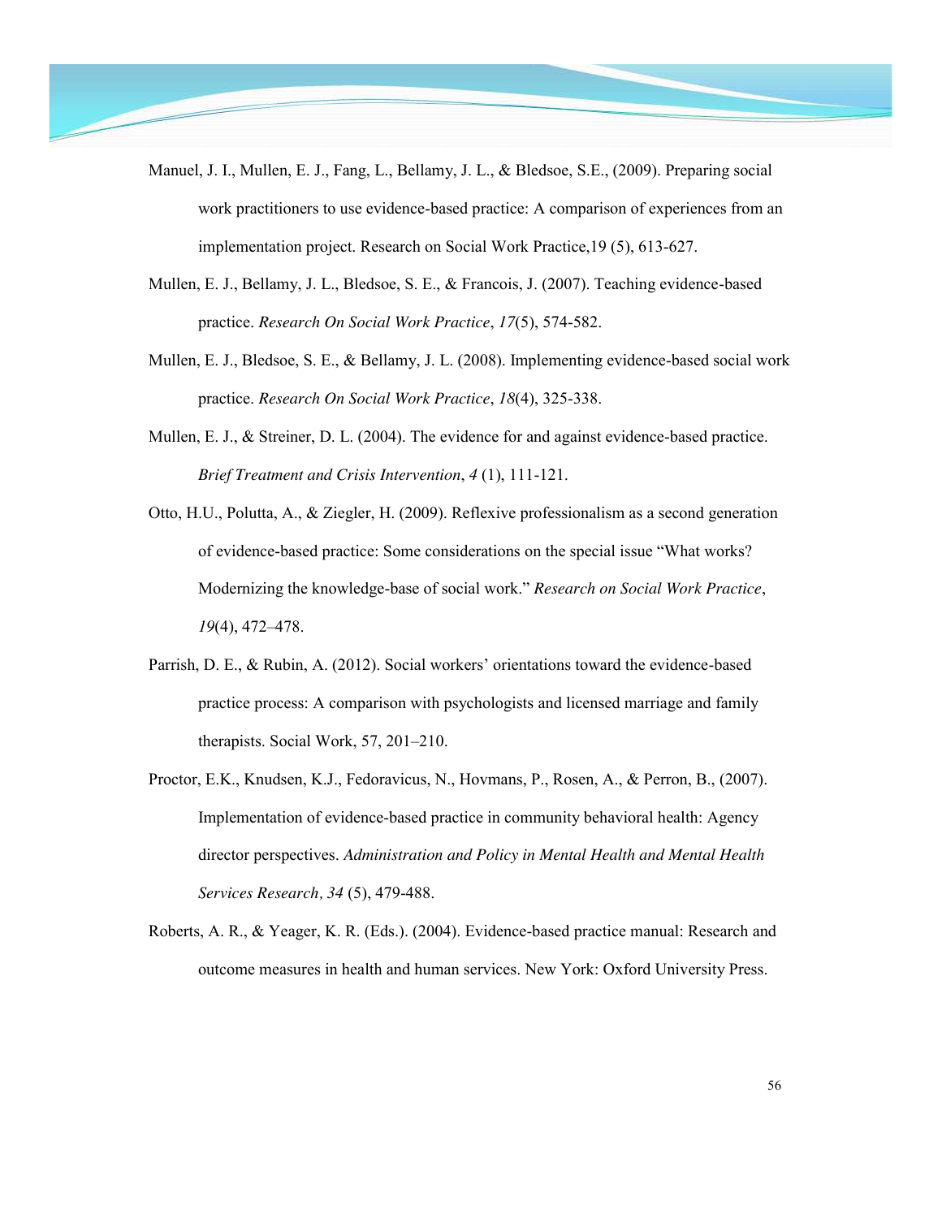Manuel, J. I., Mullen, E. J., Fang, L., Bellamy, J. L., & Bledsoe, S.E., (2009). Preparing social work practitioners to use evidence-based practice: A comparison of experiences from an implementation project. Research on Social Work Practice,19 (5), 613-627.

Mullen, E. J., Bellamy, J. L., Bledsoe, S. E., & Francois, J. (2007). Teaching evidence-based practice. *Research On Social Work Practice*, *17*(5), 574-582.

Mullen, E. J., Bledsoe, S. E., & Bellamy, J. L. (2008). Implementing evidence-based social work practice. *Research On Social Work Practice*, *18*(4), 325-338.

Mullen, E. J., & Streiner, D. L. (2004). The evidence for and against evidence-based practice. *Brief Treatment and Crisis Intervention*, *4* (1), 111-121.

Otto, H.U., Polutta, A., & Ziegler, H. (2009). Reflexive professionalism as a second generation of evidence-based practice: Some considerations on the special issue "What works? Modernizing the knowledge-base of social work." *Research on Social Work Practice*, *19*(4), 472–478.

Parrish, D. E., & Rubin, A. (2012). Social workers' orientations toward the evidence-based practice process: A comparison with psychologists and licensed marriage and family therapists. Social Work, 57, 201–210.

Proctor, E.K., Knudsen, K.J., Fedoravicus, N., Hovmans, P., Rosen, A., & Perron, B., (2007). Implementation of evidence-based practice in community behavioral health: Agency director perspectives. *Administration and Policy in Mental Health and Mental Health Services Research*, *34* (5), 479-488.

Roberts, A. R., & Yeager, K. R. (Eds.). (2004). Evidence-based practice manual: Research and outcome measures in health and human services. New York: Oxford University Press.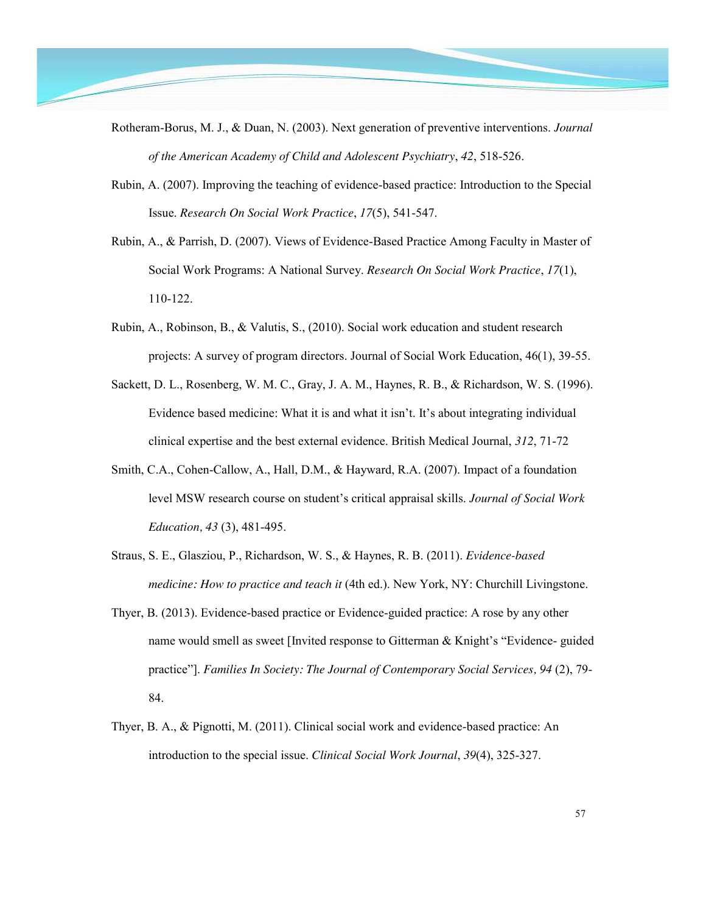Rotheram-Borus, M. J., & Duan, N. (2003). Next generation of preventive interventions. *Journal of the American Academy of Child and Adolescent Psychiatry*, *42*, 518-526.

Rubin, A. (2007). Improving the teaching of evidence-based practice: Introduction to the Special Issue. *Research On Social Work Practice*, *17*(5), 541-547.

Rubin, A., & Parrish, D. (2007). Views of Evidence-Based Practice Among Faculty in Master of Social Work Programs: A National Survey. *Research On Social Work Practice*, *17*(1), 110-122.

Rubin, A., Robinson, B., & Valutis, S., (2010). Social work education and student research projects: A survey of program directors. Journal of Social Work Education, 46(1), 39-55.

Sackett, D. L., Rosenberg, W. M. C., Gray, J. A. M., Haynes, R. B., & Richardson, W. S. (1996). Evidence based medicine: What it is and what it isn't. It's about integrating individual clinical expertise and the best external evidence. British Medical Journal, *312*, 71-72

Smith, C.A., Cohen-Callow, A., Hall, D.M., & Hayward, R.A. (2007). Impact of a foundation level MSW research course on student's critical appraisal skills. *Journal of Social Work Education, 43* (3), 481-495.

Straus, S. E., Glasziou, P., Richardson, W. S., & Haynes, R. B. (2011). *Evidence-based medicine: How to practice and teach it* (4th ed.). New York, NY: Churchill Livingstone.

Thyer, B. (2013). Evidence-based practice or Evidence-guided practice: A rose by any other name would smell as sweet [Invited response to Gitterman & Knight's "Evidence- guided practice"]. *Families In Society: The Journal of Contemporary Social Services, 94* (2), 79-84.

Thyer, B. A., & Pignotti, M. (2011). Clinical social work and evidence-based practice: An introduction to the special issue. *Clinical Social Work Journal*, *39*(4), 325-327.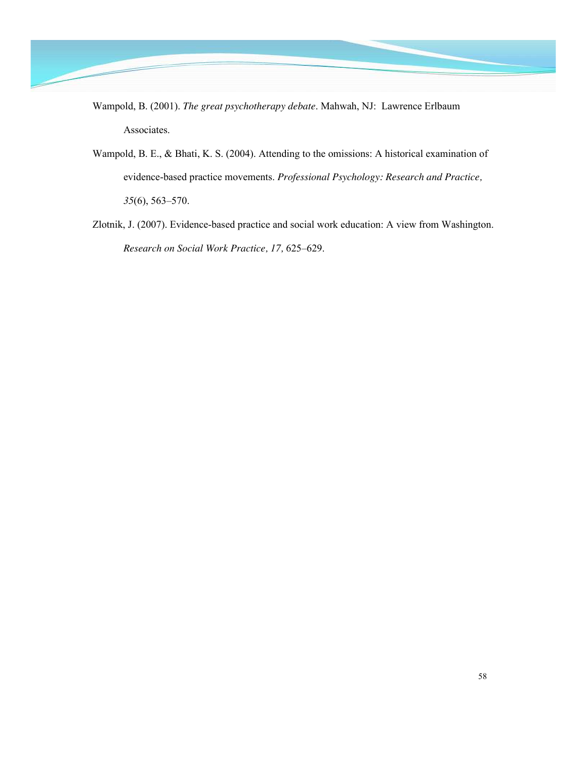Wampold, B. (2001). *The great psychotherapy debate*. Mahwah, NJ: Lawrence Erlbaum Associates.

Wampold, B. E., & Bhati, K. S. (2004). Attending to the omissions: A historical examination of evidence-based practice movements. *Professional Psychology: Research and Practice, 35*(6), 563–570.

Zlotnik, J. (2007). Evidence-based practice and social work education: A view from Washington. *Research on Social Work Practice, 17,* 625–629.